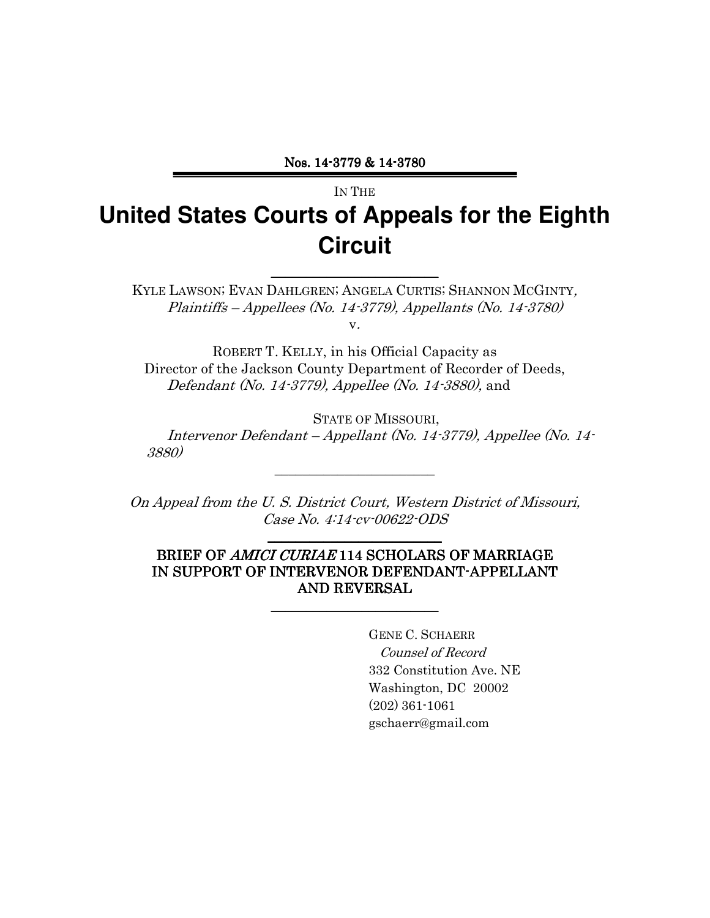**Nos. 14-3779 & 14-3780**

---

IN THE

# United States Courts of Appeals for the Eighth Circuit

---

KYLE LAWSON; EVAN DAHLGREN; ANGELA CURTIS; SHANNON MCGINTY, *Plaintiffs – Appellees (No. 14-3779), Appellants (No. 14-3780)*

v.

ROBERT T. KELLY, in his Official Capacity as Director of the Jackson County Department of Recorder of Deeds, *Defendant (No. 14-3779), Appellee (No. 14-3880),* and

STATE OF MISSOURI, *Intervenor Defendant – Appellant (No. 14-3779), Appellee (No. 14-3880)*

---

*On Appeal from the U. S. District Court, Western District of Missouri, Case No. 4:14-cv-00622-ODS*

---

**BRIEF OF *AMICI CURIAE* 114 SCHOLARS OF MARRIAGE IN SUPPORT OF INTERVENOR DEFENDANT-APPELLANT AND REVERSAL**

---

GENE C. SCHAERR
*Counsel of Record*
332 Constitution Ave. NE
Washington, DC 20002
(202) 361-1061
gschaerr@gmail.com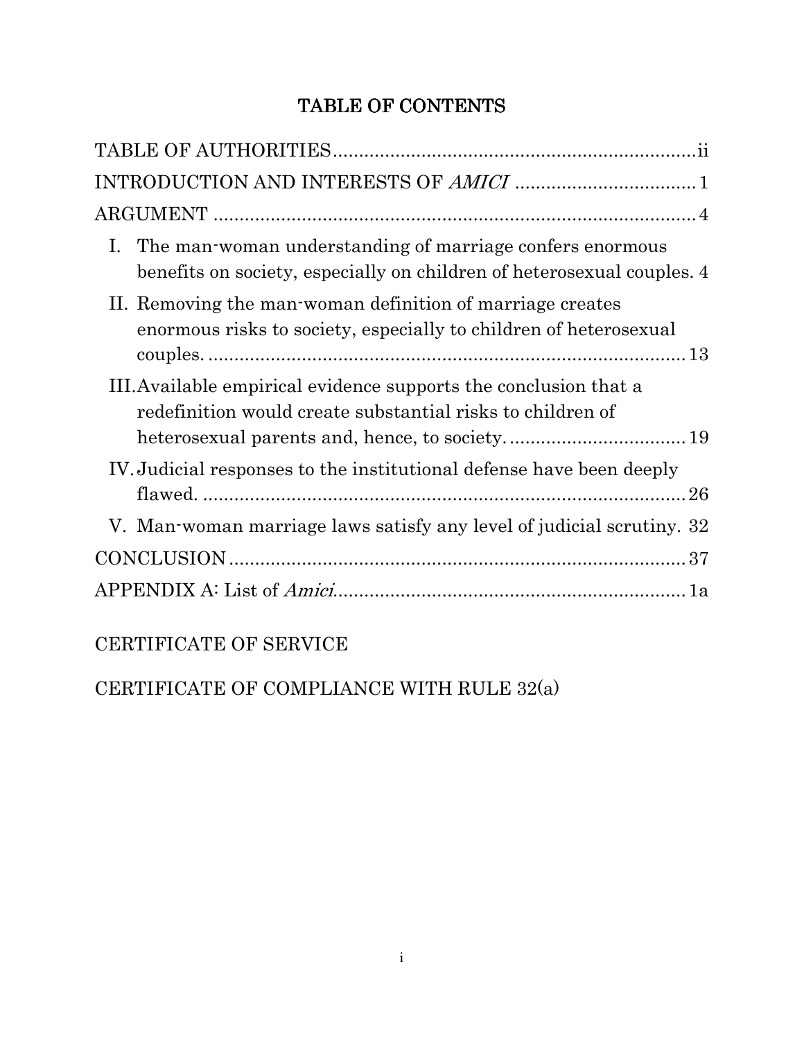# TABLE OF CONTENTS

TABLE OF AUTHORITIES.....ii

INTRODUCTION AND INTERESTS OF *AMICI* .....1

ARGUMENT .....4

I. The man-woman understanding of marriage confers enormous benefits on society, especially on children of heterosexual couples. 4

II. Removing the man-woman definition of marriage creates enormous risks to society, especially to children of heterosexual couples. .....13

III. Available empirical evidence supports the conclusion that a redefinition would create substantial risks to children of heterosexual parents and, hence, to society. .....19

IV. Judicial responses to the institutional defense have been deeply flawed. .....26

V. Man-woman marriage laws satisfy any level of judicial scrutiny. 32

CONCLUSION .....37

APPENDIX A: List of *Amici*.....1a

CERTIFICATE OF SERVICE

CERTIFICATE OF COMPLIANCE WITH RULE 32(a)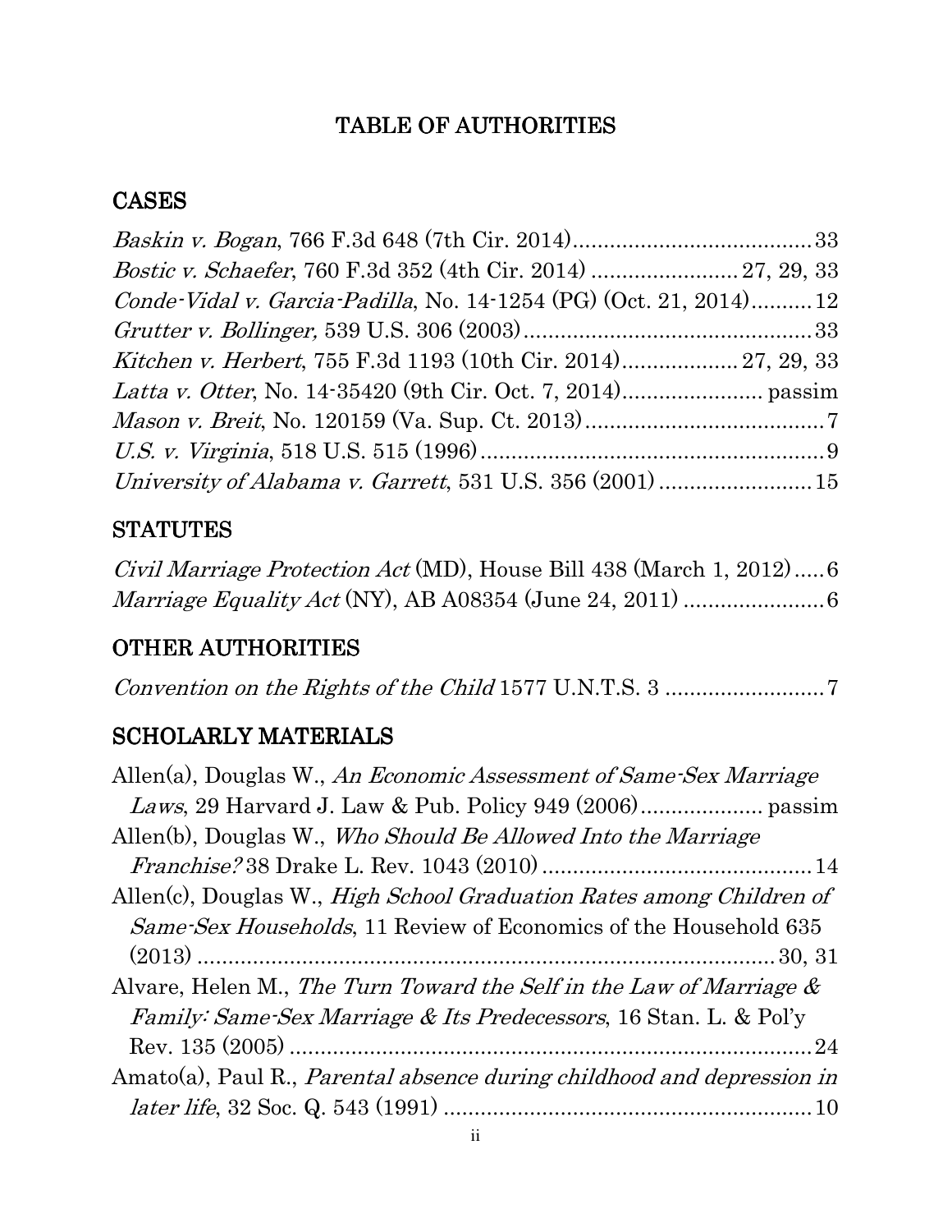# TABLE OF AUTHORITIES

## CASES

*Baskin v. Bogan*, 766 F.3d 648 (7th Cir. 2014)....................................... 33

*Bostic v. Schaefer*, 760 F.3d 352 (4th Cir. 2014) ........................ 27, 29, 33

*Conde-Vidal v. Garcia-Padilla*, No. 14-1254 (PG) (Oct. 21, 2014).......... 12

*Grutter v. Bollinger,* 539 U.S. 306 (2003)............................................... 33

*Kitchen v. Herbert*, 755 F.3d 1193 (10th Cir. 2014)................... 27, 29, 33

*Latta v. Otter*, No. 14-35420 (9th Cir. Oct. 7, 2014)....................... passim

*Mason v. Breit*, No. 120159 (Va. Sup. Ct. 2013)....................................... 7

*U.S. v. Virginia*, 518 U.S. 515 (1996)........................................................ 9

*University of Alabama v. Garrett*, 531 U.S. 356 (2001) ......................... 15

## STATUTES

*Civil Marriage Protection Act* (MD), House Bill 438 (March 1, 2012)..... 6

*Marriage Equality Act* (NY), AB A08354 (June 24, 2011) ....................... 6

## OTHER AUTHORITIES

*Convention on the Rights of the Child* 1577 U.N.T.S. 3 .......................... 7

## SCHOLARLY MATERIALS

Allen(a), Douglas W., *An Economic Assessment of Same-Sex Marriage Laws*, 29 Harvard J. Law & Pub. Policy 949 (2006).................... passim

Allen(b), Douglas W., *Who Should Be Allowed Into the Marriage Franchise?* 38 Drake L. Rev. 1043 (2010) ............................................ 14

Allen(c), Douglas W., *High School Graduation Rates among Children of Same-Sex Households*, 11 Review of Economics of the Household 635 (2013) ............................................................................... 30, 31

Alvare, Helen M., *The Turn Toward the Self in the Law of Marriage & Family: Same-Sex Marriage & Its Predecessors*, 16 Stan. L. & Pol'y Rev. 135 (2005) ..................................................................................... 24

Amato(a), Paul R., *Parental absence during childhood and depression in later life*, 32 Soc. Q. 543 (1991) ............................................................ 10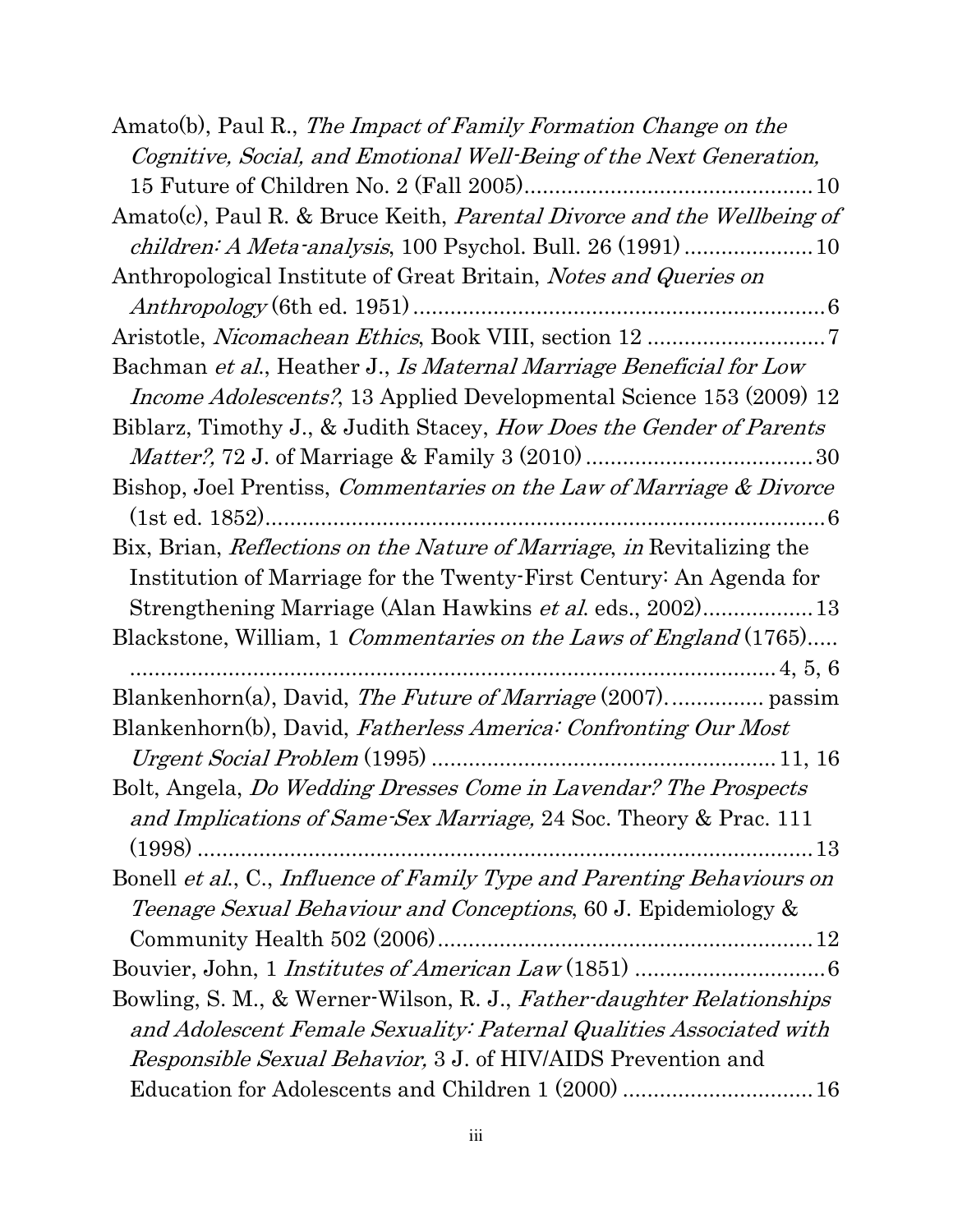Amato(b), Paul R., *The Impact of Family Formation Change on the Cognitive, Social, and Emotional Well-Being of the Next Generation,* 15 Future of Children No. 2 (Fall 2005)............................................10

Amato(c), Paul R. & Bruce Keith, *Parental Divorce and the Wellbeing of children: A Meta-analysis*, 100 Psychol. Bull. 26 (1991)....................10

Anthropological Institute of Great Britain, *Notes and Queries on Anthropology* (6th ed. 1951)................................................................6

Aristotle, *Nicomachean Ethics*, Book VIII, section 12 ............................7

Bachman *et al*., Heather J., *Is Maternal Marriage Beneficial for Low Income Adolescents?*, 13 Applied Developmental Science 153 (2009) 12

Biblarz, Timothy J., & Judith Stacey, *How Does the Gender of Parents Matter?,* 72 J. of Marriage & Family 3 (2010)....................................30

Bishop, Joel Prentiss, *Commentaries on the Law of Marriage & Divorce* (1st ed. 1852).........................................................................................6

Bix, Brian, *Reflections on the Nature of Marriage*, *in* Revitalizing the Institution of Marriage for the Twenty-First Century: An Agenda for Strengthening Marriage (Alan Hawkins *et al*. eds., 2002).................13

Blackstone, William, 1 *Commentaries on the Laws of England* (1765)..... ..........................................................................................4, 5, 6

Blankenhorn(a), David, *The Future of Marriage* (2007)............... passim

Blankenhorn(b), David, *Fatherless America: Confronting Our Most Urgent Social Problem* (1995) .......................................................11, 16

Bolt, Angela, *Do Wedding Dresses Come in Lavendar? The Prospects and Implications of Same-Sex Marriage,* 24 Soc. Theory & Prac. 111 (1998) .......................................................................................13

Bonell *et al*., C., *Influence of Family Type and Parenting Behaviours on Teenage Sexual Behaviour and Conceptions*, 60 J. Epidemiology & Community Health 502 (2006)............................................................12

Bouvier, John, 1 *Institutes of American Law* (1851) ..............................6

Bowling, S. M., & Werner-Wilson, R. J., *Father-daughter Relationships and Adolescent Female Sexuality: Paternal Qualities Associated with Responsible Sexual Behavior,* 3 J. of HIV/AIDS Prevention and Education for Adolescents and Children 1 (2000) ..............................16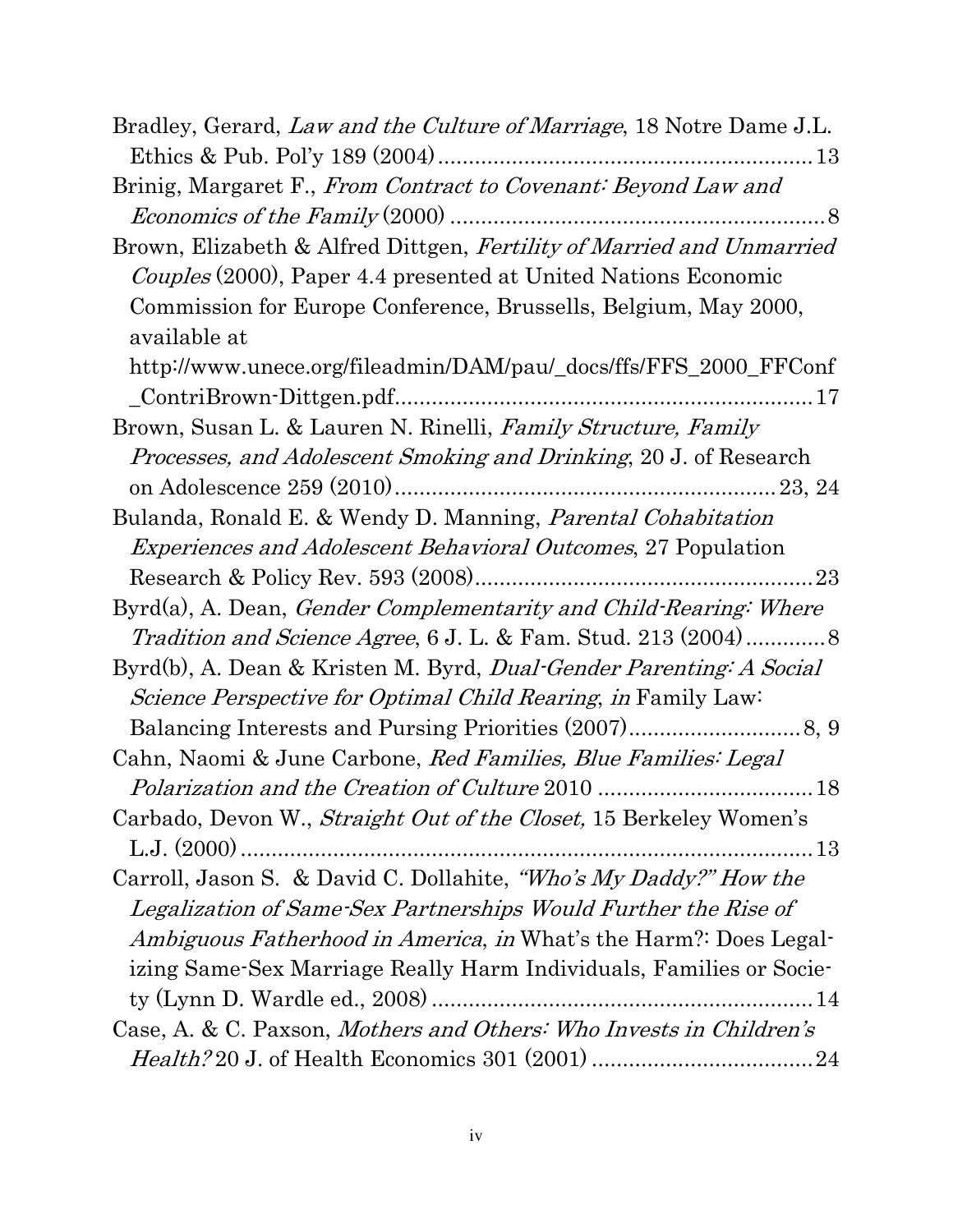Bradley, Gerard, *Law and the Culture of Marriage*, 18 Notre Dame J.L. Ethics & Pub. Pol'y 189 (2004)............................................................13

Brinig, Margaret F., *From Contract to Covenant: Beyond Law and Economics of the Family* (2000) ............................................................8

Brown, Elizabeth & Alfred Dittgen, *Fertility of Married and Unmarried Couples* (2000), Paper 4.4 presented at United Nations Economic Commission for Europe Conference, Brussells, Belgium, May 2000, available at http://www.unece.org/fileadmin/DAM/pau/_docs/ffs/FFS_2000_FFConf_ContriBrown-Dittgen.pdf....................................................................17

Brown, Susan L. & Lauren N. Rinelli, *Family Structure, Family Processes, and Adolescent Smoking and Drinking*, 20 J. of Research on Adolescence 259 (2010)............................................................23, 24

Bulanda, Ronald E. & Wendy D. Manning, *Parental Cohabitation Experiences and Adolescent Behavioral Outcomes*, 27 Population Research & Policy Rev. 593 (2008)......................................................23

Byrd(a), A. Dean, *Gender Complementarity and Child-Rearing: Where Tradition and Science Agree*, 6 J. L. & Fam. Stud. 213 (2004).............8

Byrd(b), A. Dean & Kristen M. Byrd, *Dual-Gender Parenting: A Social Science Perspective for Optimal Child Rearing*, *in* Family Law: Balancing Interests and Pursing Priorities (2007)............................8, 9

Cahn, Naomi & June Carbone, *Red Families, Blue Families: Legal Polarization and the Creation of Culture* 2010 ..................................18

Carbado, Devon W., *Straight Out of the Closet,* 15 Berkeley Women's L.J. (2000)..........................................................................................13

Carroll, Jason S. & David C. Dollahite, *"Who's My Daddy?" How the Legalization of Same-Sex Partnerships Would Further the Rise of Ambiguous Fatherhood in America*, *in* What's the Harm?: Does Legalizing Same-Sex Marriage Really Harm Individuals, Families or Society (Lynn D. Wardle ed., 2008) .............................................................14

Case, A. & C. Paxson, *Mothers and Others: Who Invests in Children's Health?* 20 J. of Health Economics 301 (2001) ...................................24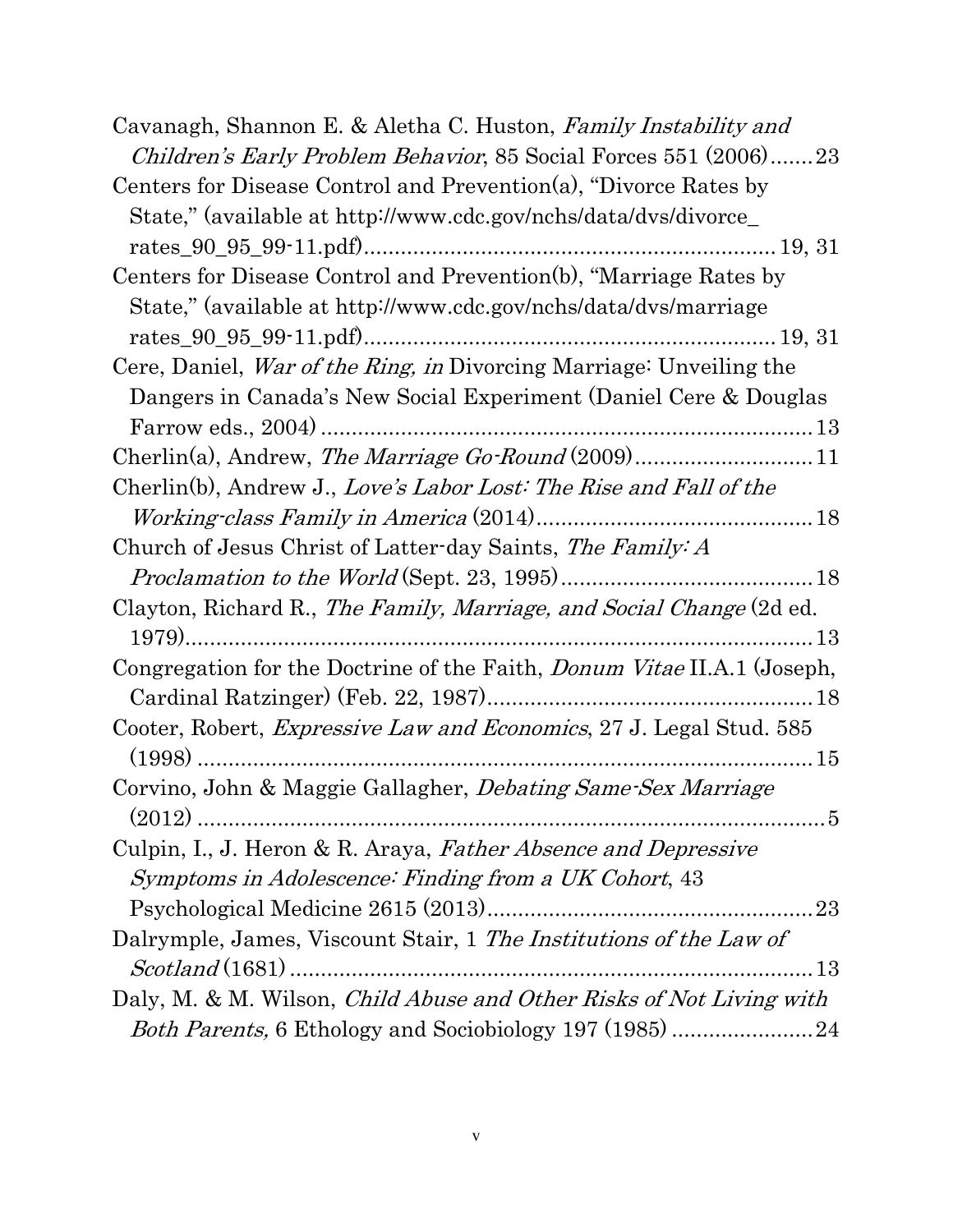Cavanagh, Shannon E. & Aletha C. Huston, *Family Instability and Children's Early Problem Behavior*, 85 Social Forces 551 (2006).......23

Centers for Disease Control and Prevention(a), "Divorce Rates by State," (available at http://www.cdc.gov/nchs/data/dvs/divorce_rates_90_95_99-11.pdf)................................................................. 19, 31

Centers for Disease Control and Prevention(b), "Marriage Rates by State," (available at http://www.cdc.gov/nchs/data/dvs/marriage rates_90_95_99-11.pdf)................................................................. 19, 31

Cere, Daniel, *War of the Ring, in* Divorcing Marriage: Unveiling the Dangers in Canada's New Social Experiment (Daniel Cere & Douglas Farrow eds., 2004) .............................................................................. 13

Cherlin(a), Andrew, *The Marriage Go-Round* (2009)............................ 11

Cherlin(b), Andrew J., *Love's Labor Lost: The Rise and Fall of the Working-class Family in America* (2014)............................................ 18

Church of Jesus Christ of Latter-day Saints, *The Family: A Proclamation to the World* (Sept. 23, 1995)........................................ 18

Clayton, Richard R., *The Family, Marriage, and Social Change* (2d ed. 1979)....................................................................................... 13

Congregation for the Doctrine of the Faith, *Donum Vitae* II.A.1 (Joseph, Cardinal Ratzinger) (Feb. 22, 1987).................................................... 18

Cooter, Robert, *Expressive Law and Economics*, 27 J. Legal Stud. 585 (1998) ...................................................................................... 15

Corvino, John & Maggie Gallagher, *Debating Same-Sex Marriage* (2012) ......................................................................................... 5

Culpin, I., J. Heron & R. Araya, *Father Absence and Depressive Symptoms in Adolescence: Finding from a UK Cohort*, 43 Psychological Medicine 2615 (2013).................................................... 23

Dalrymple, James, Viscount Stair, 1 *The Institutions of the Law of Scotland* (1681) ................................................................................ 13

Daly, M. & M. Wilson, *Child Abuse and Other Risks of Not Living with Both Parents,* 6 Ethology and Sociobiology 197 (1985) ....................... 24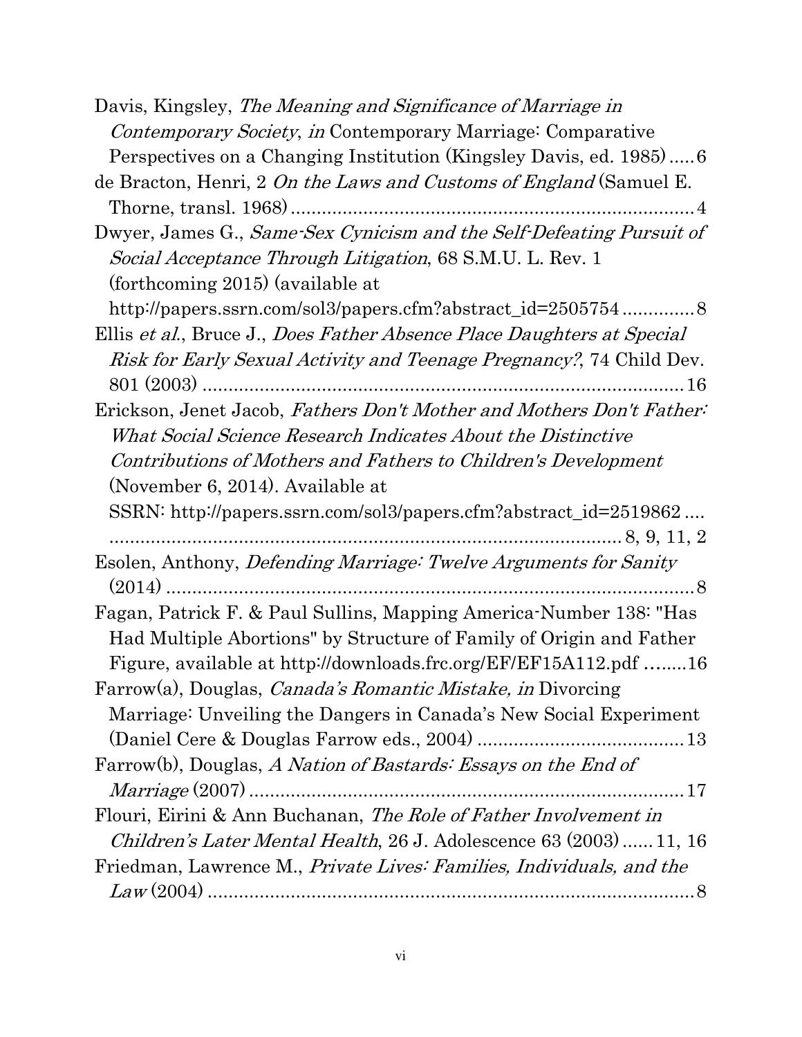Davis, Kingsley, *The Meaning and Significance of Marriage in Contemporary Society*, *in* Contemporary Marriage: Comparative Perspectives on a Changing Institution (Kingsley Davis, ed. 1985) ..... 6

de Bracton, Henri, 2 *On the Laws and Customs of England* (Samuel E. Thorne, transl. 1968) ............................................................................ 4

Dwyer, James G., *Same-Sex Cynicism and the Self-Defeating Pursuit of Social Acceptance Through Litigation*, 68 S.M.U. L. Rev. 1 (forthcoming 2015) (available at http://papers.ssrn.com/sol3/papers.cfm?abstract_id=2505754 .............. 8

Ellis *et al.*, Bruce J., *Does Father Absence Place Daughters at Special Risk for Early Sexual Activity and Teenage Pregnancy?*, 74 Child Dev. 801 (2003) ........................................................................................ 16

Erickson, Jenet Jacob, *Fathers Don't Mother and Mothers Don't Father: What Social Science Research Indicates About the Distinctive Contributions of Mothers and Fathers to Children's Development* (November 6, 2014). Available at SSRN: http://papers.ssrn.com/sol3/papers.cfm?abstract_id=2519862 .... ........................................................................................ 8, 9, 11, 2

Esolen, Anthony, *Defending Marriage: Twelve Arguments for Sanity* (2014) ........................................................................................ 8

Fagan, Patrick F. & Paul Sullins, Mapping America-Number 138: "Has Had Multiple Abortions" by Structure of Family of Origin and Father Figure, available at http://downloads.frc.org/EF/EF15A112.pdf ........16

Farrow(a), Douglas, *Canada's Romantic Mistake, in* Divorcing Marriage: Unveiling the Dangers in Canada's New Social Experiment (Daniel Cere & Douglas Farrow eds., 2004) ........................................ 13

Farrow(b), Douglas, *A Nation of Bastards: Essays on the End of Marriage* (2007) ..................................................................................... 17

Flouri, Eirini & Ann Buchanan, *The Role of Father Involvement in Children's Later Mental Health*, 26 J. Adolescence 63 (2003) ...... 11, 16

Friedman, Lawrence M., *Private Lives: Families, Individuals, and the Law* (2004) .............................................................................................. 8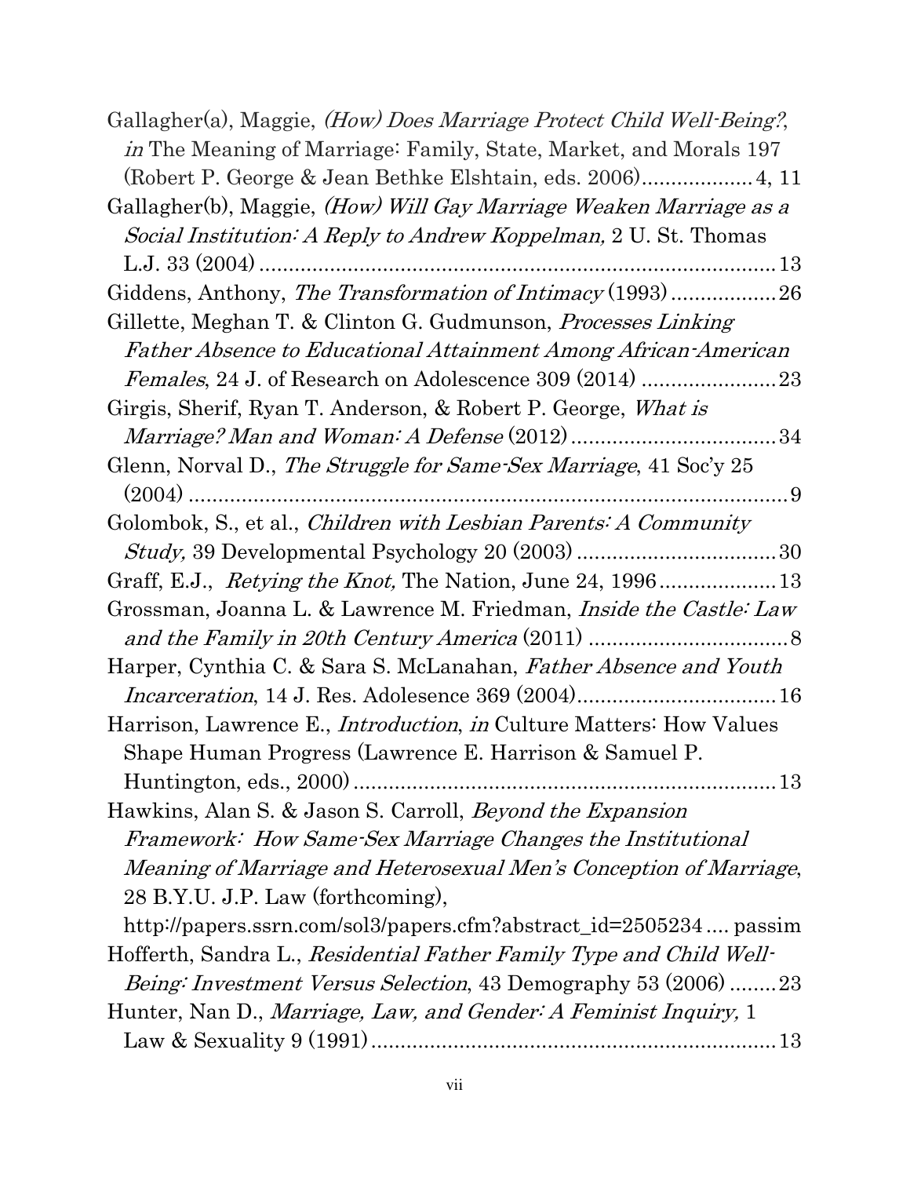Gallagher(a), Maggie, *(How) Does Marriage Protect Child Well-Being?*, *in* The Meaning of Marriage: Family, State, Market, and Morals 197 (Robert P. George & Jean Bethke Elshtain, eds. 2006) .................. 4, 11

Gallagher(b), Maggie, *(How) Will Gay Marriage Weaken Marriage as a Social Institution: A Reply to Andrew Koppelman,* 2 U. St. Thomas L.J. 33 (2004) ........................................................................................ 13

Giddens, Anthony, *The Transformation of Intimacy* (1993) ................. 26

Gillette, Meghan T. & Clinton G. Gudmunson, *Processes Linking Father Absence to Educational Attainment Among African-American Females*, 24 J. of Research on Adolescence 309 (2014) ....................... 23

Girgis, Sherif, Ryan T. Anderson, & Robert P. George, *What is Marriage? Man and Woman: A Defense* (2012) .................................. 34

Glenn, Norval D., *The Struggle for Same-Sex Marriage*, 41 Soc'y 25 (2004) ........................................................................................ 9

Golombok, S., et al., *Children with Lesbian Parents: A Community Study,* 39 Developmental Psychology 20 (2003) ................................. 30

Graff, E.J., *Retying the Knot,* The Nation, June 24, 1996 ................... 13

Grossman, Joanna L. & Lawrence M. Friedman, *Inside the Castle: Law and the Family in 20th Century America* (2011) ................................. 8

Harper, Cynthia C. & Sara S. McLanahan, *Father Absence and Youth Incarceration*, 14 J. Res. Adolesence 369 (2004) ................................. 16

Harrison, Lawrence E., *Introduction*, *in* Culture Matters: How Values Shape Human Progress (Lawrence E. Harrison & Samuel P. Huntington, eds., 2000) ....................................................................... 13

Hawkins, Alan S. & Jason S. Carroll, *Beyond the Expansion Framework: How Same-Sex Marriage Changes the Institutional Meaning of Marriage and Heterosexual Men's Conception of Marriage*, 28 B.Y.U. J.P. Law (forthcoming), http://papers.ssrn.com/sol3/papers.cfm?abstract_id=2505234 .... passim

Hofferth, Sandra L., *Residential Father Family Type and Child Well-Being: Investment Versus Selection*, 43 Demography 53 (2006) ........ 23

Hunter, Nan D., *Marriage, Law, and Gender: A Feminist Inquiry,* 1 Law & Sexuality 9 (1991) .................................................................... 13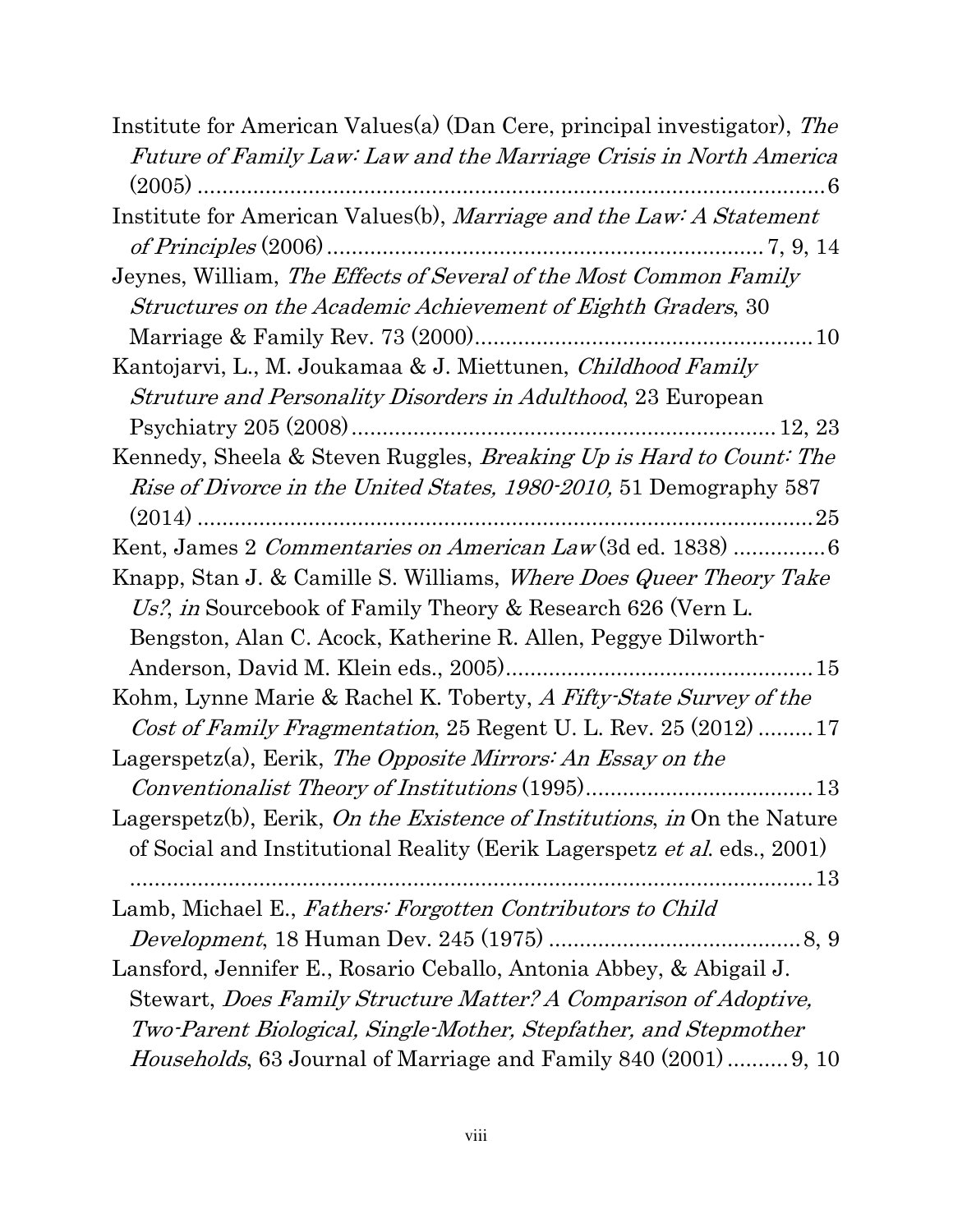Institute for American Values(a) (Dan Cere, principal investigator), *The Future of Family Law: Law and the Marriage Crisis in North America* (2005) .......................................................................................... 6

Institute for American Values(b), *Marriage and the Law: A Statement of Principles* (2006) ....................................................................... 7, 9, 14

Jeynes, William, *The Effects of Several of the Most Common Family Structures on the Academic Achievement of Eighth Graders*, 30 Marriage & Family Rev. 73 (2000)....................................................... 10

Kantojarvi, L., M. Joukamaa & J. Miettunen, *Childhood Family Struture and Personality Disorders in Adulthood*, 23 European Psychiatry 205 (2008).................................................................... 12, 23

Kennedy, Sheela & Steven Ruggles, *Breaking Up is Hard to Count: The Rise of Divorce in the United States, 1980-2010,* 51 Demography 587 (2014) .................................................................................................. 25

Kent, James 2 *Commentaries on American Law* (3d ed. 1838) ............... 6

Knapp, Stan J. & Camille S. Williams, *Where Does Queer Theory Take Us?*, *in* Sourcebook of Family Theory & Research 626 (Vern L. Bengston, Alan C. Acock, Katherine R. Allen, Peggye Dilworth-Anderson, David M. Klein eds., 2005)................................................. 15

Kohm, Lynne Marie & Rachel K. Toberty, *A Fifty-State Survey of the Cost of Family Fragmentation*, 25 Regent U. L. Rev. 25 (2012) ......... 17

Lagerspetz(a), Eerik, *The Opposite Mirrors: An Essay on the Conventionalist Theory of Institutions* (1995)..................................... 13

Lagerspetz(b), Eerik, *On the Existence of Institutions*, *in* On the Nature of Social and Institutional Reality (Eerik Lagerspetz *et al.* eds., 2001) .............................................................................................................. 13

Lamb, Michael E., *Fathers: Forgotten Contributors to Child Development*, 18 Human Dev. 245 (1975) ......................................... 8, 9

Lansford, Jennifer E., Rosario Ceballo, Antonia Abbey, & Abigail J. Stewart, *Does Family Structure Matter? A Comparison of Adoptive, Two-Parent Biological, Single-Mother, Stepfather, and Stepmother Households*, 63 Journal of Marriage and Family 840 (2001) .......... 9, 10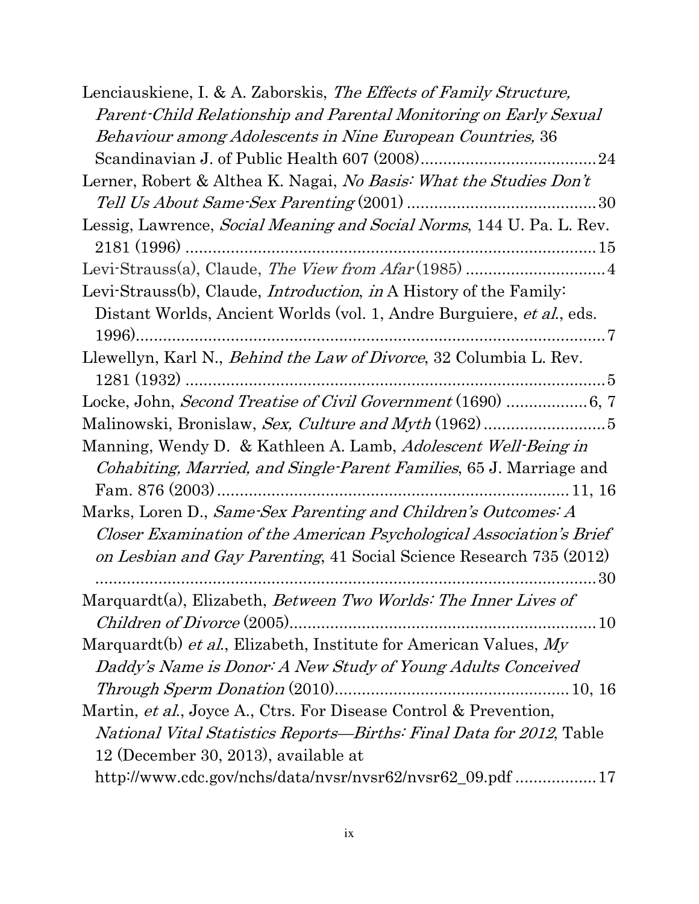Lenciauskiene, I. & A. Zaborskis, *The Effects of Family Structure, Parent-Child Relationship and Parental Monitoring on Early Sexual Behaviour among Adolescents in Nine European Countries,* 36 Scandinavian J. of Public Health 607 (2008)....................................... 24

Lerner, Robert & Althea K. Nagai, *No Basis: What the Studies Don't Tell Us About Same-Sex Parenting* (2001) .......................................... 30

Lessig, Lawrence, *Social Meaning and Social Norms*, 144 U. Pa. L. Rev. 2181 (1996) ............................................................................... 15

Levi-Strauss(a), Claude, *The View from Afar* (1985) ............................... 4

Levi-Strauss(b), Claude, *Introduction*, *in* A History of the Family: Distant Worlds, Ancient Worlds (vol. 1, Andre Burguiere, *et al*., eds. 1996)............................................................................................ 7

Llewellyn, Karl N., *Behind the Law of Divorce*, 32 Columbia L. Rev. 1281 (1932) ............................................................................... 5

Locke, John, *Second Treatise of Civil Government* (1690) ................. 6, 7

Malinowski, Bronislaw, *Sex, Culture and Myth* (1962)........................... 5

Manning, Wendy D. & Kathleen A. Lamb, *Adolescent Well-Being in Cohabiting, Married, and Single-Parent Families*, 65 J. Marriage and Fam. 876 (2003)............................................................................ 11, 16

Marks, Loren D., *Same-Sex Parenting and Children's Outcomes: A Closer Examination of the American Psychological Association's Brief on Lesbian and Gay Parenting*, 41 Social Science Research 735 (2012) ...................................................................................................... 30

Marquardt(a), Elizabeth, *Between Two Worlds: The Inner Lives of Children of Divorce* (2005)................................................................. 10

Marquardt(b) *et al*., Elizabeth, Institute for American Values, *My Daddy's Name is Donor: A New Study of Young Adults Conceived Through Sperm Donation* (2010)................................................... 10, 16

Martin, *et al*., Joyce A., Ctrs. For Disease Control & Prevention, *National Vital Statistics Reports—Births: Final Data for 2012*, Table 12 (December 30, 2013), available at http://www.cdc.gov/nchs/data/nvsr/nvsr62/nvsr62_09.pdf ................. 17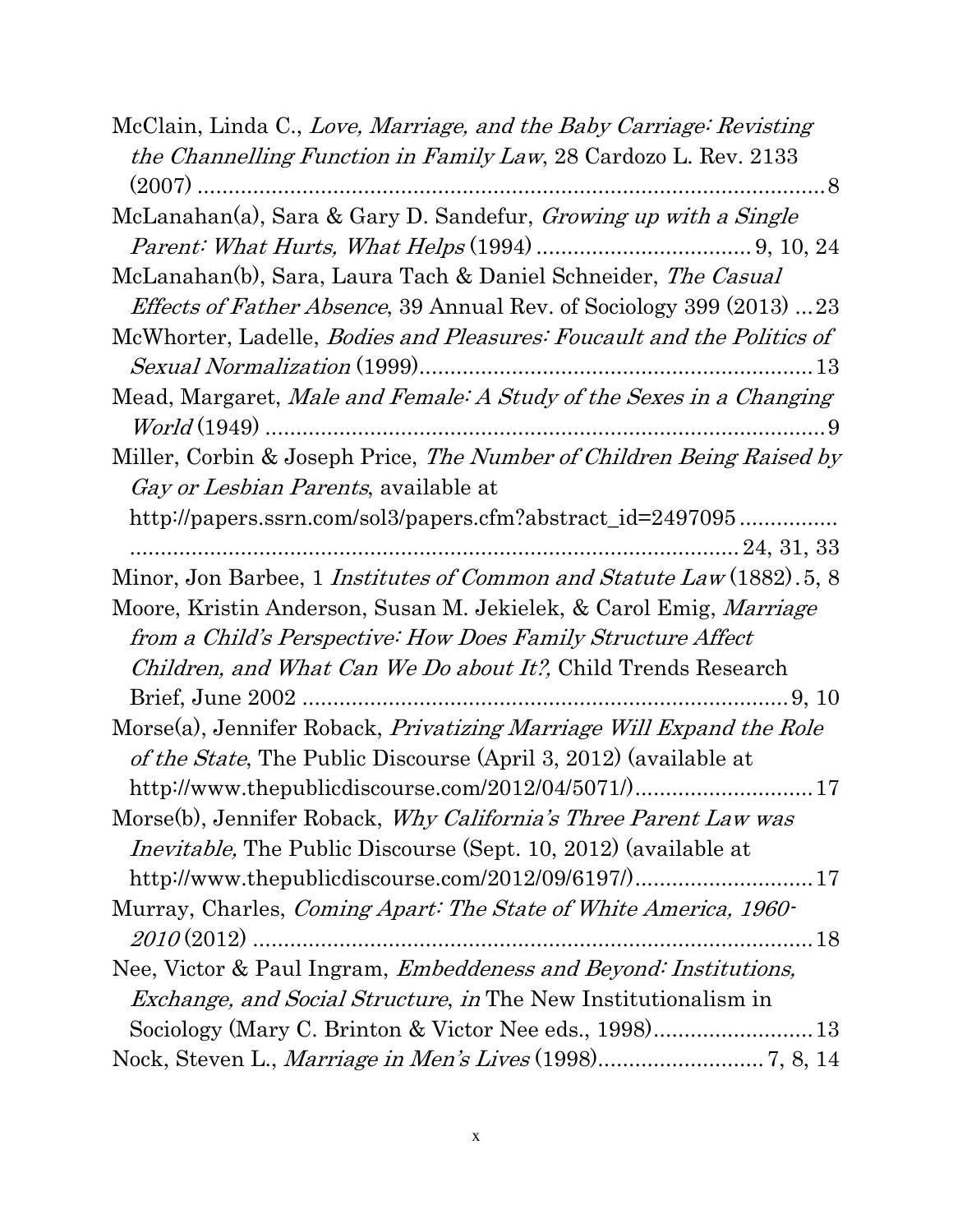McClain, Linda C., *Love, Marriage, and the Baby Carriage: Revisting the Channelling Function in Family Law*, 28 Cardozo L. Rev. 2133 (2007) ........................................................................................ 8

McLanahan(a), Sara & Gary D. Sandefur, *Growing up with a Single Parent: What Hurts, What Helps* (1994) .................................. 9, 10, 24

McLanahan(b), Sara, Laura Tach & Daniel Schneider, *The Casual Effects of Father Absence*, 39 Annual Rev. of Sociology 399 (2013) ... 23

McWhorter, Ladelle, *Bodies and Pleasures: Foucault and the Politics of Sexual Normalization* (1999)............................................................... 13

Mead, Margaret, *Male and Female: A Study of the Sexes in a Changing World* (1949) ......................................................................................... 9

Miller, Corbin & Joseph Price, *The Number of Children Being Raised by Gay or Lesbian Parents*, available at http://papers.ssrn.com/sol3/papers.cfm?abstract_id=2497095 ................ ........................................................................................ 24, 31, 33

Minor, Jon Barbee, 1 *Institutes of Common and Statute Law* (1882) . 5, 8

Moore, Kristin Anderson, Susan M. Jekielek, & Carol Emig, *Marriage from a Child's Perspective: How Does Family Structure Affect Children, and What Can We Do about It?,* Child Trends Research Brief, June 2002 ............................................................................... 9, 10

Morse(a), Jennifer Roback, *Privatizing Marriage Will Expand the Role of the State*, The Public Discourse (April 3, 2012) (available at http://www.thepublicdiscourse.com/2012/04/5071/)............................. 17

Morse(b), Jennifer Roback, *Why California's Three Parent Law was Inevitable,* The Public Discourse (Sept. 10, 2012) (available at http://www.thepublicdiscourse.com/2012/09/6197/)............................. 17

Murray, Charles, *Coming Apart: The State of White America, 1960-2010* (2012) .......................................................................................... 18

Nee, Victor & Paul Ingram, *Embeddeness and Beyond: Institutions, Exchange, and Social Structure*, *in* The New Institutionalism in Sociology (Mary C. Brinton & Victor Nee eds., 1998).......................... 13

Nock, Steven L., *Marriage in Men's Lives* (1998).......................... 7, 8, 14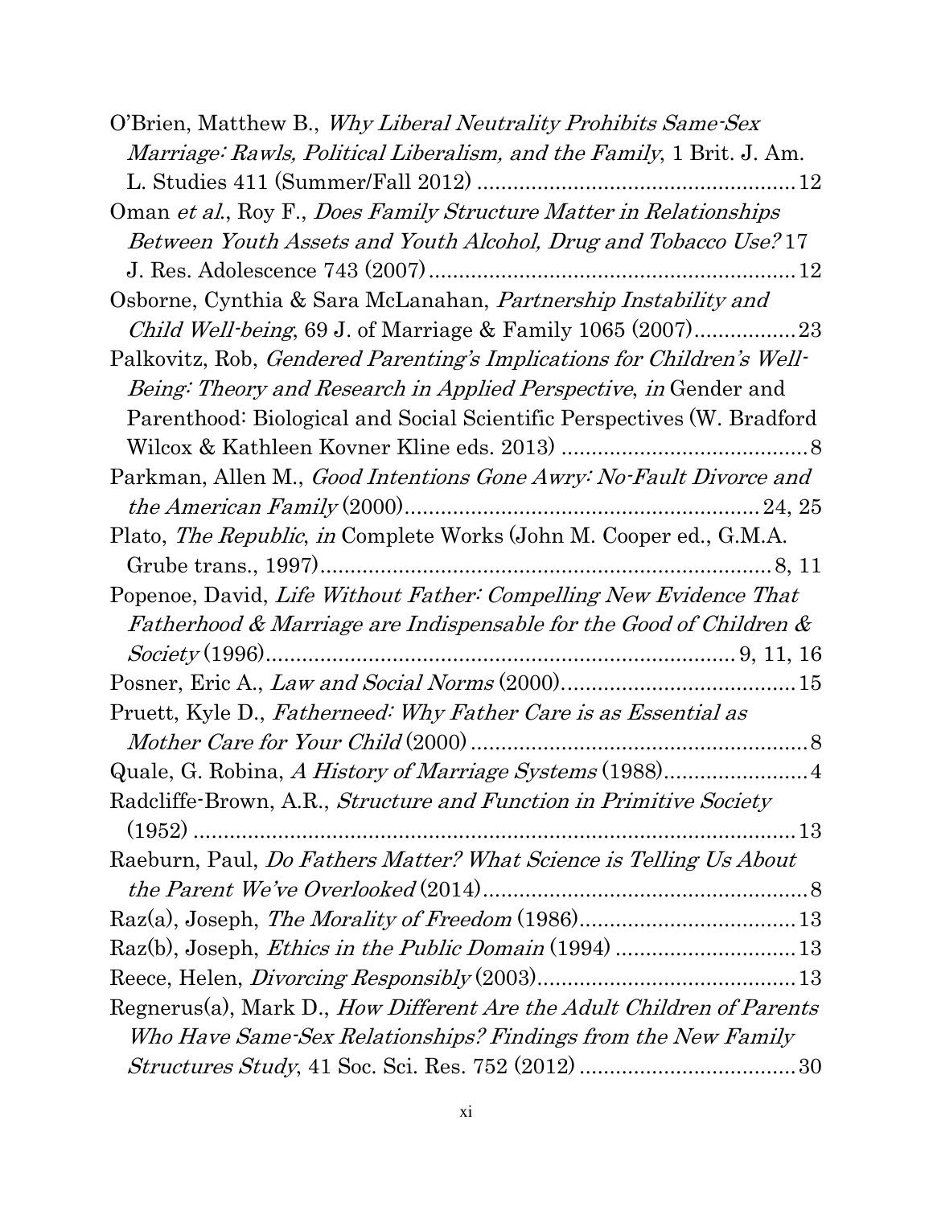O'Brien, Matthew B., *Why Liberal Neutrality Prohibits Same-Sex Marriage: Rawls, Political Liberalism, and the Family*, 1 Brit. J. Am. L. Studies 411 (Summer/Fall 2012) .................................................... 12

Oman *et al*., Roy F., *Does Family Structure Matter in Relationships Between Youth Assets and Youth Alcohol, Drug and Tobacco Use?* 17 J. Res. Adolescence 743 (2007) ........................................................... 12

Osborne, Cynthia & Sara McLanahan, *Partnership Instability and Child Well-being*, 69 J. of Marriage & Family 1065 (2007) ................. 23

Palkovitz, Rob, *Gendered Parenting's Implications for Children's Well-Being: Theory and Research in Applied Perspective*, *in* Gender and Parenthood: Biological and Social Scientific Perspectives (W. Bradford Wilcox & Kathleen Kovner Kline eds. 2013) ......................................... 8

Parkman, Allen M., *Good Intentions Gone Awry: No-Fault Divorce and the American Family* (2000) ......................................................... 24, 25

Plato, *The Republic*, *in* Complete Works (John M. Cooper ed., G.M.A. Grube trans., 1997) .......................................................................... 8, 11

Popenoe, David, *Life Without Father: Compelling New Evidence That Fatherhood & Marriage are Indispensable for the Good of Children & Society* (1996) ............................................................................ 9, 11, 16

Posner, Eric A., *Law and Social Norms* (2000) ...................................... 15

Pruett, Kyle D., *Fatherneed: Why Father Care is as Essential as Mother Care for Your Child* (2000) ........................................................ 8

Quale, G. Robina, *A History of Marriage Systems* (1988) ........................ 4

Radcliffe-Brown, A.R., *Structure and Function in Primitive Society* (1952) ........................................................................................... 13

Raeburn, Paul, *Do Fathers Matter? What Science is Telling Us About the Parent We've Overlooked* (2014) ..................................................... 8

Raz(a), Joseph, *The Morality of Freedom* (1986) ................................... 13

Raz(b), Joseph, *Ethics in the Public Domain* (1994) ............................. 13

Reece, Helen, *Divorcing Responsibly* (2003) .......................................... 13

Regnerus(a), Mark D., *How Different Are the Adult Children of Parents Who Have Same-Sex Relationships? Findings from the New Family Structures Study*, 41 Soc. Sci. Res. 752 (2012) ................................... 30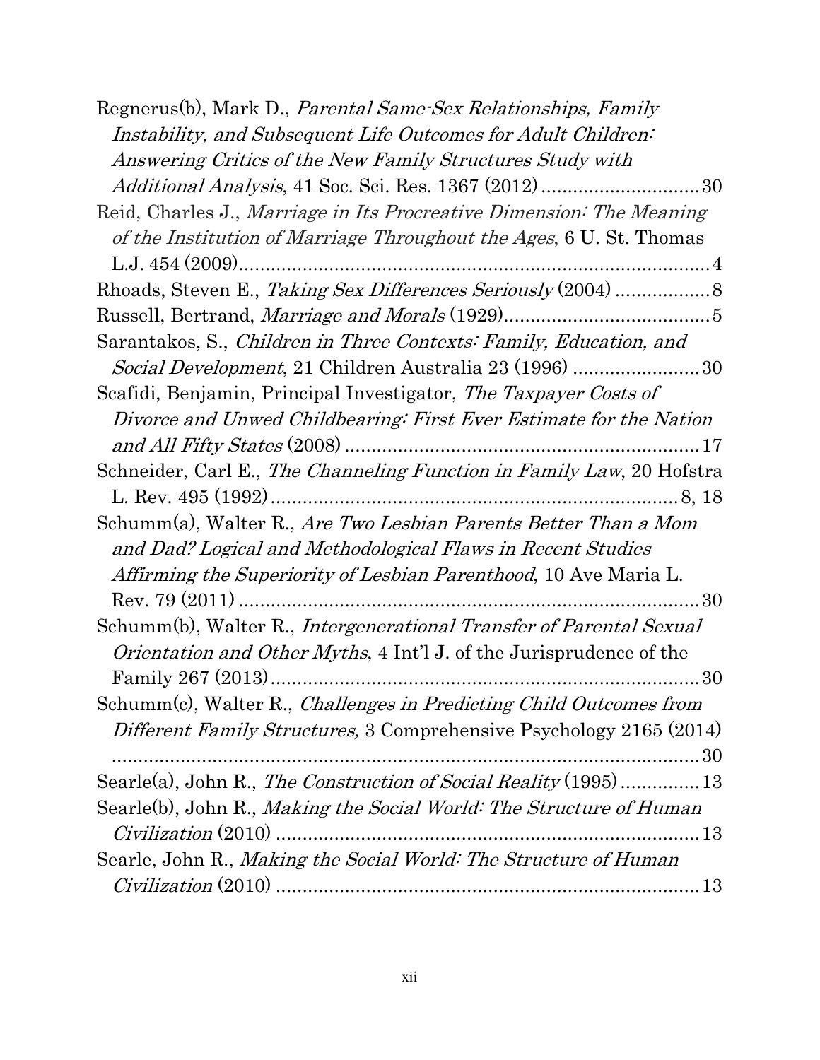Regnerus(b), Mark D., *Parental Same-Sex Relationships, Family Instability, and Subsequent Life Outcomes for Adult Children: Answering Critics of the New Family Structures Study with Additional Analysis*, 41 Soc. Sci. Res. 1367 (2012) .............................. 30

Reid, Charles J., *Marriage in Its Procreative Dimension: The Meaning of the Institution of Marriage Throughout the Ages*, 6 U. St. Thomas L.J. 454 (2009) ........................................................................................ 4

Rhoads, Steven E., *Taking Sex Differences Seriously* (2004) .................. 8

Russell, Bertrand, *Marriage and Morals* (1929) ....................................... 5

Sarantakos, S., *Children in Three Contexts: Family, Education, and Social Development*, 21 Children Australia 23 (1996) ........................ 30

Scafidi, Benjamin, Principal Investigator, *The Taxpayer Costs of Divorce and Unwed Childbearing: First Ever Estimate for the Nation and All Fifty States* (2008) .................................................................. 17

Schneider, Carl E., *The Channeling Function in Family Law*, 20 Hofstra L. Rev. 495 (1992) ............................................................................ 8, 18

Schumm(a), Walter R., *Are Two Lesbian Parents Better Than a Mom and Dad? Logical and Methodological Flaws in Recent Studies Affirming the Superiority of Lesbian Parenthood*, 10 Ave Maria L. Rev. 79 (2011) ....................................................................................... 30

Schumm(b), Walter R., *Intergenerational Transfer of Parental Sexual Orientation and Other Myths*, 4 Int'l J. of the Jurisprudence of the Family 267 (2013) ................................................................................ 30

Schumm(c), Walter R., *Challenges in Predicting Child Outcomes from Different Family Structures,* 3 Comprehensive Psychology 2165 (2014) ...................................................................................................... 30

Searle(a), John R., *The Construction of Social Reality* (1995) ............... 13

Searle(b), John R., *Making the Social World: The Structure of Human Civilization* (2010) ................................................................................ 13

Searle, John R., *Making the Social World: The Structure of Human Civilization* (2010) ................................................................................ 13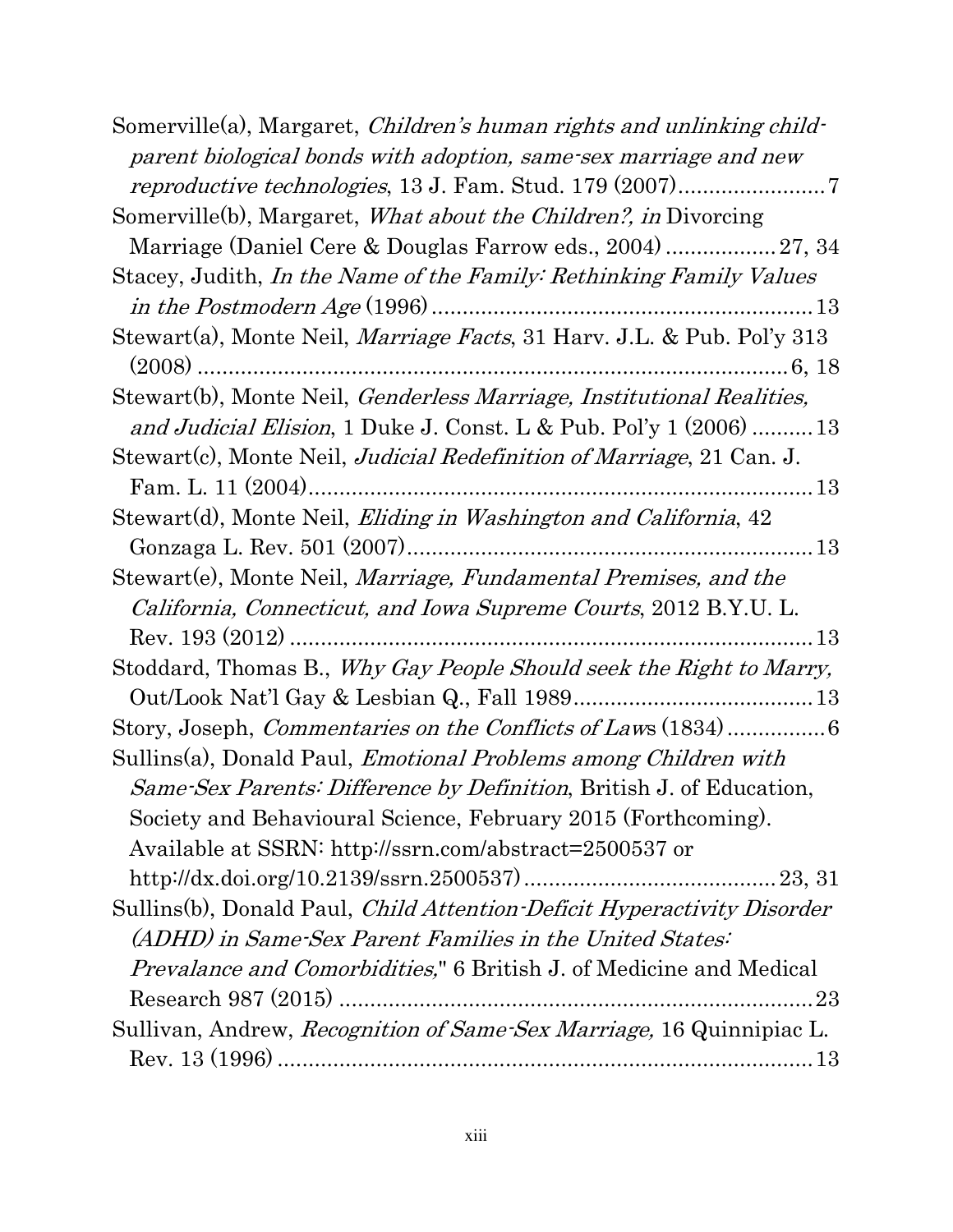Somerville(a), Margaret, *Children's human rights and unlinking child-parent biological bonds with adoption, same-sex marriage and new reproductive technologies*, 13 J. Fam. Stud. 179 (2007)........................7

Somerville(b), Margaret, *What about the Children?, in* Divorcing Marriage (Daniel Cere & Douglas Farrow eds., 2004) ..................27, 34

Stacey, Judith, *In the Name of the Family: Rethinking Family Values in the Postmodern Age* (1996).............................................................13

Stewart(a), Monte Neil, *Marriage Facts*, 31 Harv. J.L. & Pub. Pol'y 313 (2008) .........................................................................................6, 18

Stewart(b), Monte Neil, *Genderless Marriage, Institutional Realities, and Judicial Elision*, 1 Duke J. Const. L & Pub. Pol'y 1 (2006) ..........13

Stewart(c), Monte Neil, *Judicial Redefinition of Marriage*, 21 Can. J. Fam. L. 11 (2004)..................................................................................13

Stewart(d), Monte Neil, *Eliding in Washington and California*, 42 Gonzaga L. Rev. 501 (2007)..................................................................13

Stewart(e), Monte Neil, *Marriage, Fundamental Premises, and the California, Connecticut, and Iowa Supreme Courts*, 2012 B.Y.U. L. Rev. 193 (2012) .....................................................................................13

Stoddard, Thomas B., *Why Gay People Should seek the Right to Marry,* Out/Look Nat'l Gay & Lesbian Q., Fall 1989.......................................13

Story, Joseph, *Commentaries on the Conflicts of Laws* (1834)................6

Sullins(a), Donald Paul, *Emotional Problems among Children with Same-Sex Parents: Difference by Definition*, British J. of Education, Society and Behavioural Science, February 2015 (Forthcoming). Available at SSRN: http://ssrn.com/abstract=2500537 or http://dx.doi.org/10.2139/ssrn.2500537)........................................23, 31

Sullins(b), Donald Paul, *Child Attention-Deficit Hyperactivity Disorder (ADHD) in Same-Sex Parent Families in the United States: Prevalance and Comorbidities*," 6 British J. of Medicine and Medical Research 987 (2015) ............................................................................23

Sullivan, Andrew, *Recognition of Same-Sex Marriage,* 16 Quinnipiac L. Rev. 13 (1996) ......................................................................................13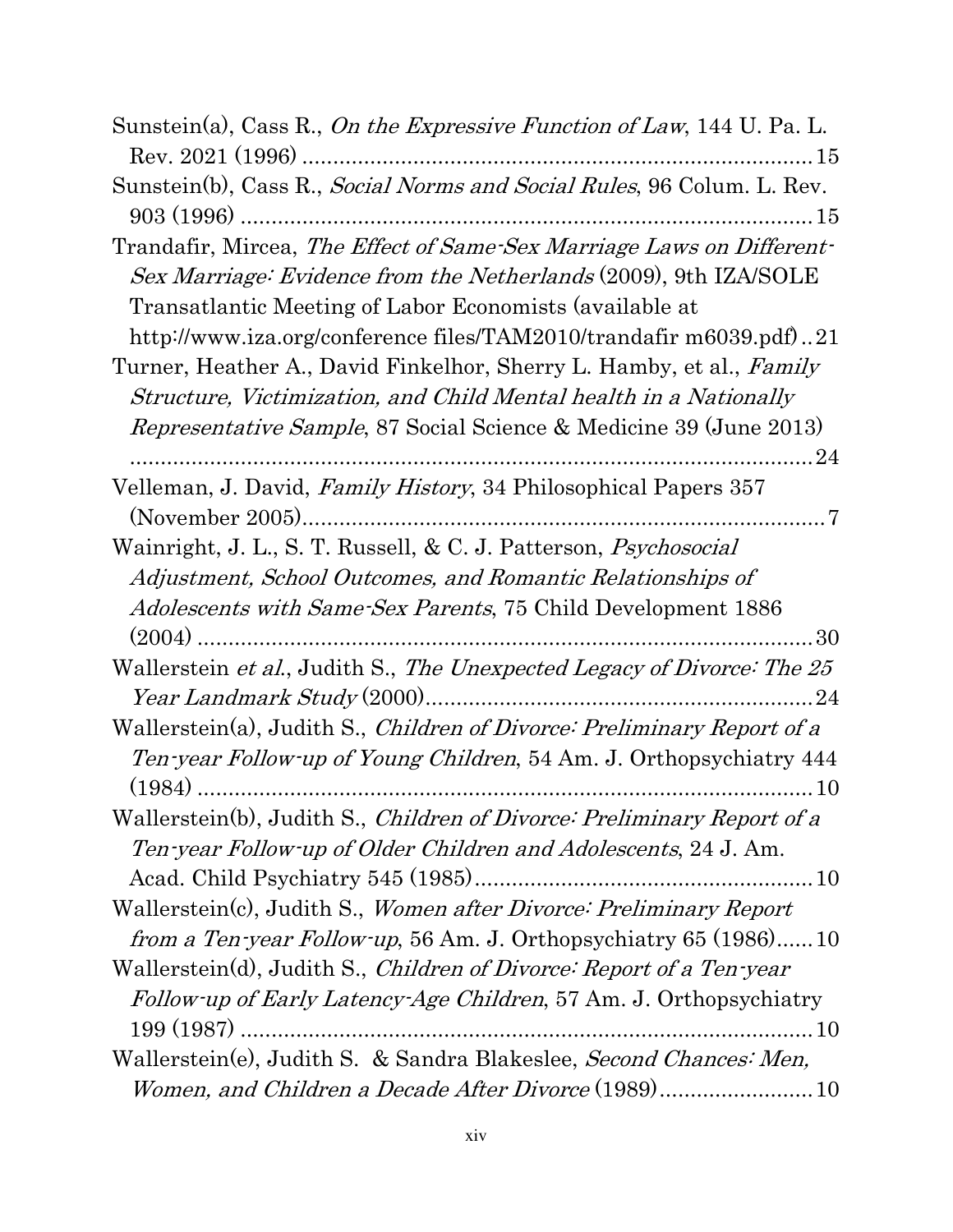Sunstein(a), Cass R., *On the Expressive Function of Law*, 144 U. Pa. L. Rev. 2021 (1996) .................................................................................. 15

Sunstein(b), Cass R., *Social Norms and Social Rules*, 96 Colum. L. Rev. 903 (1996) .......................................................................................... 15

Trandafir, Mircea, *The Effect of Same-Sex Marriage Laws on Different-Sex Marriage: Evidence from the Netherlands* (2009), 9th IZA/SOLE Transatlantic Meeting of Labor Economists (available at http://www.iza.org/conference files/TAM2010/trandafir m6039.pdf) .. 21

Turner, Heather A., David Finkelhor, Sherry L. Hamby, et al., *Family Structure, Victimization, and Child Mental health in a Nationally Representative Sample*, 87 Social Science & Medicine 39 (June 2013) .............................................................................................................. 24

Velleman, J. David, *Family History*, 34 Philosophical Papers 357 (November 2005)................................................................................... 7

Wainright, J. L., S. T. Russell, & C. J. Patterson, *Psychosocial Adjustment, School Outcomes, and Romantic Relationships of Adolescents with Same-Sex Parents*, 75 Child Development 1886 (2004) ....................................................................................................... 30

Wallerstein *et al.*, Judith S., *The Unexpected Legacy of Divorce: The 25 Year Landmark Study* (2000)............................................................... 24

Wallerstein(a), Judith S., *Children of Divorce: Preliminary Report of a Ten-year Follow-up of Young Children*, 54 Am. J. Orthopsychiatry 444 (1984) ....................................................................................................... 10

Wallerstein(b), Judith S., *Children of Divorce: Preliminary Report of a Ten-year Follow-up of Older Children and Adolescents*, 24 J. Am. Acad. Child Psychiatry 545 (1985)....................................................... 10

Wallerstein(c), Judith S., *Women after Divorce: Preliminary Report from a Ten-year Follow-up*, 56 Am. J. Orthopsychiatry 65 (1986)...... 10

Wallerstein(d), Judith S., *Children of Divorce: Report of a Ten-year Follow-up of Early Latency-Age Children*, 57 Am. J. Orthopsychiatry 199 (1987) ............................................................................................. 10

Wallerstein(e), Judith S. & Sandra Blakeslee, *Second Chances: Men, Women, and Children a Decade After Divorce* (1989)......................... 10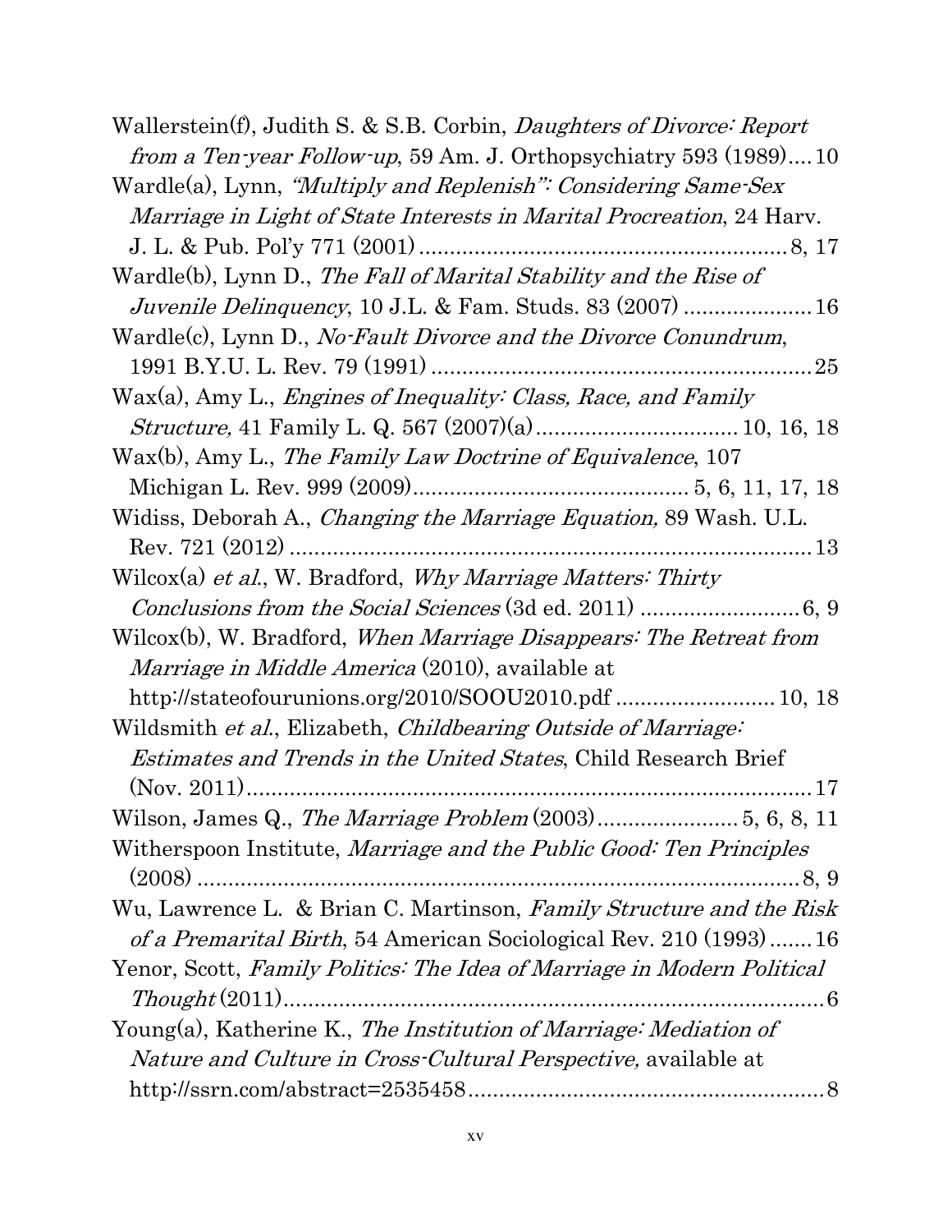Wallerstein(f), Judith S. & S.B. Corbin, *Daughters of Divorce: Report from a Ten-year Follow-up*, 59 Am. J. Orthopsychiatry 593 (1989)....10

Wardle(a), Lynn, *"Multiply and Replenish": Considering Same-Sex Marriage in Light of State Interests in Marital Procreation*, 24 Harv. J. L. & Pub. Pol'y 771 (2001).........................................................8, 17

Wardle(b), Lynn D., *The Fall of Marital Stability and the Rise of Juvenile Delinquency*, 10 J.L. & Fam. Studs. 83 (2007) ....................16

Wardle(c), Lynn D., *No-Fault Divorce and the Divorce Conundrum*, 1991 B.Y.U. L. Rev. 79 (1991) ..........................................................25

Wax(a), Amy L., *Engines of Inequality: Class, Race, and Family Structure,* 41 Family L. Q. 567 (2007)(a)................................10, 16, 18

Wax(b), Amy L., *The Family Law Doctrine of Equivalence*, 107 Michigan L. Rev. 999 (2009)...........................................5, 6, 11, 17, 18

Widiss, Deborah A., *Changing the Marriage Equation,* 89 Wash. U.L. Rev. 721 (2012) ...................................................................................13

Wilcox(a) *et al*., W. Bradford, *Why Marriage Matters: Thirty Conclusions from the Social Sciences* (3d ed. 2011) ..........................6, 9

Wilcox(b), W. Bradford, *When Marriage Disappears: The Retreat from Marriage in Middle America* (2010), available at http://stateofourunions.org/2010/SOOU2010.pdf ..........................10, 18

Wildsmith *et al*., Elizabeth, *Childbearing Outside of Marriage: Estimates and Trends in the United States*, Child Research Brief (Nov. 2011)..........................................................................................17

Wilson, James Q., *The Marriage Problem* (2003).......................5, 6, 8, 11

Witherspoon Institute, *Marriage and the Public Good: Ten Principles* (2008) ...................................................................................................8, 9

Wu, Lawrence L. & Brian C. Martinson, *Family Structure and the Risk of a Premarital Birth*, 54 American Sociological Rev. 210 (1993).......16

Yenor, Scott, *Family Politics: The Idea of Marriage in Modern Political Thought* (2011).......................................................................................6

Young(a), Katherine K., *The Institution of Marriage: Mediation of Nature and Culture in Cross-Cultural Perspective,* available at http://ssrn.com/abstract=2535458.........................................................8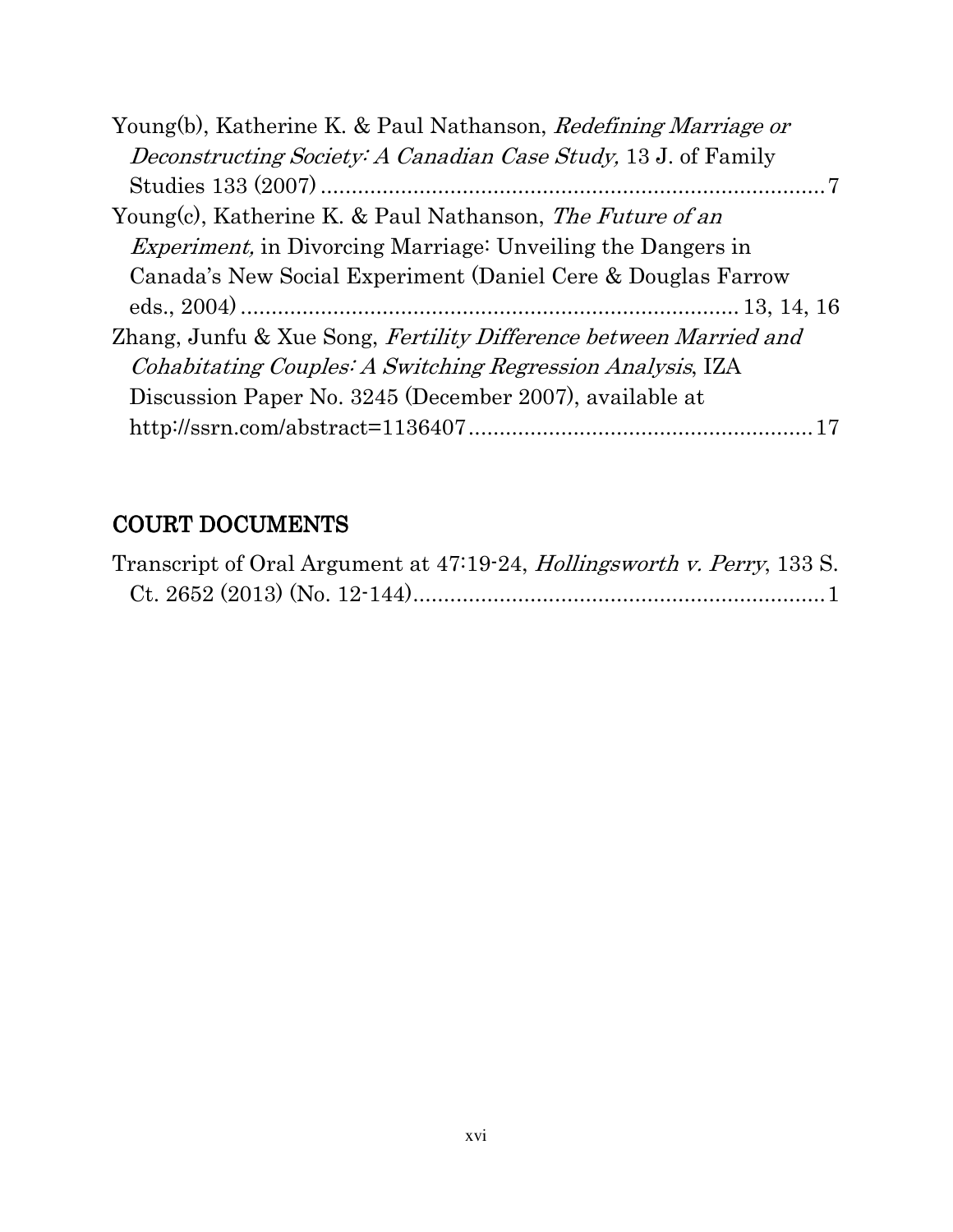Young(b), Katherine K. & Paul Nathanson, *Redefining Marriage or Deconstructing Society: A Canadian Case Study,* 13 J. of Family Studies 133 (2007) ....................................................................................7

Young(c), Katherine K. & Paul Nathanson, *The Future of an Experiment,* in Divorcing Marriage: Unveiling the Dangers in Canada's New Social Experiment (Daniel Cere & Douglas Farrow eds., 2004) ................................................................................ 13, 14, 16

Zhang, Junfu & Xue Song, *Fertility Difference between Married and Cohabitating Couples: A Switching Regression Analysis*, IZA Discussion Paper No. 3245 (December 2007), available at http://ssrn.com/abstract=1136407.......................................................17

## COURT DOCUMENTS

Transcript of Oral Argument at 47:19-24, *Hollingsworth v. Perry*, 133 S. Ct. 2652 (2013) (No. 12-144)...................................................................1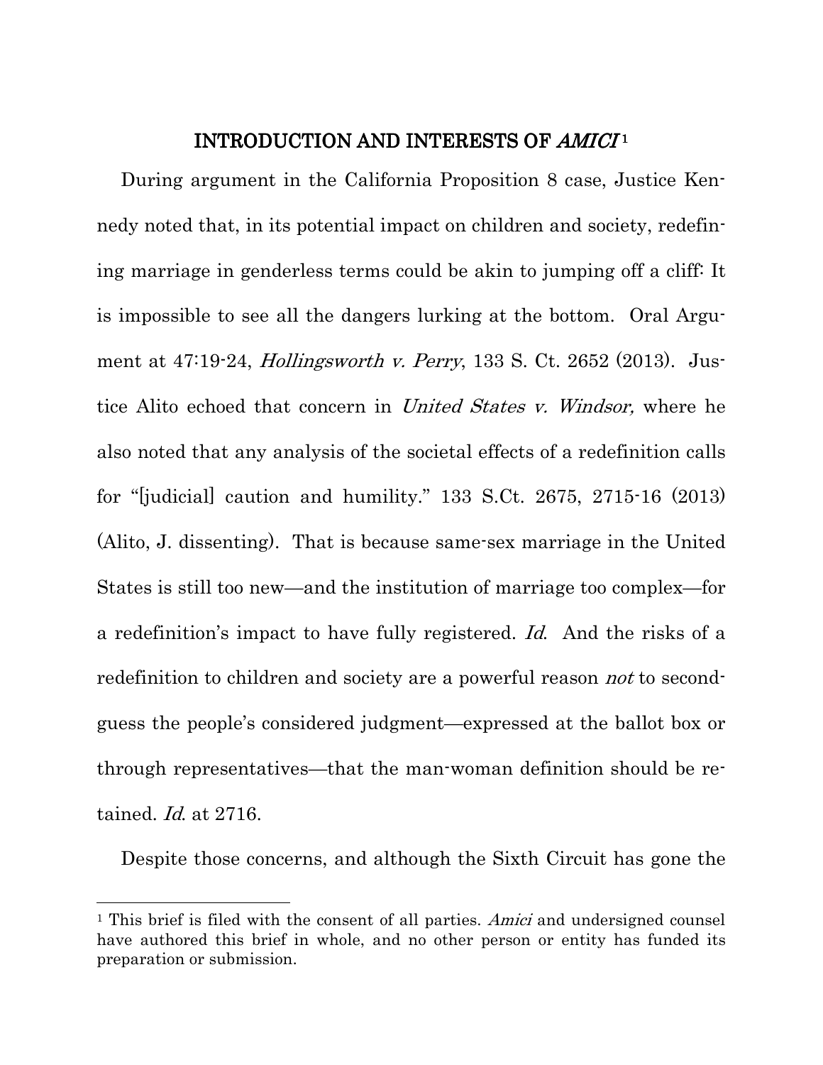## INTRODUCTION AND INTERESTS OF *AMICI*[1]

During argument in the California Proposition 8 case, Justice Kennedy noted that, in its potential impact on children and society, redefining marriage in genderless terms could be akin to jumping off a cliff: It is impossible to see all the dangers lurking at the bottom. Oral Argument at 47:19-24, *Hollingsworth v. Perry*, 133 S. Ct. 2652 (2013). Justice Alito echoed that concern in *United States v. Windsor,* where he also noted that any analysis of the societal effects of a redefinition calls for "[judicial] caution and humility." 133 S.Ct. 2675, 2715-16 (2013) (Alito, J. dissenting). That is because same-sex marriage in the United States is still too new—and the institution of marriage too complex—for a redefinition's impact to have fully registered. *Id.* And the risks of a redefinition to children and society are a powerful reason *not* to second-guess the people's considered judgment—expressed at the ballot box or through representatives—that the man-woman definition should be retained. *Id.* at 2716.

Despite those concerns, and although the Sixth Circuit has gone the

---

[1] This brief is filed with the consent of all parties. *Amici* and undersigned counsel have authored this brief in whole, and no other person or entity has funded its preparation or submission.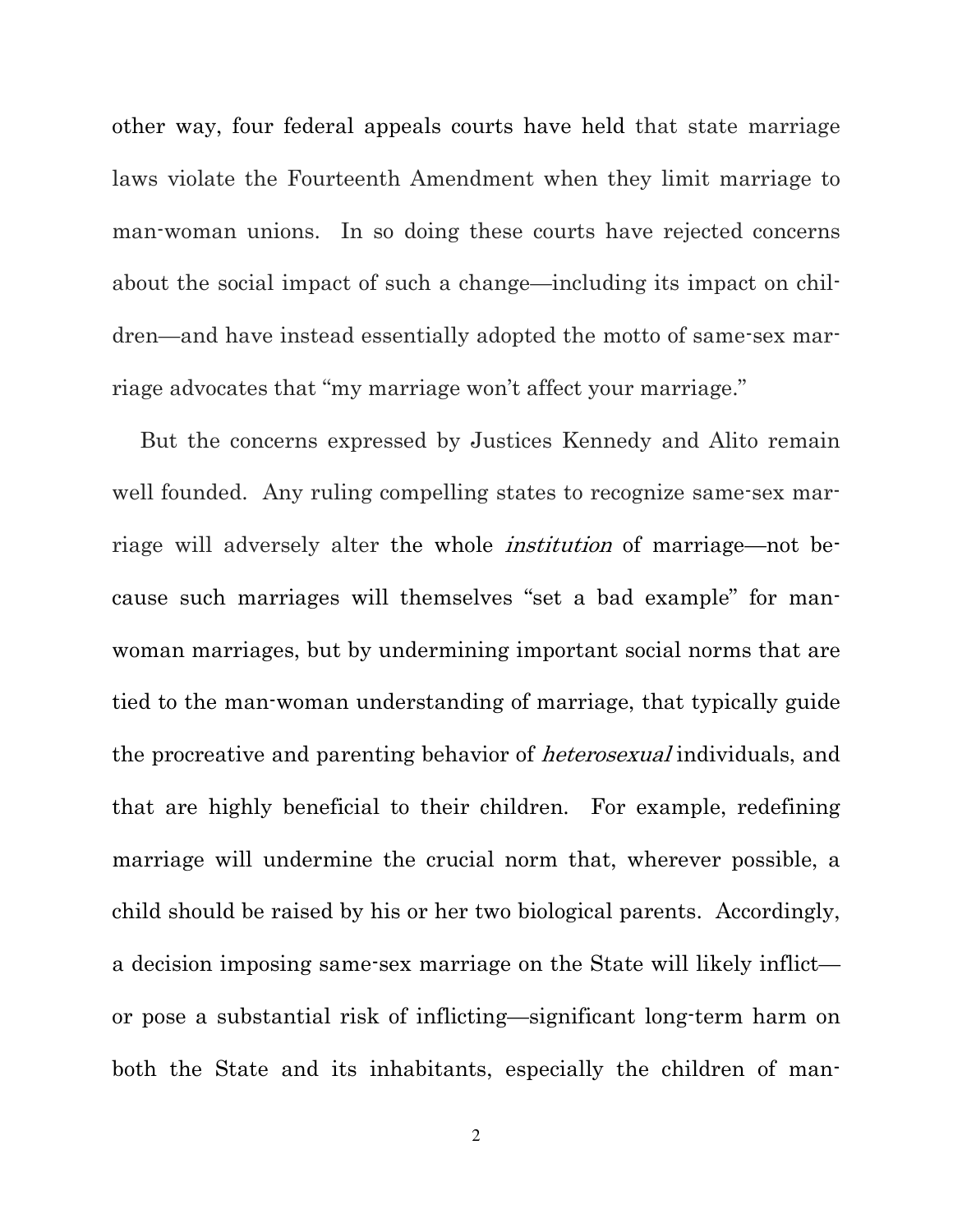other way, four federal appeals courts have held that state marriage laws violate the Fourteenth Amendment when they limit marriage to man-woman unions. In so doing these courts have rejected concerns about the social impact of such a change—including its impact on children—and have instead essentially adopted the motto of same-sex marriage advocates that "my marriage won't affect your marriage."

But the concerns expressed by Justices Kennedy and Alito remain well founded. Any ruling compelling states to recognize same-sex marriage will adversely alter the whole *institution* of marriage—not because such marriages will themselves "set a bad example" for man-woman marriages, but by undermining important social norms that are tied to the man-woman understanding of marriage, that typically guide the procreative and parenting behavior of *heterosexual* individuals, and that are highly beneficial to their children. For example, redefining marriage will undermine the crucial norm that, wherever possible, a child should be raised by his or her two biological parents. Accordingly, a decision imposing same-sex marriage on the State will likely inflict—or pose a substantial risk of inflicting—significant long-term harm on both the State and its inhabitants, especially the children of man-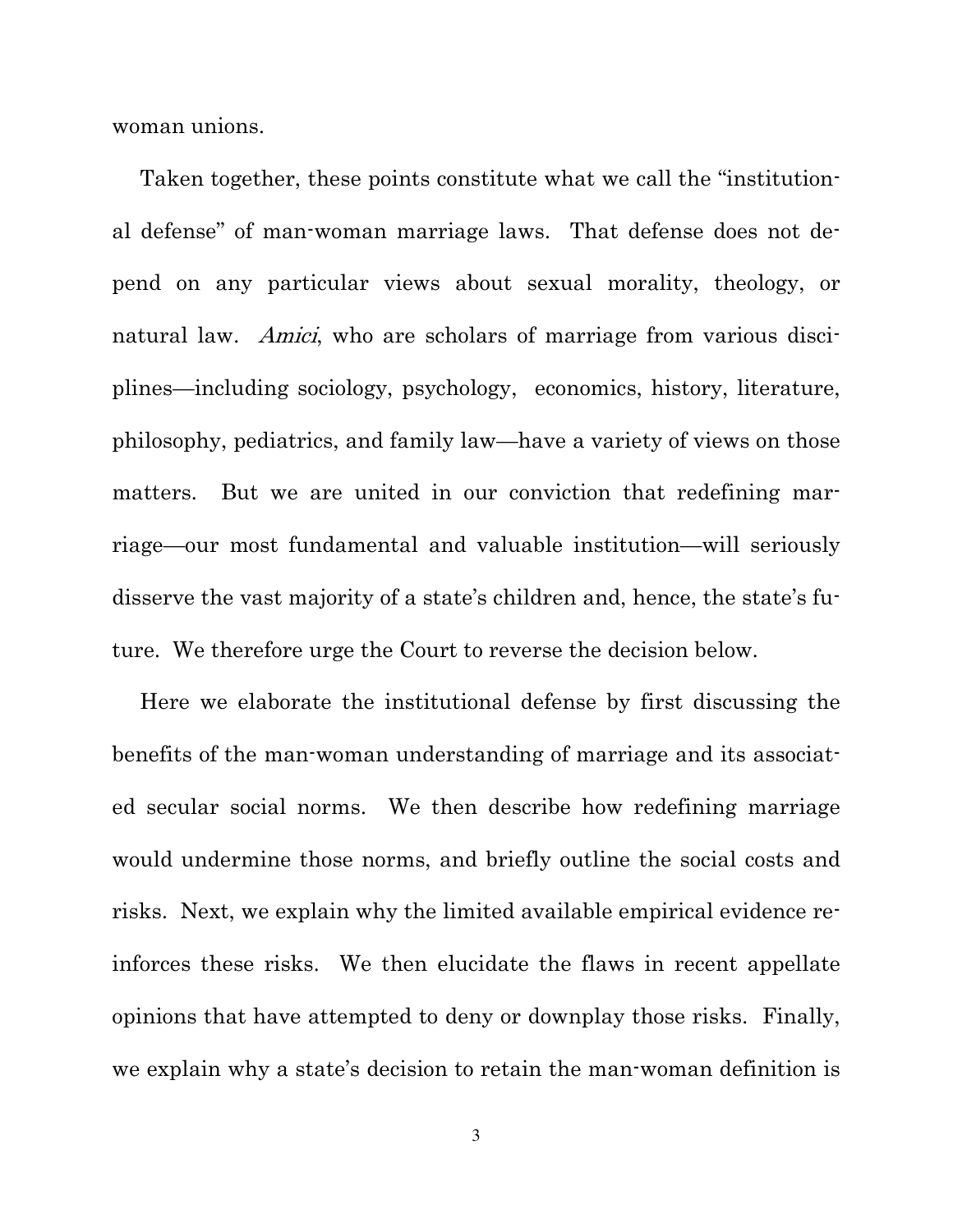woman unions.

Taken together, these points constitute what we call the "institutional defense" of man-woman marriage laws. That defense does not depend on any particular views about sexual morality, theology, or natural law. *Amici*, who are scholars of marriage from various disciplines—including sociology, psychology, economics, history, literature, philosophy, pediatrics, and family law—have a variety of views on those matters. But we are united in our conviction that redefining marriage—our most fundamental and valuable institution—will seriously disserve the vast majority of a state's children and, hence, the state's future. We therefore urge the Court to reverse the decision below.

Here we elaborate the institutional defense by first discussing the benefits of the man-woman understanding of marriage and its associated secular social norms. We then describe how redefining marriage would undermine those norms, and briefly outline the social costs and risks. Next, we explain why the limited available empirical evidence reinforces these risks. We then elucidate the flaws in recent appellate opinions that have attempted to deny or downplay those risks. Finally, we explain why a state's decision to retain the man-woman definition is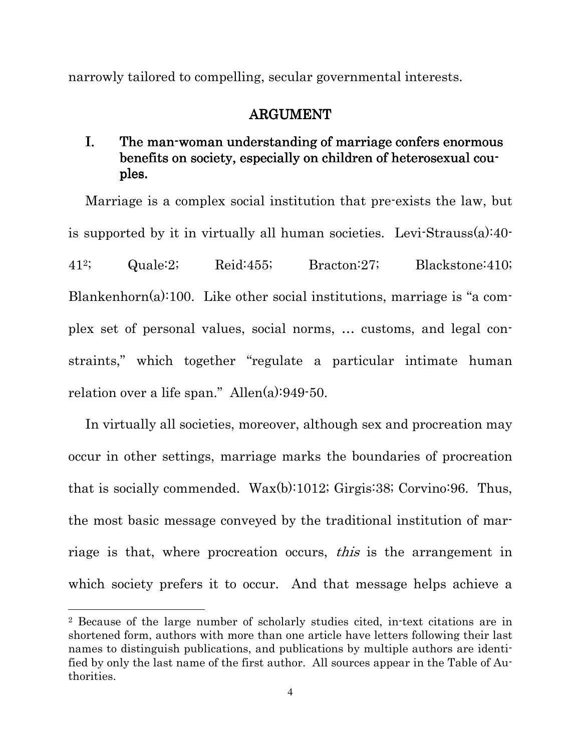narrowly tailored to compelling, secular governmental interests.

## ARGUMENT

### I. The man-woman understanding of marriage confers enormous benefits on society, especially on children of heterosexual couples.

Marriage is a complex social institution that pre-exists the law, but is supported by it in virtually all human societies. Levi-Strauss(a):40-41[2]; Quale:2; Reid:455; Bracton:27; Blackstone:410; Blankenhorn(a):100. Like other social institutions, marriage is "a complex set of personal values, social norms, … customs, and legal constraints," which together "regulate a particular intimate human relation over a life span." Allen(a):949-50.

In virtually all societies, moreover, although sex and procreation may occur in other settings, marriage marks the boundaries of procreation that is socially commended. Wax(b):1012; Girgis:38; Corvino:96. Thus, the most basic message conveyed by the traditional institution of marriage is that, where procreation occurs, *this* is the arrangement in which society prefers it to occur. And that message helps achieve a

[2] Because of the large number of scholarly studies cited, in-text citations are in shortened form, authors with more than one article have letters following their last names to distinguish publications, and publications by multiple authors are identified by only the last name of the first author. All sources appear in the Table of Authorities.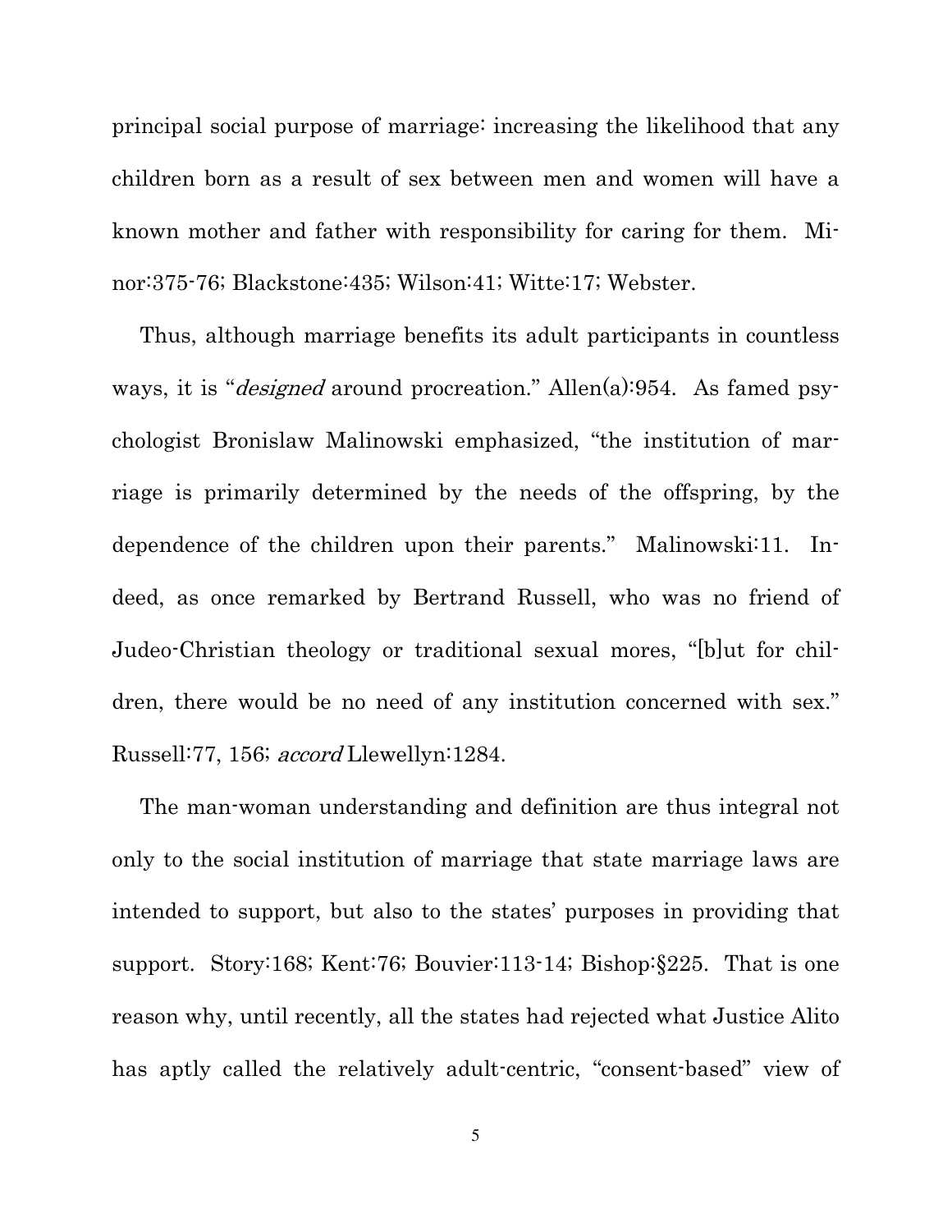principal social purpose of marriage: increasing the likelihood that any children born as a result of sex between men and women will have a known mother and father with responsibility for caring for them. Minor:375-76; Blackstone:435; Wilson:41; Witte:17; Webster.

Thus, although marriage benefits its adult participants in countless ways, it is "*designed* around procreation." Allen(a):954. As famed psychologist Bronislaw Malinowski emphasized, "the institution of marriage is primarily determined by the needs of the offspring, by the dependence of the children upon their parents." Malinowski:11. Indeed, as once remarked by Bertrand Russell, who was no friend of Judeo-Christian theology or traditional sexual mores, "[b]ut for children, there would be no need of any institution concerned with sex." Russell:77, 156; *accord* Llewellyn:1284.

The man-woman understanding and definition are thus integral not only to the social institution of marriage that state marriage laws are intended to support, but also to the states' purposes in providing that support. Story:168; Kent:76; Bouvier:113-14; Bishop:§225. That is one reason why, until recently, all the states had rejected what Justice Alito has aptly called the relatively adult-centric, "consent-based" view of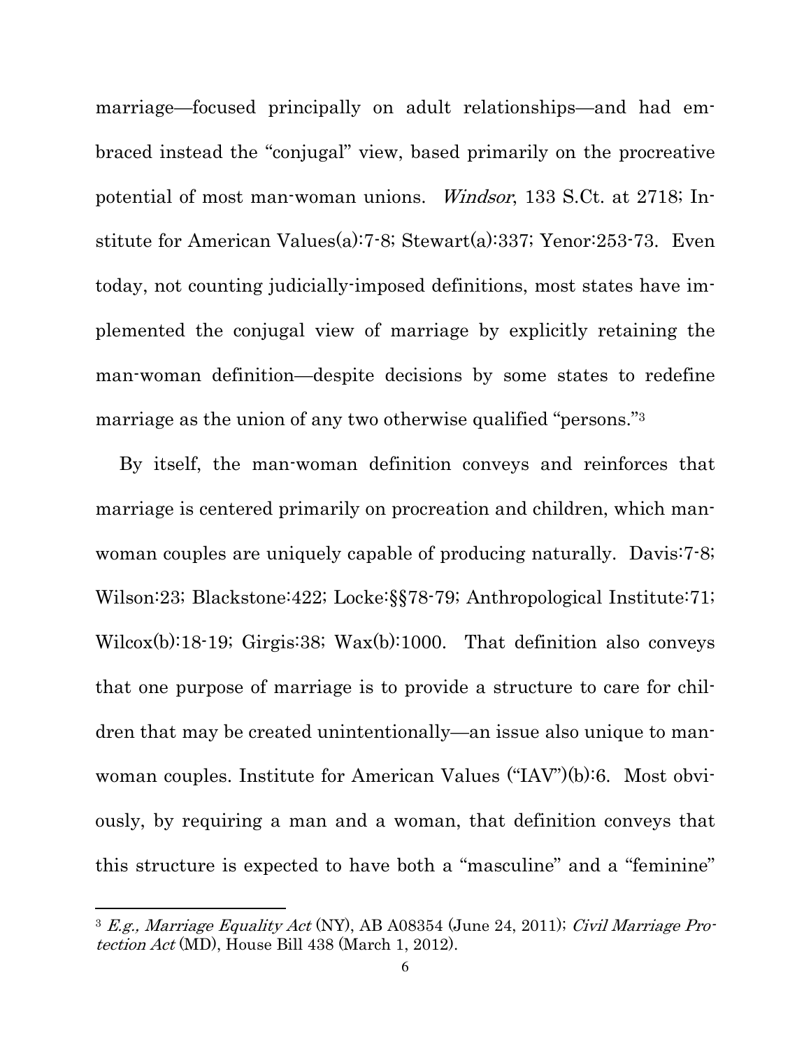marriage—focused principally on adult relationships—and had embraced instead the "conjugal" view, based primarily on the procreative potential of most man-woman unions. *Windsor*, 133 S.Ct. at 2718; Institute for American Values(a):7-8; Stewart(a):337; Yenor:253-73. Even today, not counting judicially-imposed definitions, most states have implemented the conjugal view of marriage by explicitly retaining the man-woman definition—despite decisions by some states to redefine marriage as the union of any two otherwise qualified "persons."[3]

By itself, the man-woman definition conveys and reinforces that marriage is centered primarily on procreation and children, which man-woman couples are uniquely capable of producing naturally. Davis:7-8; Wilson:23; Blackstone:422; Locke:§§78-79; Anthropological Institute:71; Wilcox(b):18-19; Girgis:38; Wax(b):1000. That definition also conveys that one purpose of marriage is to provide a structure to care for children that may be created unintentionally—an issue also unique to man-woman couples. Institute for American Values ("IAV")(b):6. Most obviously, by requiring a man and a woman, that definition conveys that this structure is expected to have both a "masculine" and a "feminine"

---

[3] *E.g., Marriage Equality Act* (NY), AB A08354 (June 24, 2011); *Civil Marriage Protection Act* (MD), House Bill 438 (March 1, 2012).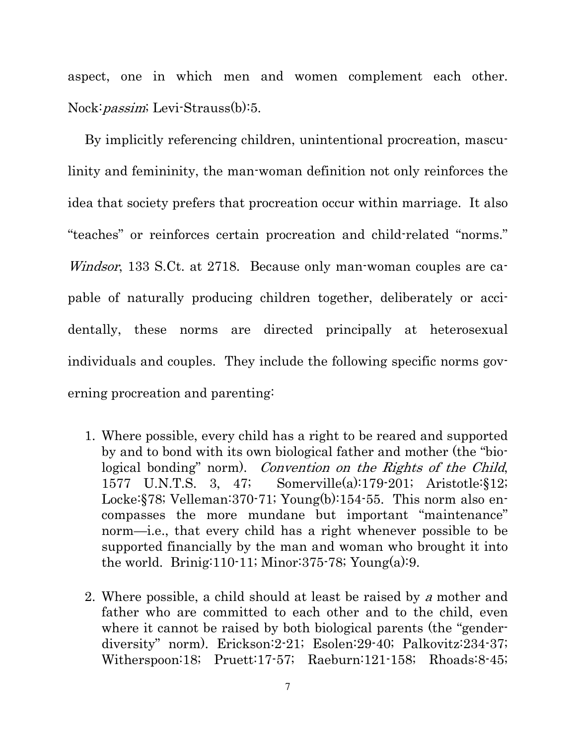aspect, one in which men and women complement each other. Nock:*passim*; Levi-Strauss(b):5.

By implicitly referencing children, unintentional procreation, masculinity and femininity, the man-woman definition not only reinforces the idea that society prefers that procreation occur within marriage. It also "teaches" or reinforces certain procreation and child-related "norms." *Windsor*, 133 S.Ct. at 2718. Because only man-woman couples are capable of naturally producing children together, deliberately or accidentally, these norms are directed principally at heterosexual individuals and couples. They include the following specific norms governing procreation and parenting:

1. Where possible, every child has a right to be reared and supported by and to bond with its own biological father and mother (the "biological bonding" norm). *Convention on the Rights of the Child*, 1577 U.N.T.S. 3, 47; Somerville(a):179-201; Aristotle:§12; Locke:§78; Velleman:370-71; Young(b):154-55. This norm also encompasses the more mundane but important "maintenance" norm—i.e., that every child has a right whenever possible to be supported financially by the man and woman who brought it into the world. Brinig:110-11; Minor:375-78; Young(a):9.

2. Where possible, a child should at least be raised by *a* mother and father who are committed to each other and to the child, even where it cannot be raised by both biological parents (the "gender-diversity" norm). Erickson:2-21; Esolen:29-40; Palkovitz:234-37; Witherspoon:18; Pruett:17-57; Raeburn:121-158; Rhoads:8-45;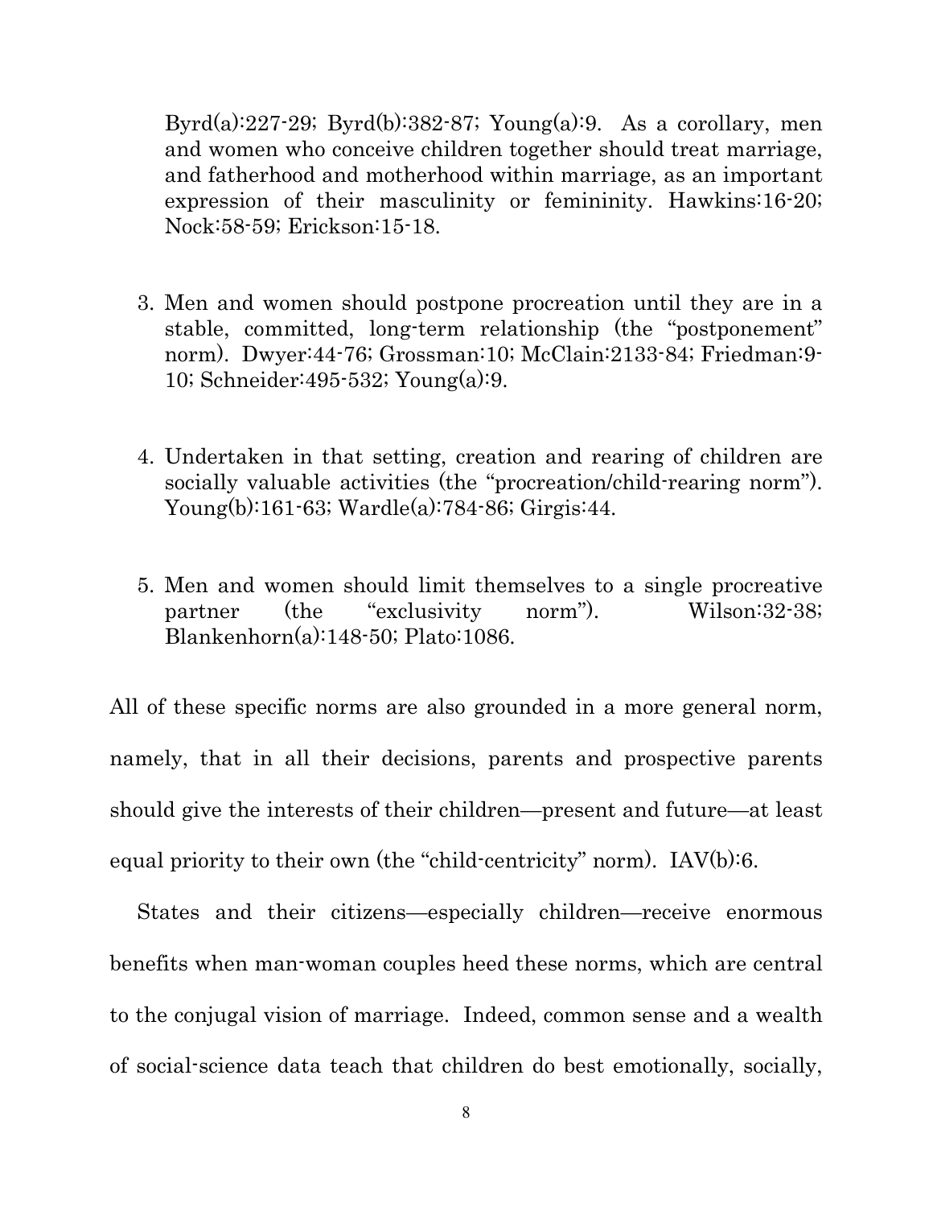Byrd(a):227-29; Byrd(b):382-87; Young(a):9. As a corollary, men and women who conceive children together should treat marriage, and fatherhood and motherhood within marriage, as an important expression of their masculinity or femininity. Hawkins:16-20; Nock:58-59; Erickson:15-18.

3. Men and women should postpone procreation until they are in a stable, committed, long-term relationship (the "postponement" norm). Dwyer:44-76; Grossman:10; McClain:2133-84; Friedman:9-10; Schneider:495-532; Young(a):9.

4. Undertaken in that setting, creation and rearing of children are socially valuable activities (the "procreation/child-rearing norm"). Young(b):161-63; Wardle(a):784-86; Girgis:44.

5. Men and women should limit themselves to a single procreative partner (the "exclusivity norm"). Wilson:32-38; Blankenhorn(a):148-50; Plato:1086.

All of these specific norms are also grounded in a more general norm, namely, that in all their decisions, parents and prospective parents should give the interests of their children—present and future—at least equal priority to their own (the "child-centricity" norm). IAV(b):6.

States and their citizens—especially children—receive enormous benefits when man-woman couples heed these norms, which are central to the conjugal vision of marriage. Indeed, common sense and a wealth of social-science data teach that children do best emotionally, socially,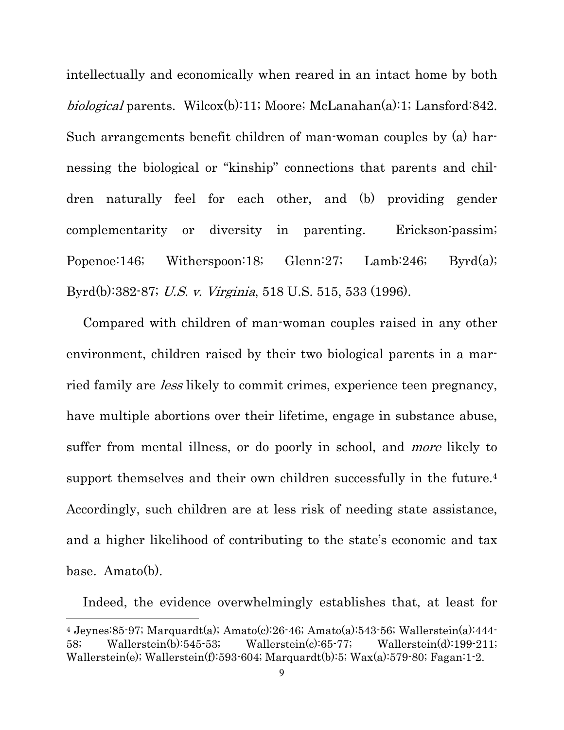intellectually and economically when reared in an intact home by both *biological* parents. Wilcox(b):11; Moore; McLanahan(a):1; Lansford:842. Such arrangements benefit children of man-woman couples by (a) harnessing the biological or "kinship" connections that parents and children naturally feel for each other, and (b) providing gender complementarity or diversity in parenting. Erickson:passim; Popenoe:146; Witherspoon:18; Glenn:27; Lamb:246; Byrd(a); Byrd(b):382-87; *U.S. v. Virginia*, 518 U.S. 515, 533 (1996).

Compared with children of man-woman couples raised in any other environment, children raised by their two biological parents in a married family are *less* likely to commit crimes, experience teen pregnancy, have multiple abortions over their lifetime, engage in substance abuse, suffer from mental illness, or do poorly in school, and *more* likely to support themselves and their own children successfully in the future.[4] Accordingly, such children are at less risk of needing state assistance, and a higher likelihood of contributing to the state's economic and tax base. Amato(b).

Indeed, the evidence overwhelmingly establishes that, at least for

---

[4] Jeynes:85-97; Marquardt(a); Amato(c):26-46; Amato(a):543-56; Wallerstein(a):444-58; Wallerstein(b):545-53; Wallerstein(c):65-77; Wallerstein(d):199-211; Wallerstein(e); Wallerstein(f):593-604; Marquardt(b):5; Wax(a):579-80; Fagan:1-2.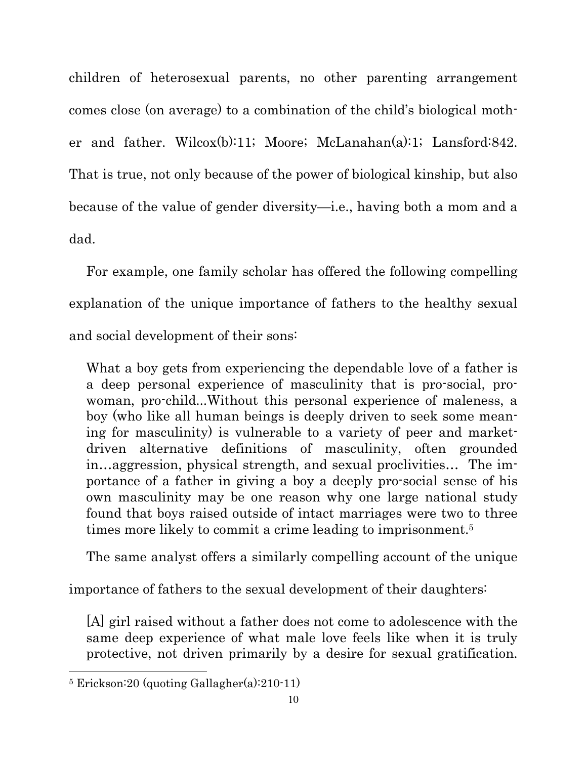children of heterosexual parents, no other parenting arrangement comes close (on average) to a combination of the child's biological mother and father. Wilcox(b):11; Moore; McLanahan(a):1; Lansford:842. That is true, not only because of the power of biological kinship, but also because of the value of gender diversity—i.e., having both a mom and a dad.

For example, one family scholar has offered the following compelling explanation of the unique importance of fathers to the healthy sexual and social development of their sons:

> What a boy gets from experiencing the dependable love of a father is a deep personal experience of masculinity that is pro-social, pro-woman, pro-child...Without this personal experience of maleness, a boy (who like all human beings is deeply driven to seek some meaning for masculinity) is vulnerable to a variety of peer and market-driven alternative definitions of masculinity, often grounded in…aggression, physical strength, and sexual proclivities… The importance of a father in giving a boy a deeply pro-social sense of his own masculinity may be one reason why one large national study found that boys raised outside of intact marriages were two to three times more likely to commit a crime leading to imprisonment.[5]

The same analyst offers a similarly compelling account of the unique importance of fathers to the sexual development of their daughters:

> [A] girl raised without a father does not come to adolescence with the same deep experience of what male love feels like when it is truly protective, not driven primarily by a desire for sexual gratification.

---

[5] Erickson:20 (quoting Gallagher(a):210-11)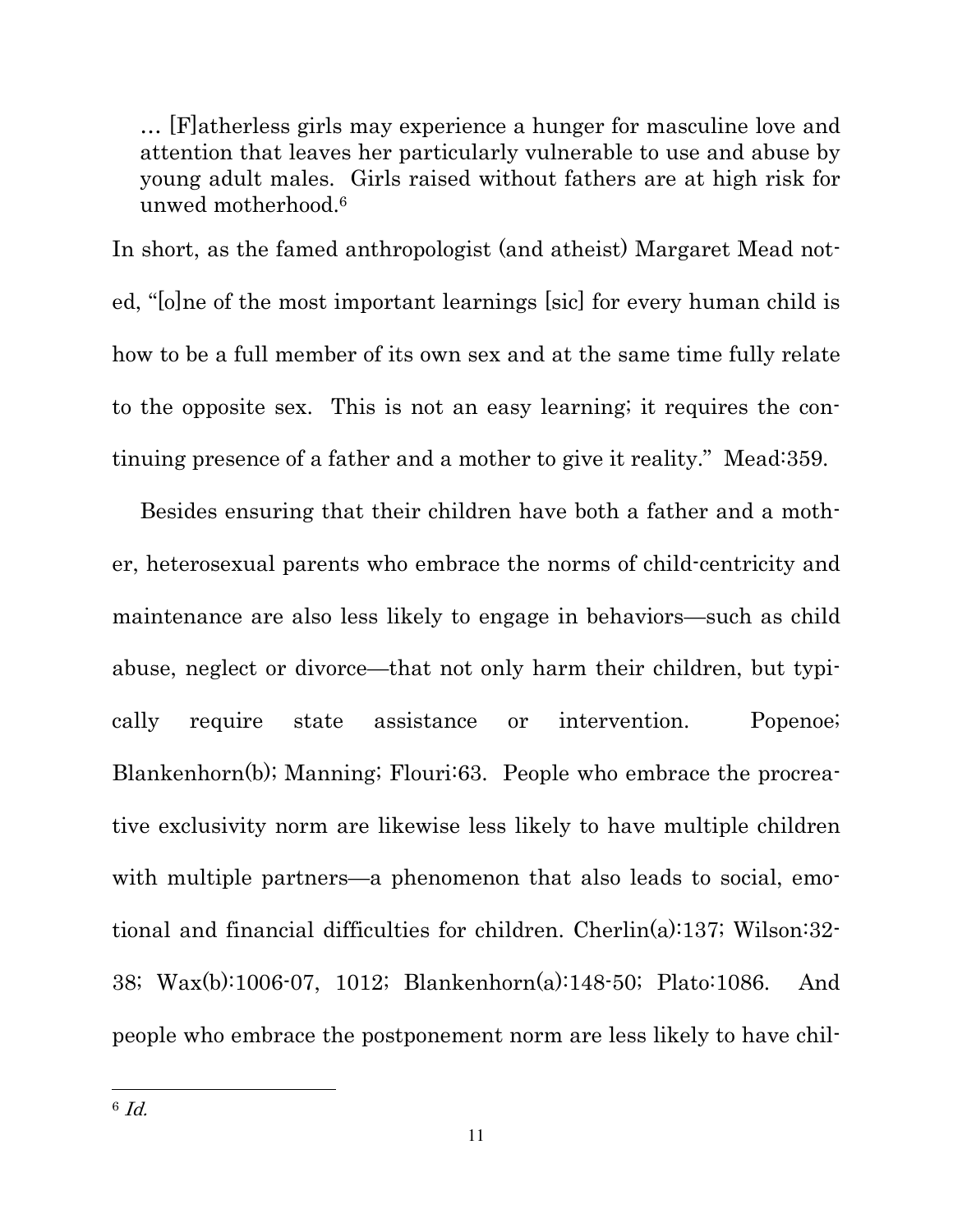> … [F]atherless girls may experience a hunger for masculine love and attention that leaves her particularly vulnerable to use and abuse by young adult males. Girls raised without fathers are at high risk for unwed motherhood.[6]

In short, as the famed anthropologist (and atheist) Margaret Mead noted, "[o]ne of the most important learnings [sic] for every human child is how to be a full member of its own sex and at the same time fully relate to the opposite sex. This is not an easy learning; it requires the continuing presence of a father and a mother to give it reality." Mead:359.

Besides ensuring that their children have both a father and a mother, heterosexual parents who embrace the norms of child-centricity and maintenance are also less likely to engage in behaviors—such as child abuse, neglect or divorce—that not only harm their children, but typically require state assistance or intervention. Popenoe; Blankenhorn(b); Manning; Flouri:63. People who embrace the procreative exclusivity norm are likewise less likely to have multiple children with multiple partners—a phenomenon that also leads to social, emotional and financial difficulties for children. Cherlin(a):137; Wilson:32-38; Wax(b):1006-07, 1012; Blankenhorn(a):148-50; Plato:1086. And people who embrace the postponement norm are less likely to have chil-

---

[6] *Id.*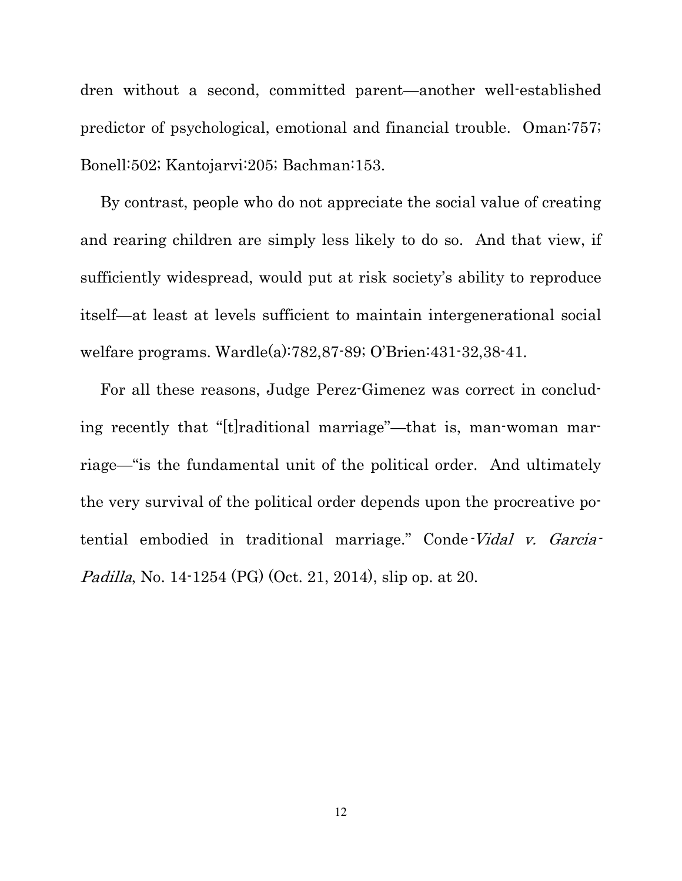dren without a second, committed parent—another well-established predictor of psychological, emotional and financial trouble. Oman:757; Bonell:502; Kantojarvi:205; Bachman:153.

By contrast, people who do not appreciate the social value of creating and rearing children are simply less likely to do so. And that view, if sufficiently widespread, would put at risk society's ability to reproduce itself—at least at levels sufficient to maintain intergenerational social welfare programs. Wardle(a):782,87-89; O'Brien:431-32,38-41.

For all these reasons, Judge Perez-Gimenez was correct in concluding recently that "[t]raditional marriage"—that is, man-woman marriage—"is the fundamental unit of the political order. And ultimately the very survival of the political order depends upon the procreative potential embodied in traditional marriage." Conde-*Vidal v. Garcia-Padilla*, No. 14-1254 (PG) (Oct. 21, 2014), slip op. at 20.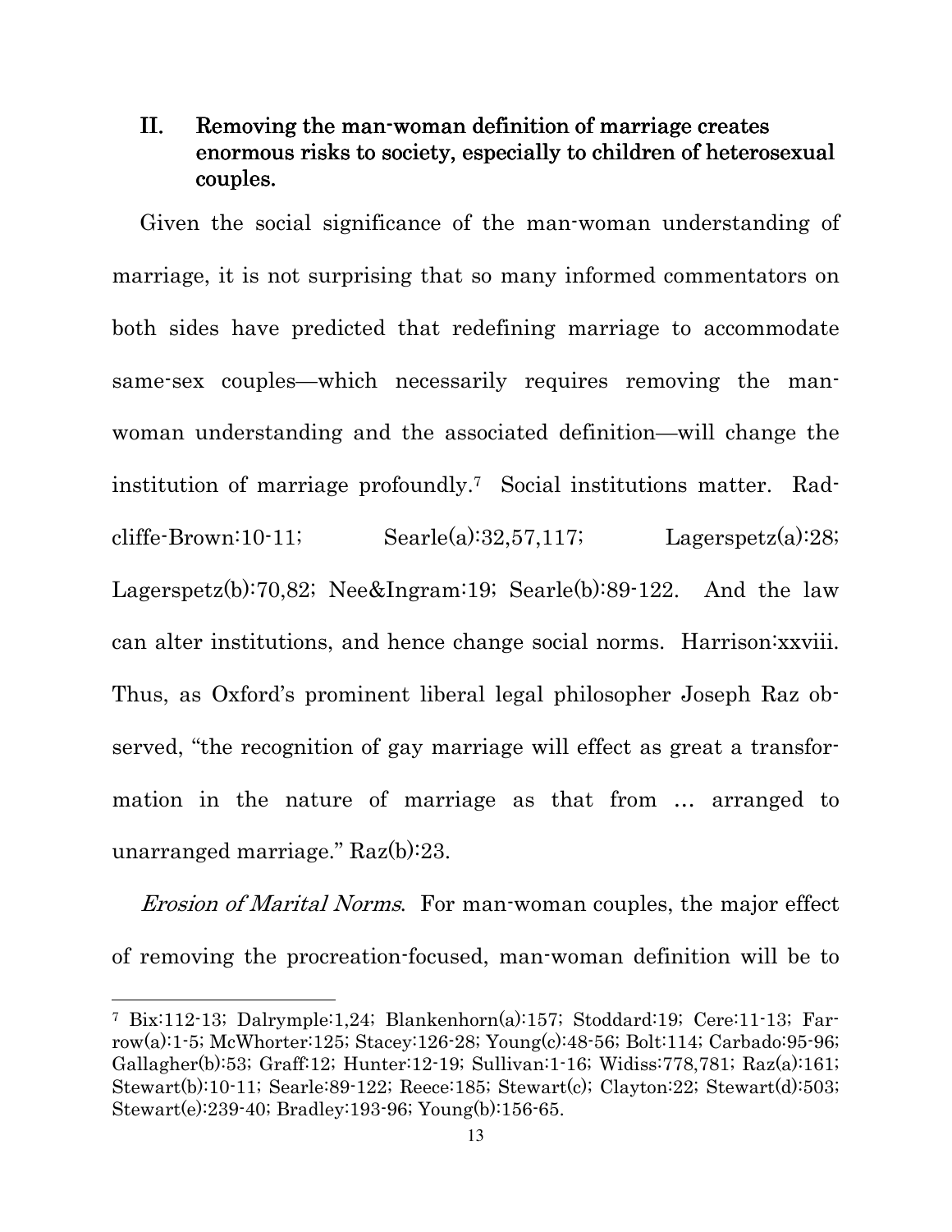## II. Removing the man-woman definition of marriage creates enormous risks to society, especially to children of heterosexual couples.

Given the social significance of the man-woman understanding of marriage, it is not surprising that so many informed commentators on both sides have predicted that redefining marriage to accommodate same-sex couples—which necessarily requires removing the man-woman understanding and the associated definition—will change the institution of marriage profoundly.[7] Social institutions matter. Radcliffe-Brown:10-11; Searle(a):32,57,117; Lagerspetz(a):28; Lagerspetz(b):70,82; Nee&Ingram:19; Searle(b):89-122. And the law can alter institutions, and hence change social norms. Harrison:xxviii. Thus, as Oxford's prominent liberal legal philosopher Joseph Raz observed, "the recognition of gay marriage will effect as great a transformation in the nature of marriage as that from … arranged to unarranged marriage." Raz(b):23.

*Erosion of Marital Norms*. For man-woman couples, the major effect of removing the procreation-focused, man-woman definition will be to

---

[7] Bix:112-13; Dalrymple:1,24; Blankenhorn(a):157; Stoddard:19; Cere:11-13; Farrow(a):1-5; McWhorter:125; Stacey:126-28; Young(c):48-56; Bolt:114; Carbado:95-96; Gallagher(b):53; Graff:12; Hunter:12-19; Sullivan:1-16; Widiss:778,781; Raz(a):161; Stewart(b):10-11; Searle:89-122; Reece:185; Stewart(c); Clayton:22; Stewart(d):503; Stewart(e):239-40; Bradley:193-96; Young(b):156-65.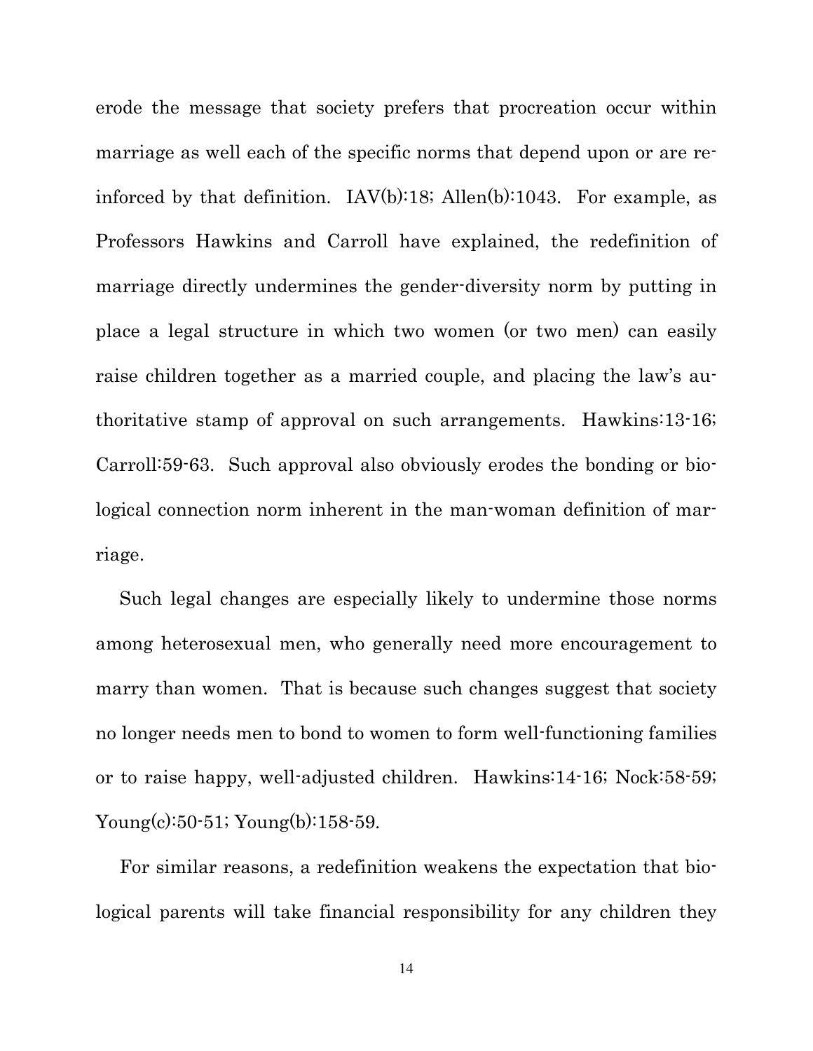erode the message that society prefers that procreation occur within marriage as well each of the specific norms that depend upon or are reinforced by that definition. IAV(b):18; Allen(b):1043. For example, as Professors Hawkins and Carroll have explained, the redefinition of marriage directly undermines the gender-diversity norm by putting in place a legal structure in which two women (or two men) can easily raise children together as a married couple, and placing the law's authoritative stamp of approval on such arrangements. Hawkins:13-16; Carroll:59-63. Such approval also obviously erodes the bonding or biological connection norm inherent in the man-woman definition of marriage.

Such legal changes are especially likely to undermine those norms among heterosexual men, who generally need more encouragement to marry than women. That is because such changes suggest that society no longer needs men to bond to women to form well-functioning families or to raise happy, well-adjusted children. Hawkins:14-16; Nock:58-59; Young(c):50-51; Young(b):158-59.

For similar reasons, a redefinition weakens the expectation that biological parents will take financial responsibility for any children they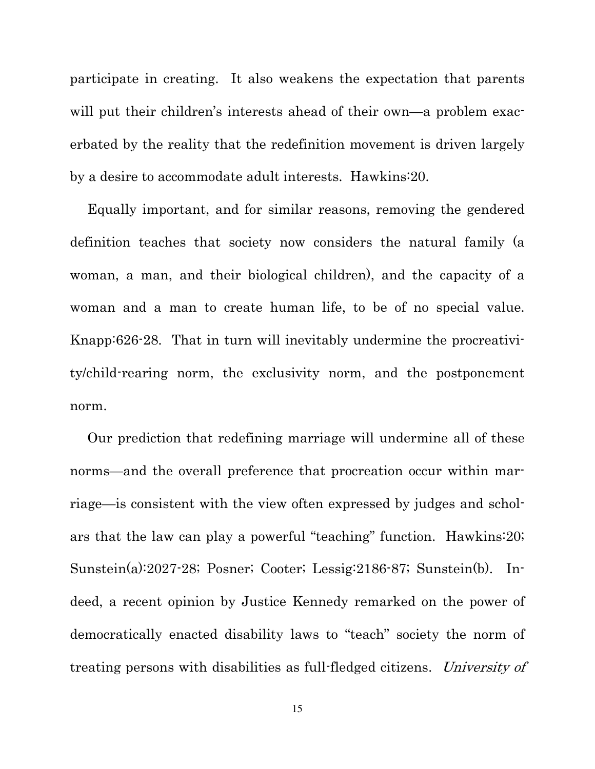participate in creating. It also weakens the expectation that parents will put their children's interests ahead of their own—a problem exacerbated by the reality that the redefinition movement is driven largely by a desire to accommodate adult interests. Hawkins:20.

Equally important, and for similar reasons, removing the gendered definition teaches that society now considers the natural family (a woman, a man, and their biological children), and the capacity of a woman and a man to create human life, to be of no special value. Knapp:626-28. That in turn will inevitably undermine the procreativity/child-rearing norm, the exclusivity norm, and the postponement norm.

Our prediction that redefining marriage will undermine all of these norms—and the overall preference that procreation occur within marriage—is consistent with the view often expressed by judges and scholars that the law can play a powerful "teaching" function. Hawkins:20; Sunstein(a):2027-28; Posner; Cooter; Lessig:2186-87; Sunstein(b). Indeed, a recent opinion by Justice Kennedy remarked on the power of democratically enacted disability laws to "teach" society the norm of treating persons with disabilities as full-fledged citizens. *University of*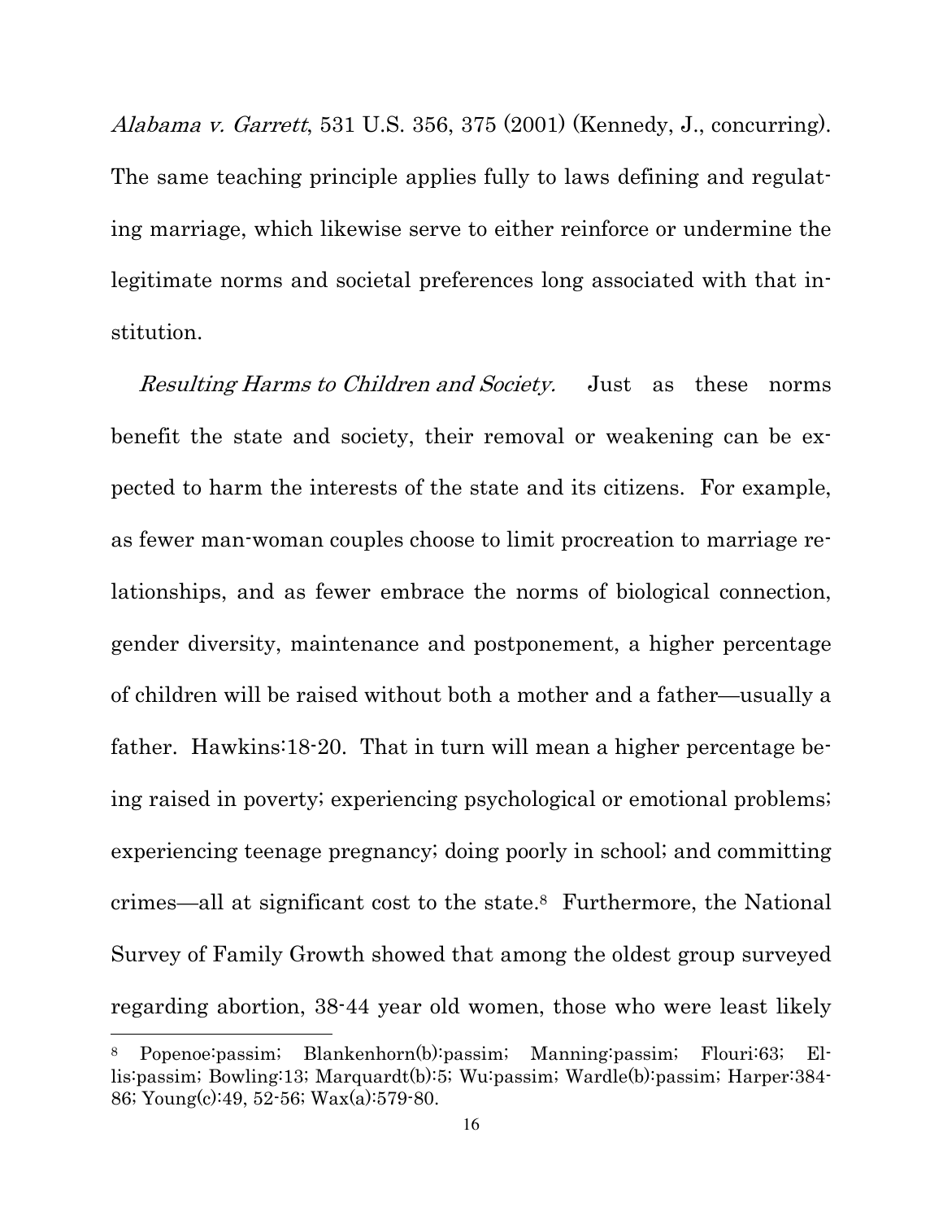*Alabama v. Garrett*, 531 U.S. 356, 375 (2001) (Kennedy, J., concurring). The same teaching principle applies fully to laws defining and regulating marriage, which likewise serve to either reinforce or undermine the legitimate norms and societal preferences long associated with that institution.

*Resulting Harms to Children and Society.* Just as these norms benefit the state and society, their removal or weakening can be expected to harm the interests of the state and its citizens. For example, as fewer man-woman couples choose to limit procreation to marriage relationships, and as fewer embrace the norms of biological connection, gender diversity, maintenance and postponement, a higher percentage of children will be raised without both a mother and a father—usually a father. Hawkins:18-20. That in turn will mean a higher percentage being raised in poverty; experiencing psychological or emotional problems; experiencing teenage pregnancy; doing poorly in school; and committing crimes—all at significant cost to the state.[8] Furthermore, the National Survey of Family Growth showed that among the oldest group surveyed regarding abortion, 38-44 year old women, those who were least likely

---

[8] Popenoe:passim; Blankenhorn(b):passim; Manning:passim; Flouri:63; Ellis:passim; Bowling:13; Marquardt(b):5; Wu:passim; Wardle(b):passim; Harper:384-86; Young(c):49, 52-56; Wax(a):579-80.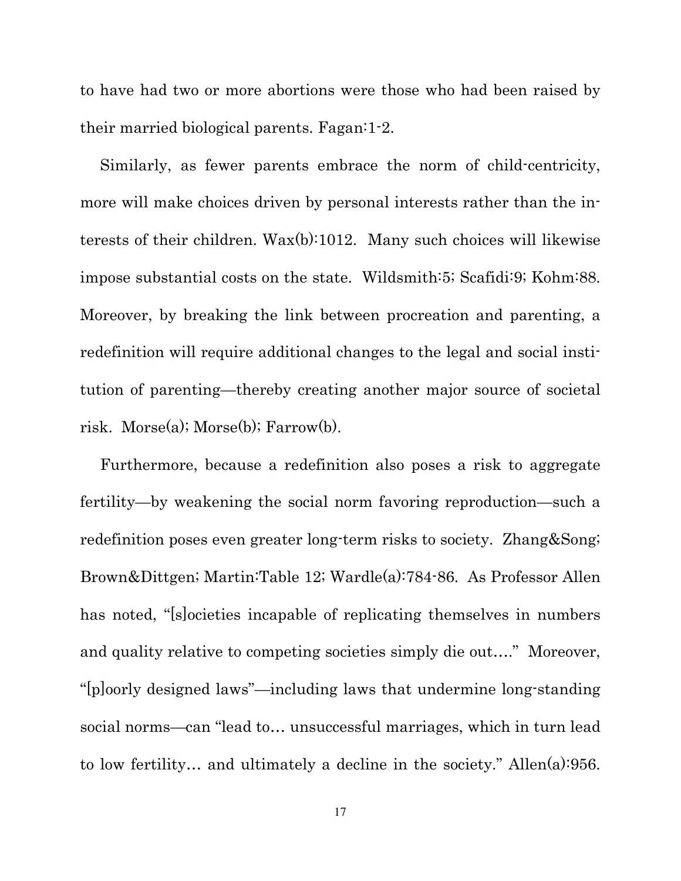to have had two or more abortions were those who had been raised by their married biological parents. Fagan:1-2.

Similarly, as fewer parents embrace the norm of child-centricity, more will make choices driven by personal interests rather than the interests of their children. Wax(b):1012. Many such choices will likewise impose substantial costs on the state. Wildsmith:5; Scafidi:9; Kohm:88. Moreover, by breaking the link between procreation and parenting, a redefinition will require additional changes to the legal and social institution of parenting—thereby creating another major source of societal risk. Morse(a); Morse(b); Farrow(b).

Furthermore, because a redefinition also poses a risk to aggregate fertility—by weakening the social norm favoring reproduction—such a redefinition poses even greater long-term risks to society. Zhang&Song; Brown&Dittgen; Martin:Table 12; Wardle(a):784-86. As Professor Allen has noted, "[s]ocieties incapable of replicating themselves in numbers and quality relative to competing societies simply die out…." Moreover, "[p]oorly designed laws"—including laws that undermine long-standing social norms—can "lead to… unsuccessful marriages, which in turn lead to low fertility… and ultimately a decline in the society." Allen(a):956.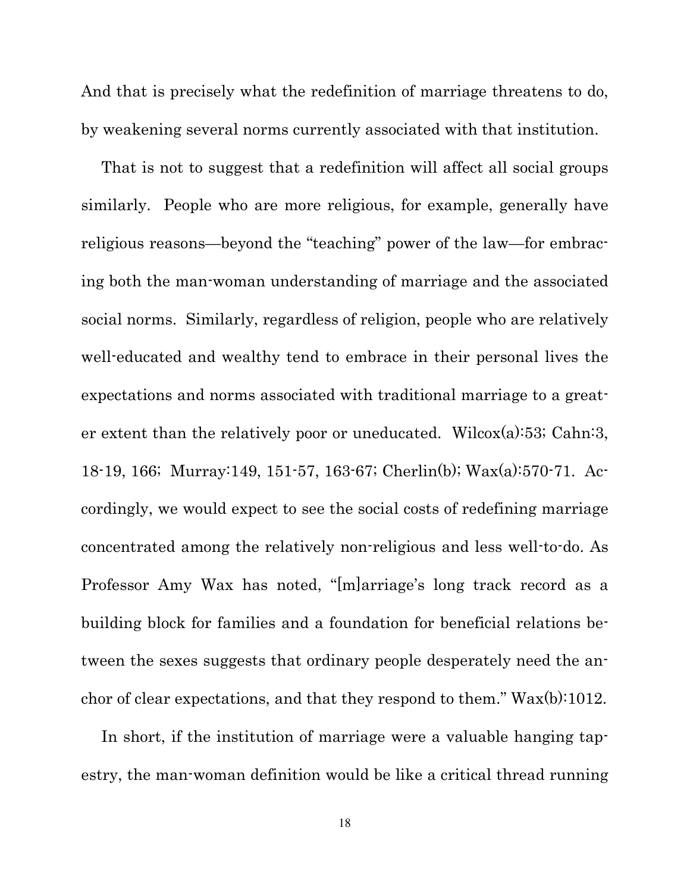And that is precisely what the redefinition of marriage threatens to do, by weakening several norms currently associated with that institution.

That is not to suggest that a redefinition will affect all social groups similarly. People who are more religious, for example, generally have religious reasons—beyond the "teaching" power of the law—for embracing both the man-woman understanding of marriage and the associated social norms. Similarly, regardless of religion, people who are relatively well-educated and wealthy tend to embrace in their personal lives the expectations and norms associated with traditional marriage to a greater extent than the relatively poor or uneducated. Wilcox(a):53; Cahn:3, 18-19, 166; Murray:149, 151-57, 163-67; Cherlin(b); Wax(a):570-71. Accordingly, we would expect to see the social costs of redefining marriage concentrated among the relatively non-religious and less well-to-do. As Professor Amy Wax has noted, "[m]arriage's long track record as a building block for families and a foundation for beneficial relations between the sexes suggests that ordinary people desperately need the anchor of clear expectations, and that they respond to them." Wax(b):1012.

In short, if the institution of marriage were a valuable hanging tapestry, the man-woman definition would be like a critical thread running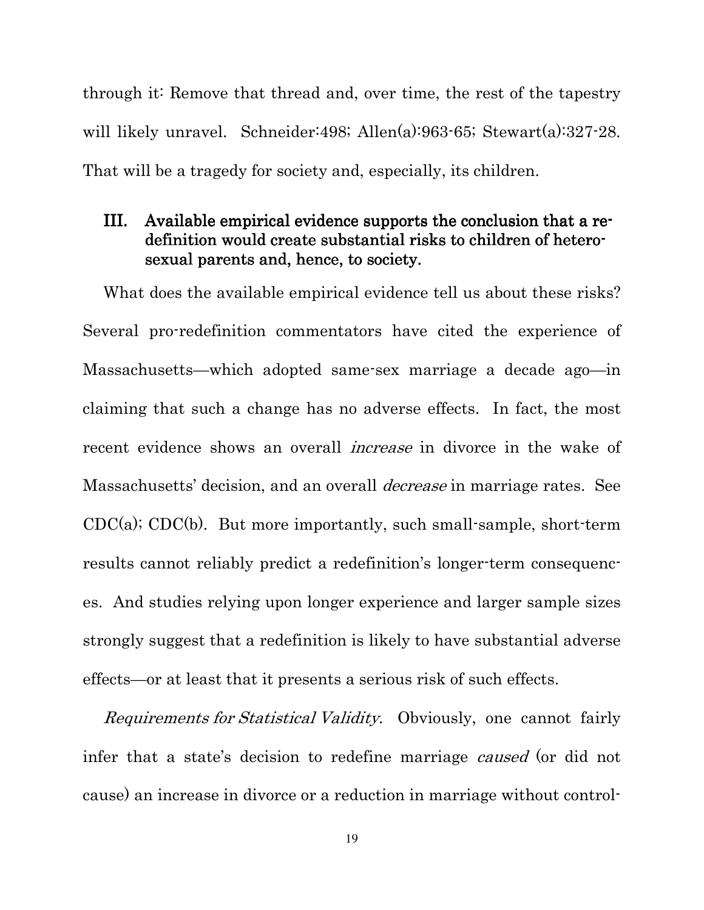through it: Remove that thread and, over time, the rest of the tapestry will likely unravel. Schneider:498; Allen(a):963-65; Stewart(a):327-28. That will be a tragedy for society and, especially, its children.

## III. Available empirical evidence supports the conclusion that a redefinition would create substantial risks to children of heterosexual parents and, hence, to society.

What does the available empirical evidence tell us about these risks? Several pro-redefinition commentators have cited the experience of Massachusetts—which adopted same-sex marriage a decade ago—in claiming that such a change has no adverse effects. In fact, the most recent evidence shows an overall *increase* in divorce in the wake of Massachusetts' decision, and an overall *decrease* in marriage rates. See CDC(a); CDC(b). But more importantly, such small-sample, short-term results cannot reliably predict a redefinition's longer-term consequences. And studies relying upon longer experience and larger sample sizes strongly suggest that a redefinition is likely to have substantial adverse effects—or at least that it presents a serious risk of such effects.

*Requirements for Statistical Validity.* Obviously, one cannot fairly infer that a state's decision to redefine marriage *caused* (or did not cause) an increase in divorce or a reduction in marriage without control-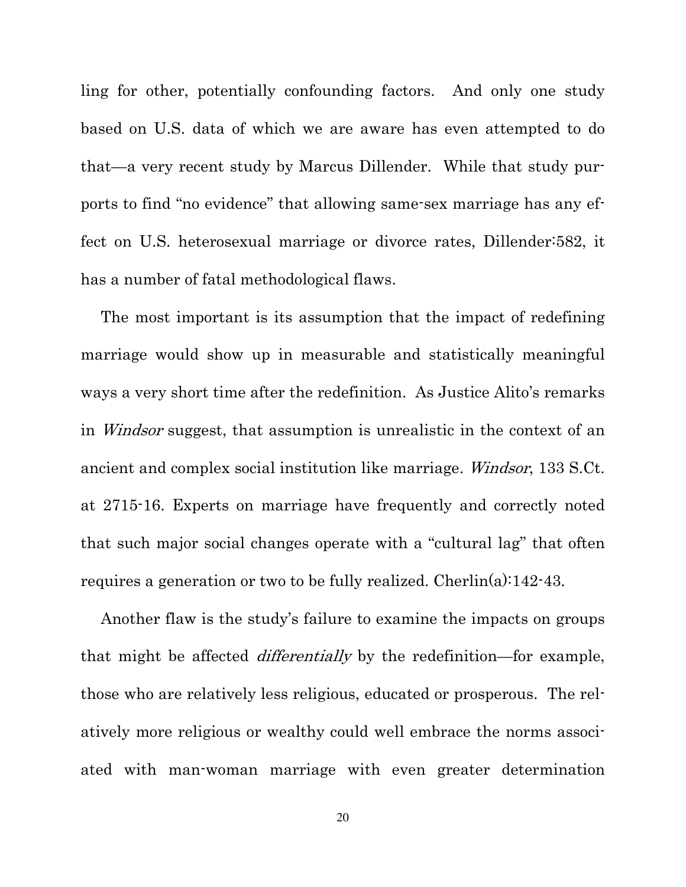ling for other, potentially confounding factors. And only one study based on U.S. data of which we are aware has even attempted to do that—a very recent study by Marcus Dillender. While that study purports to find "no evidence" that allowing same-sex marriage has any effect on U.S. heterosexual marriage or divorce rates, Dillender:582, it has a number of fatal methodological flaws.

The most important is its assumption that the impact of redefining marriage would show up in measurable and statistically meaningful ways a very short time after the redefinition. As Justice Alito's remarks in *Windsor* suggest, that assumption is unrealistic in the context of an ancient and complex social institution like marriage. *Windsor*, 133 S.Ct. at 2715-16. Experts on marriage have frequently and correctly noted that such major social changes operate with a "cultural lag" that often requires a generation or two to be fully realized. Cherlin(a):142-43.

Another flaw is the study's failure to examine the impacts on groups that might be affected *differentially* by the redefinition—for example, those who are relatively less religious, educated or prosperous. The relatively more religious or wealthy could well embrace the norms associated with man-woman marriage with even greater determination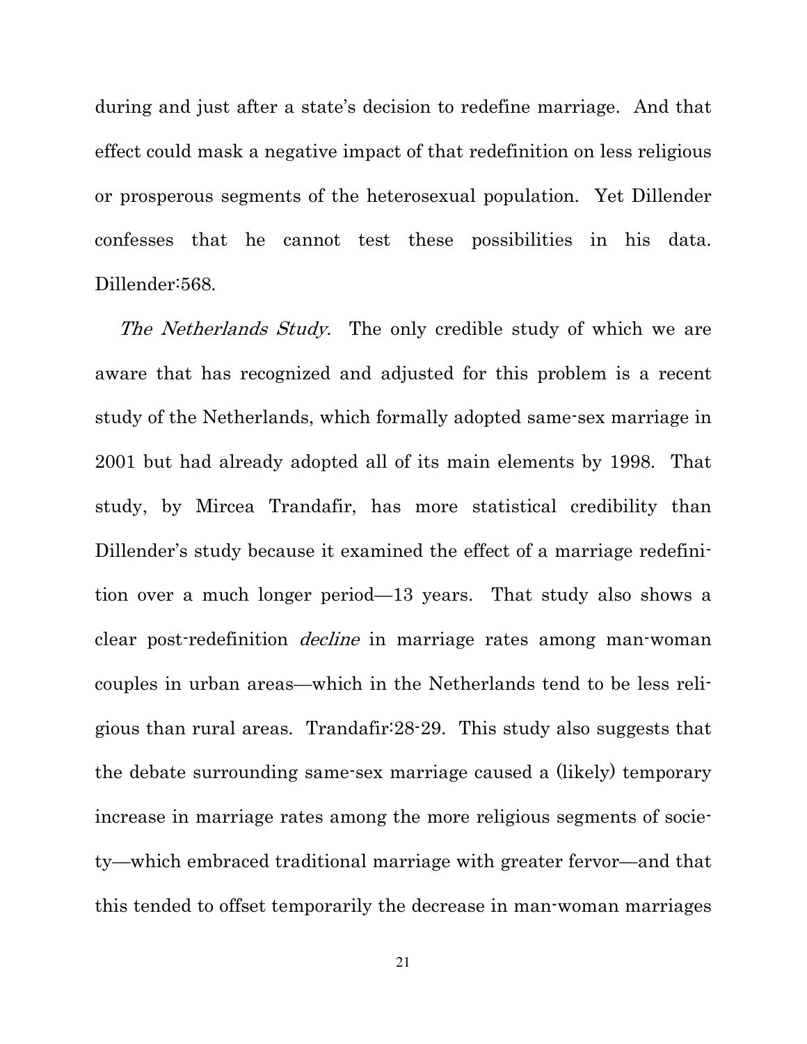during and just after a state's decision to redefine marriage. And that effect could mask a negative impact of that redefinition on less religious or prosperous segments of the heterosexual population. Yet Dillender confesses that he cannot test these possibilities in his data. Dillender:568.

*The Netherlands Study.* The only credible study of which we are aware that has recognized and adjusted for this problem is a recent study of the Netherlands, which formally adopted same-sex marriage in 2001 but had already adopted all of its main elements by 1998. That study, by Mircea Trandafir, has more statistical credibility than Dillender's study because it examined the effect of a marriage redefinition over a much longer period—13 years. That study also shows a clear post-redefinition *decline* in marriage rates among man-woman couples in urban areas—which in the Netherlands tend to be less religious than rural areas. Trandafir:28-29. This study also suggests that the debate surrounding same-sex marriage caused a (likely) temporary increase in marriage rates among the more religious segments of society—which embraced traditional marriage with greater fervor—and that this tended to offset temporarily the decrease in man-woman marriages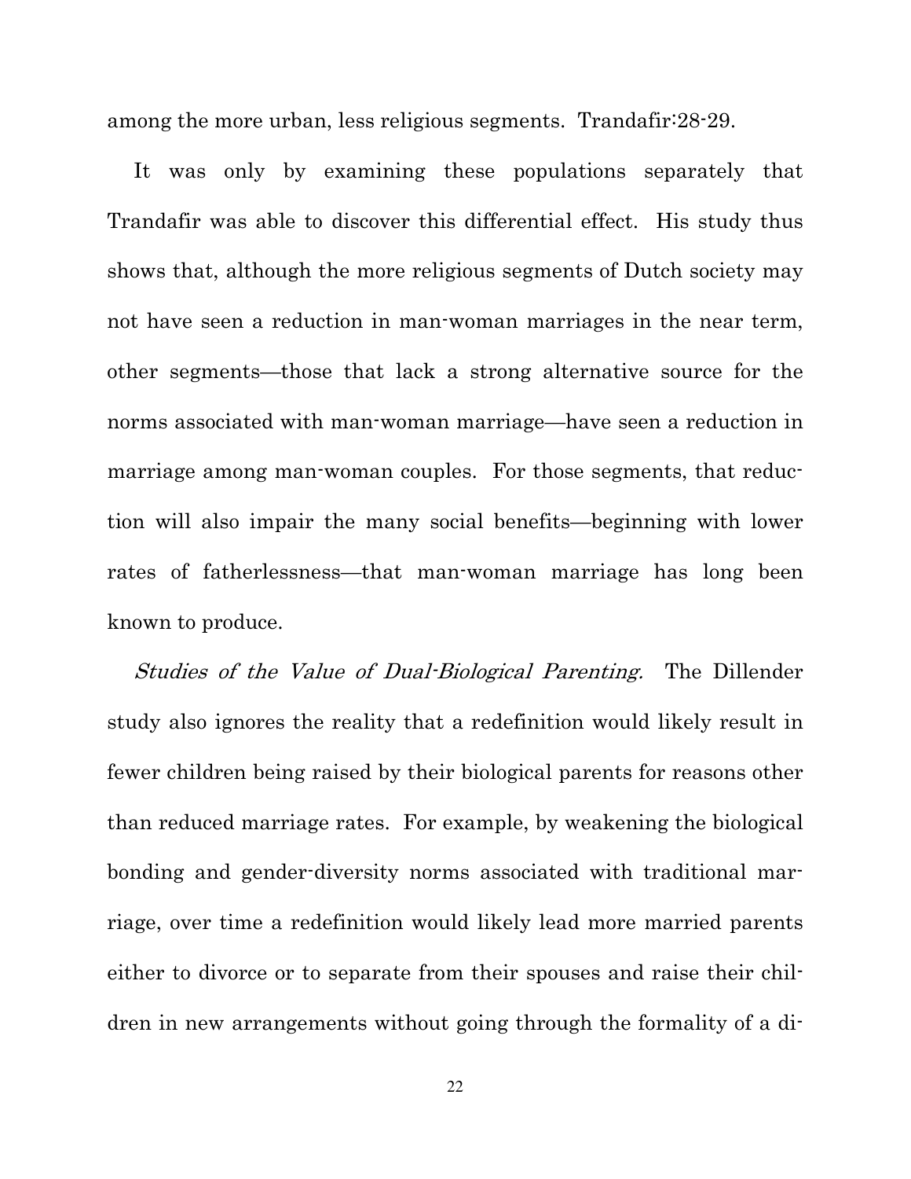among the more urban, less religious segments. Trandafir:28-29.

It was only by examining these populations separately that Trandafir was able to discover this differential effect. His study thus shows that, although the more religious segments of Dutch society may not have seen a reduction in man-woman marriages in the near term, other segments—those that lack a strong alternative source for the norms associated with man-woman marriage—have seen a reduction in marriage among man-woman couples. For those segments, that reduction will also impair the many social benefits—beginning with lower rates of fatherlessness—that man-woman marriage has long been known to produce.

*Studies of the Value of Dual-Biological Parenting.* The Dillender study also ignores the reality that a redefinition would likely result in fewer children being raised by their biological parents for reasons other than reduced marriage rates. For example, by weakening the biological bonding and gender-diversity norms associated with traditional marriage, over time a redefinition would likely lead more married parents either to divorce or to separate from their spouses and raise their children in new arrangements without going through the formality of a di-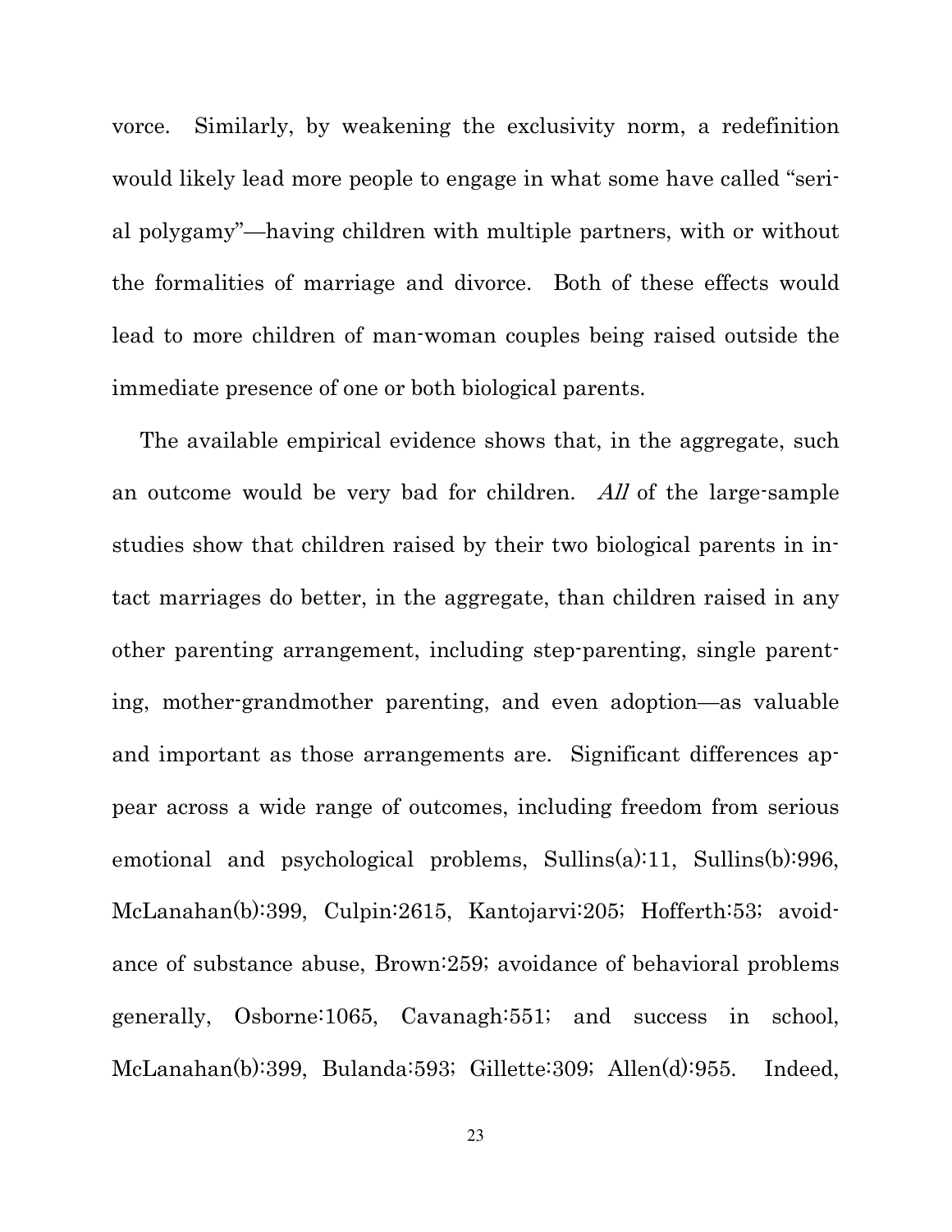vorce. Similarly, by weakening the exclusivity norm, a redefinition would likely lead more people to engage in what some have called "serial polygamy"—having children with multiple partners, with or without the formalities of marriage and divorce. Both of these effects would lead to more children of man-woman couples being raised outside the immediate presence of one or both biological parents.

The available empirical evidence shows that, in the aggregate, such an outcome would be very bad for children. *All* of the large-sample studies show that children raised by their two biological parents in intact marriages do better, in the aggregate, than children raised in any other parenting arrangement, including step-parenting, single parenting, mother-grandmother parenting, and even adoption—as valuable and important as those arrangements are. Significant differences appear across a wide range of outcomes, including freedom from serious emotional and psychological problems, Sullins(a):11, Sullins(b):996, McLanahan(b):399, Culpin:2615, Kantojarvi:205; Hofferth:53; avoidance of substance abuse, Brown:259; avoidance of behavioral problems generally, Osborne:1065, Cavanagh:551; and success in school, McLanahan(b):399, Bulanda:593; Gillette:309; Allen(d):955. Indeed,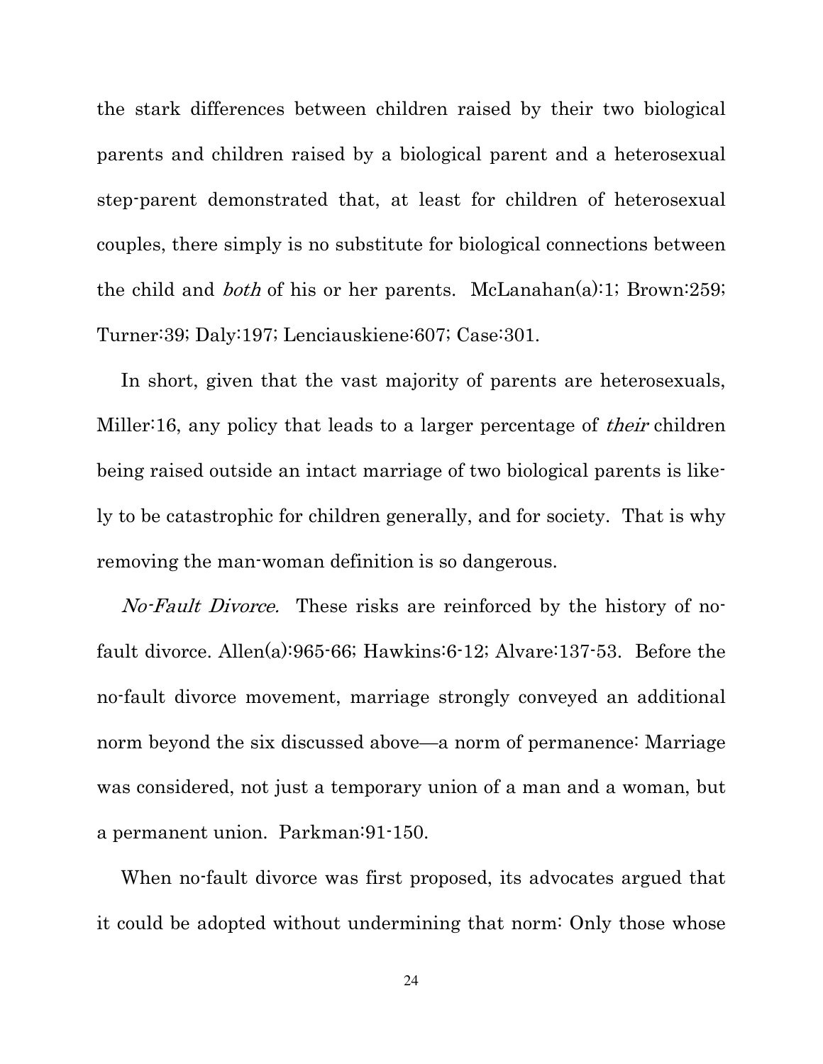the stark differences between children raised by their two biological parents and children raised by a biological parent and a heterosexual step-parent demonstrated that, at least for children of heterosexual couples, there simply is no substitute for biological connections between the child and *both* of his or her parents. McLanahan(a):1; Brown:259; Turner:39; Daly:197; Lenciauskiene:607; Case:301.

In short, given that the vast majority of parents are heterosexuals, Miller:16, any policy that leads to a larger percentage of *their* children being raised outside an intact marriage of two biological parents is likely to be catastrophic for children generally, and for society. That is why removing the man-woman definition is so dangerous.

*No-Fault Divorce.* These risks are reinforced by the history of no-fault divorce. Allen(a):965-66; Hawkins:6-12; Alvare:137-53. Before the no-fault divorce movement, marriage strongly conveyed an additional norm beyond the six discussed above—a norm of permanence: Marriage was considered, not just a temporary union of a man and a woman, but a permanent union. Parkman:91-150.

When no-fault divorce was first proposed, its advocates argued that it could be adopted without undermining that norm: Only those whose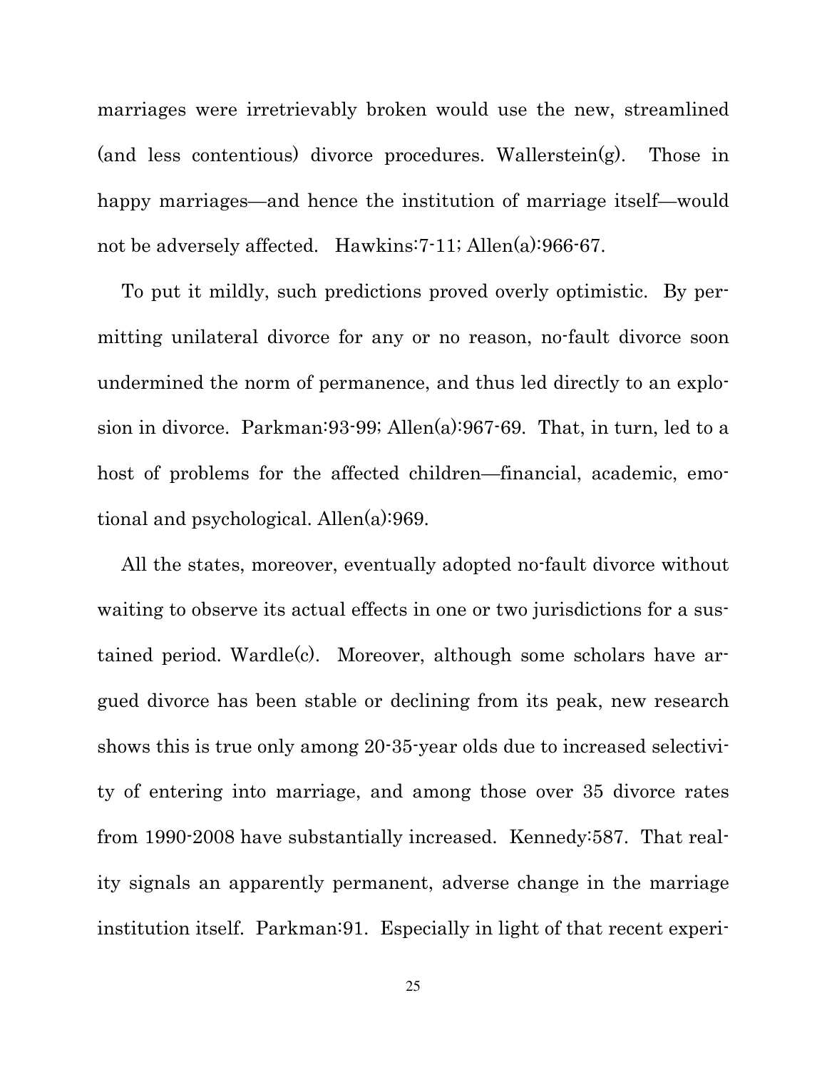marriages were irretrievably broken would use the new, streamlined (and less contentious) divorce procedures. Wallerstein(g). Those in happy marriages—and hence the institution of marriage itself—would not be adversely affected. Hawkins:7-11; Allen(a):966-67.

To put it mildly, such predictions proved overly optimistic. By permitting unilateral divorce for any or no reason, no-fault divorce soon undermined the norm of permanence, and thus led directly to an explosion in divorce. Parkman:93-99; Allen(a):967-69. That, in turn, led to a host of problems for the affected children—financial, academic, emotional and psychological. Allen(a):969.

All the states, moreover, eventually adopted no-fault divorce without waiting to observe its actual effects in one or two jurisdictions for a sustained period. Wardle(c). Moreover, although some scholars have argued divorce has been stable or declining from its peak, new research shows this is true only among 20-35-year olds due to increased selectivity of entering into marriage, and among those over 35 divorce rates from 1990-2008 have substantially increased. Kennedy:587. That reality signals an apparently permanent, adverse change in the marriage institution itself. Parkman:91. Especially in light of that recent experi-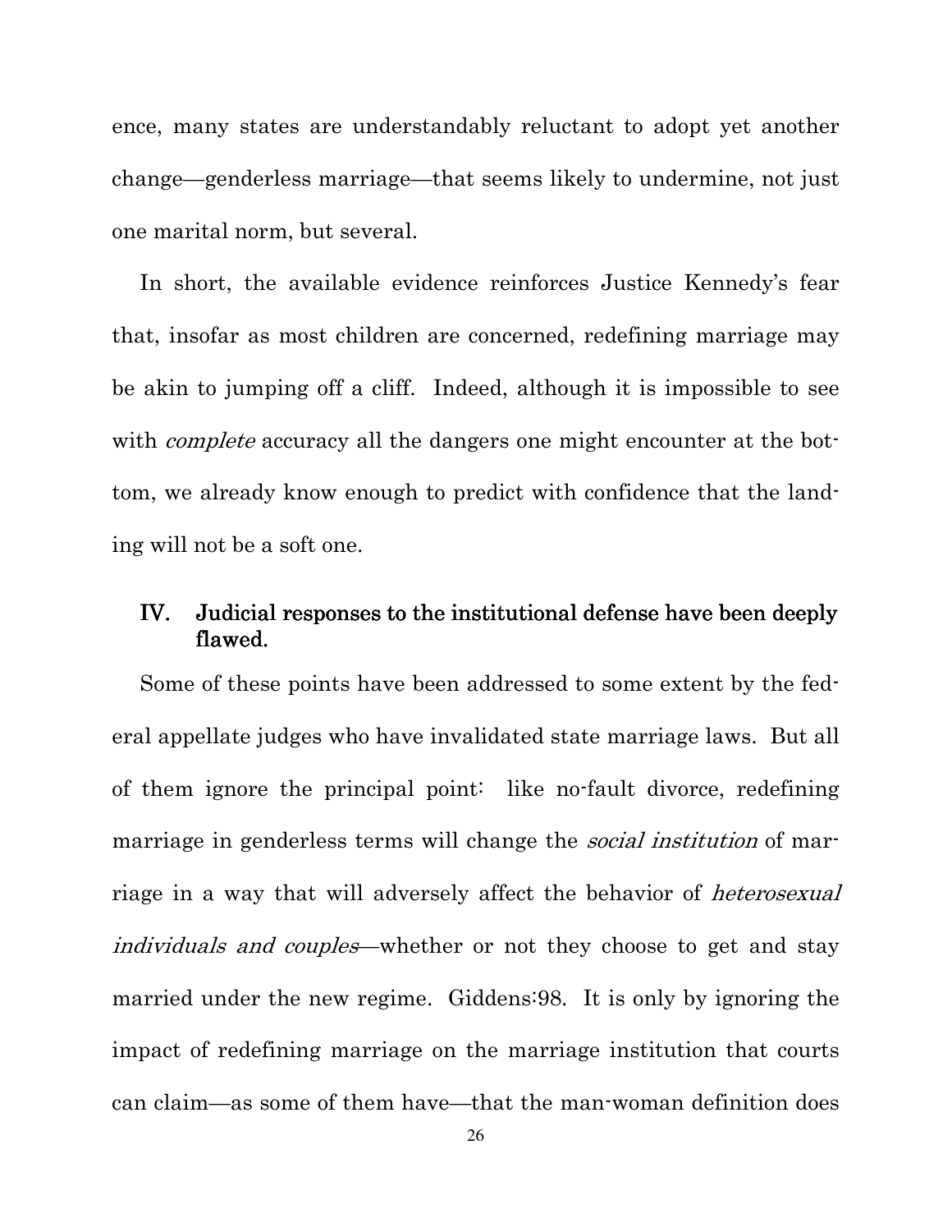ence, many states are understandably reluctant to adopt yet another change—genderless marriage—that seems likely to undermine, not just one marital norm, but several.

In short, the available evidence reinforces Justice Kennedy's fear that, insofar as most children are concerned, redefining marriage may be akin to jumping off a cliff. Indeed, although it is impossible to see with *complete* accuracy all the dangers one might encounter at the bottom, we already know enough to predict with confidence that the landing will not be a soft one.

## IV. Judicial responses to the institutional defense have been deeply flawed.

Some of these points have been addressed to some extent by the federal appellate judges who have invalidated state marriage laws. But all of them ignore the principal point: like no-fault divorce, redefining marriage in genderless terms will change the *social institution* of marriage in a way that will adversely affect the behavior of *heterosexual individuals and couples*—whether or not they choose to get and stay married under the new regime. Giddens:98. It is only by ignoring the impact of redefining marriage on the marriage institution that courts can claim—as some of them have—that the man-woman definition does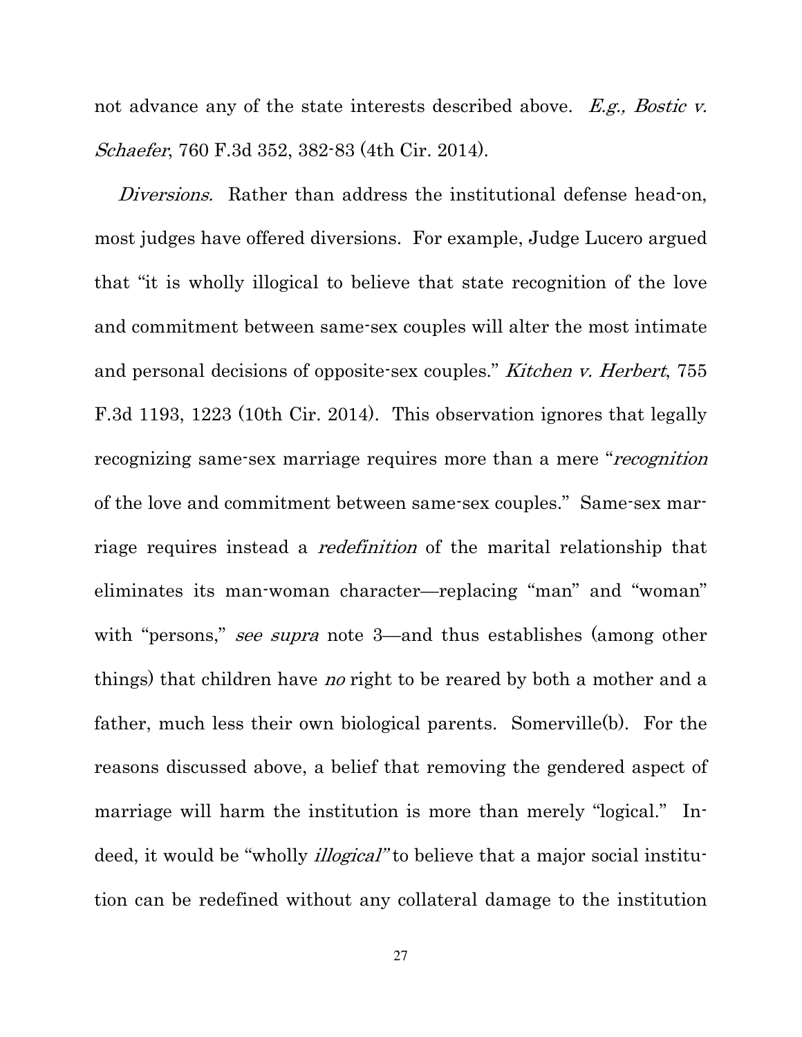not advance any of the state interests described above. *E.g., Bostic v. Schaefer*, 760 F.3d 352, 382-83 (4th Cir. 2014).

*Diversions.* Rather than address the institutional defense head-on, most judges have offered diversions. For example, Judge Lucero argued that "it is wholly illogical to believe that state recognition of the love and commitment between same-sex couples will alter the most intimate and personal decisions of opposite-sex couples." *Kitchen v. Herbert*, 755 F.3d 1193, 1223 (10th Cir. 2014). This observation ignores that legally recognizing same-sex marriage requires more than a mere "*recognition* of the love and commitment between same-sex couples." Same-sex marriage requires instead a *redefinition* of the marital relationship that eliminates its man-woman character—replacing "man" and "woman" with "persons," *see supra* note 3—and thus establishes (among other things) that children have *no* right to be reared by both a mother and a father, much less their own biological parents. Somerville(b). For the reasons discussed above, a belief that removing the gendered aspect of marriage will harm the institution is more than merely "logical." Indeed, it would be "wholly *illogical*" to believe that a major social institution can be redefined without any collateral damage to the institution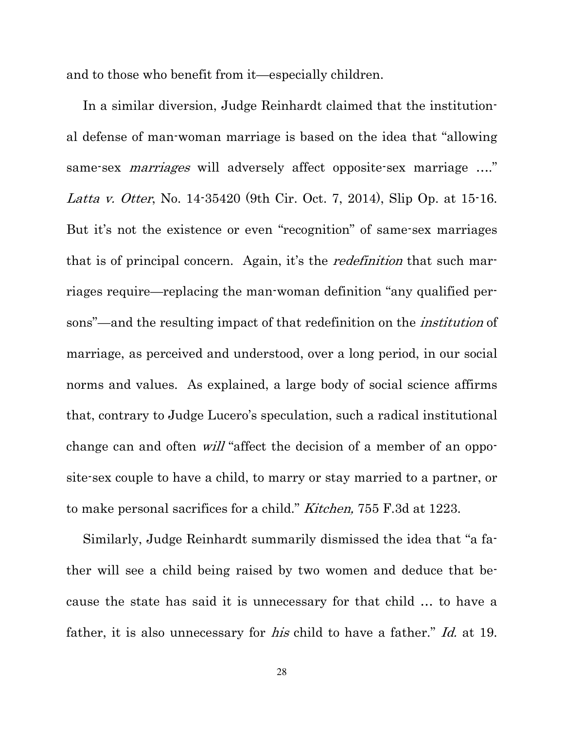and to those who benefit from it—especially children.

In a similar diversion, Judge Reinhardt claimed that the institutional defense of man-woman marriage is based on the idea that "allowing same-sex *marriages* will adversely affect opposite-sex marriage …." *Latta v. Otter*, No. 14-35420 (9th Cir. Oct. 7, 2014), Slip Op. at 15-16. But it's not the existence or even "recognition" of same-sex marriages that is of principal concern. Again, it's the *redefinition* that such marriages require—replacing the man-woman definition "any qualified persons"—and the resulting impact of that redefinition on the *institution* of marriage, as perceived and understood, over a long period, in our social norms and values. As explained, a large body of social science affirms that, contrary to Judge Lucero's speculation, such a radical institutional change can and often *will* "affect the decision of a member of an opposite-sex couple to have a child, to marry or stay married to a partner, or to make personal sacrifices for a child." *Kitchen,* 755 F.3d at 1223.

Similarly, Judge Reinhardt summarily dismissed the idea that "a father will see a child being raised by two women and deduce that because the state has said it is unnecessary for that child … to have a father, it is also unnecessary for *his* child to have a father." *Id.* at 19.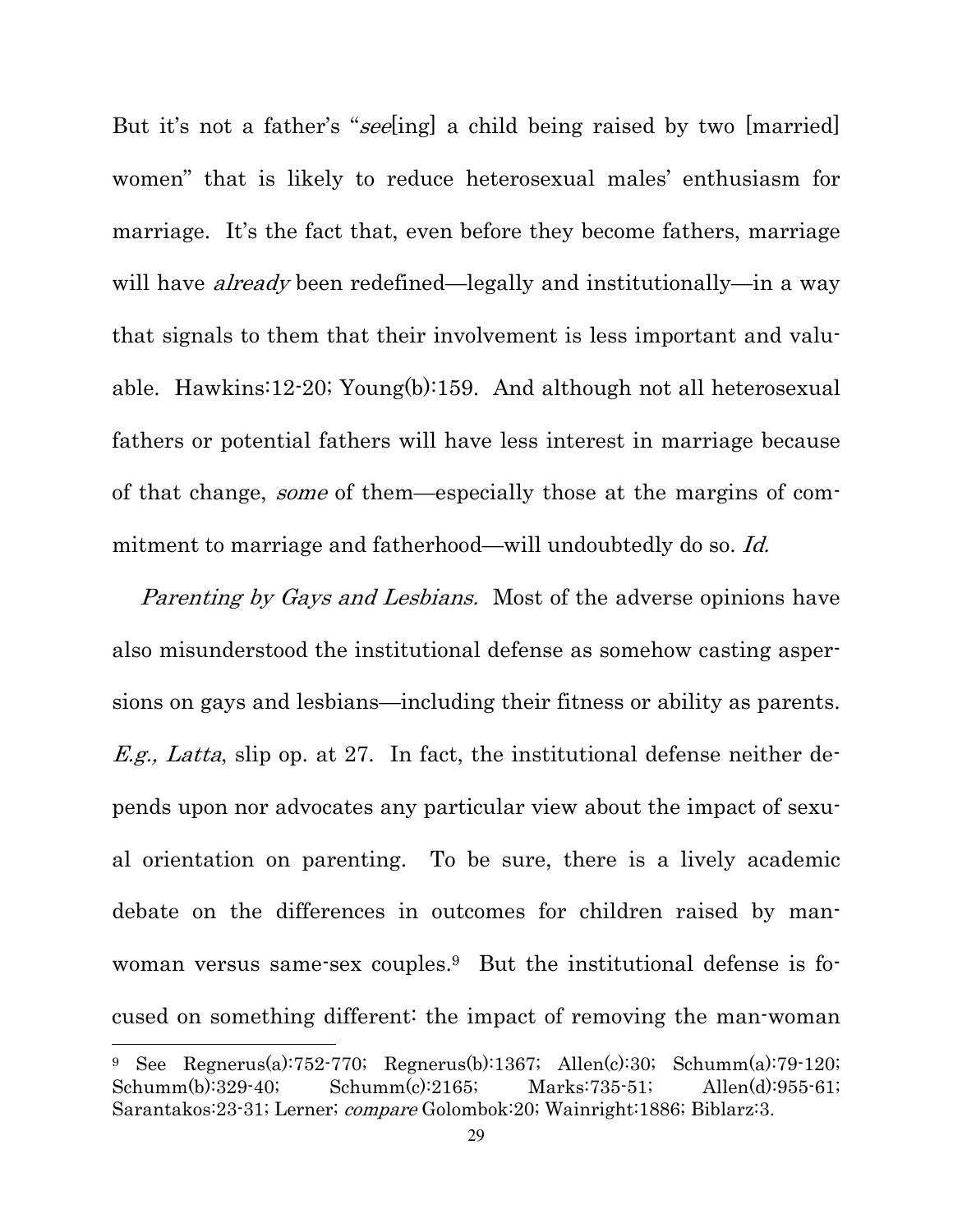But it's not a father's "*see*[ing] a child being raised by two [married] women" that is likely to reduce heterosexual males' enthusiasm for marriage. It's the fact that, even before they become fathers, marriage will have *already* been redefined—legally and institutionally—in a way that signals to them that their involvement is less important and valuable. Hawkins:12-20; Young(b):159. And although not all heterosexual fathers or potential fathers will have less interest in marriage because of that change, *some* of them—especially those at the margins of commitment to marriage and fatherhood—will undoubtedly do so. *Id.*

*Parenting by Gays and Lesbians.* Most of the adverse opinions have also misunderstood the institutional defense as somehow casting aspersions on gays and lesbians—including their fitness or ability as parents. *E.g., Latta*, slip op. at 27. In fact, the institutional defense neither depends upon nor advocates any particular view about the impact of sexual orientation on parenting. To be sure, there is a lively academic debate on the differences in outcomes for children raised by man-woman versus same-sex couples.[9] But the institutional defense is focused on something different: the impact of removing the man-woman

[9] See Regnerus(a):752-770; Regnerus(b):1367; Allen(c):30; Schumm(a):79-120; Schumm(b):329-40; Schumm(c):2165; Marks:735-51; Allen(d):955-61; Sarantakos:23-31; Lerner; *compare* Golombok:20; Wainright:1886; Biblarz:3.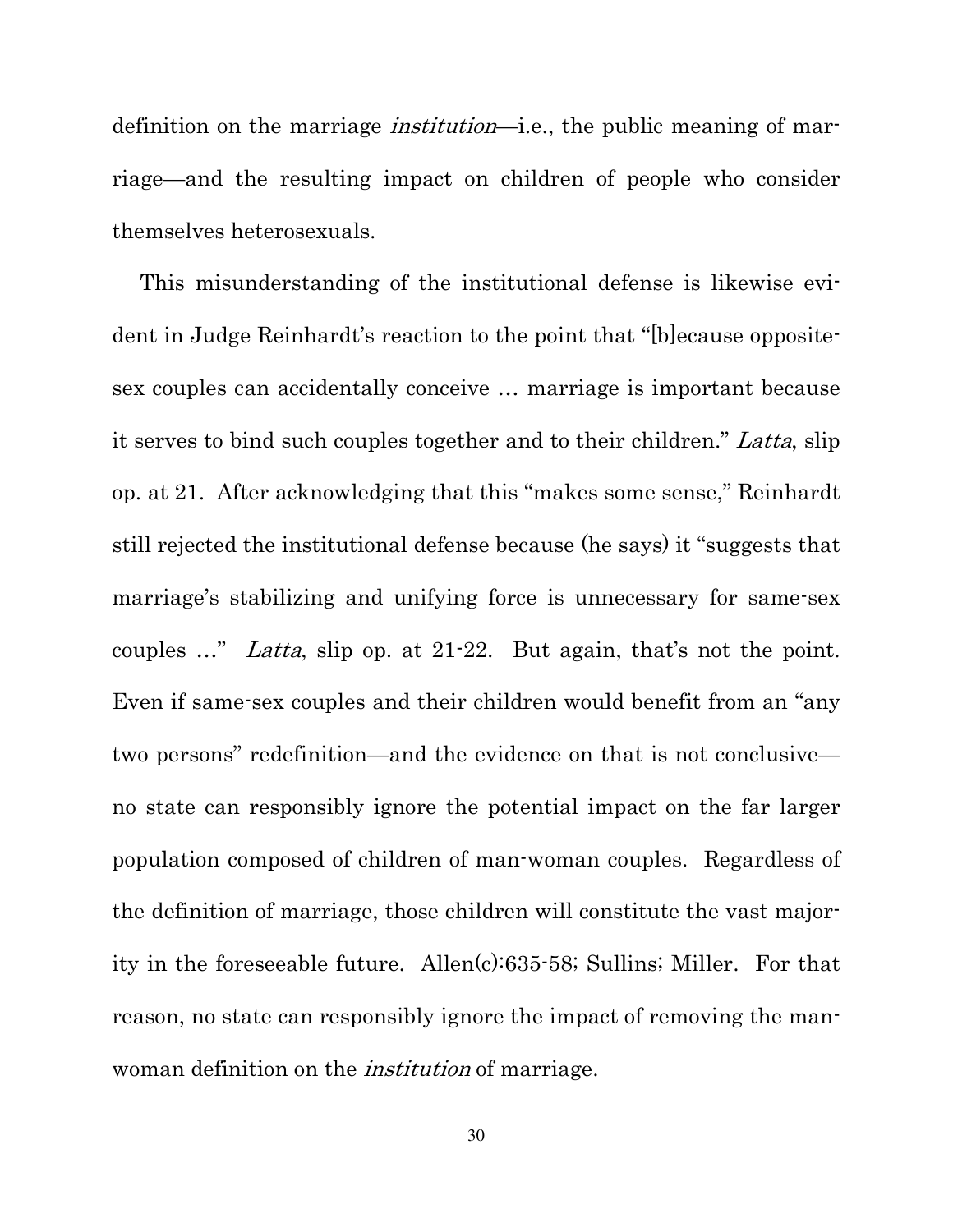definition on the marriage *institution*—i.e., the public meaning of marriage—and the resulting impact on children of people who consider themselves heterosexuals.

This misunderstanding of the institutional defense is likewise evident in Judge Reinhardt's reaction to the point that "[b]ecause opposite-sex couples can accidentally conceive … marriage is important because it serves to bind such couples together and to their children." *Latta*, slip op. at 21. After acknowledging that this "makes some sense," Reinhardt still rejected the institutional defense because (he says) it "suggests that marriage's stabilizing and unifying force is unnecessary for same-sex couples …" *Latta*, slip op. at 21-22. But again, that's not the point. Even if same-sex couples and their children would benefit from an "any two persons" redefinition—and the evidence on that is not conclusive—no state can responsibly ignore the potential impact on the far larger population composed of children of man-woman couples. Regardless of the definition of marriage, those children will constitute the vast majority in the foreseeable future. Allen(c):635-58; Sullins; Miller. For that reason, no state can responsibly ignore the impact of removing the man-woman definition on the *institution* of marriage.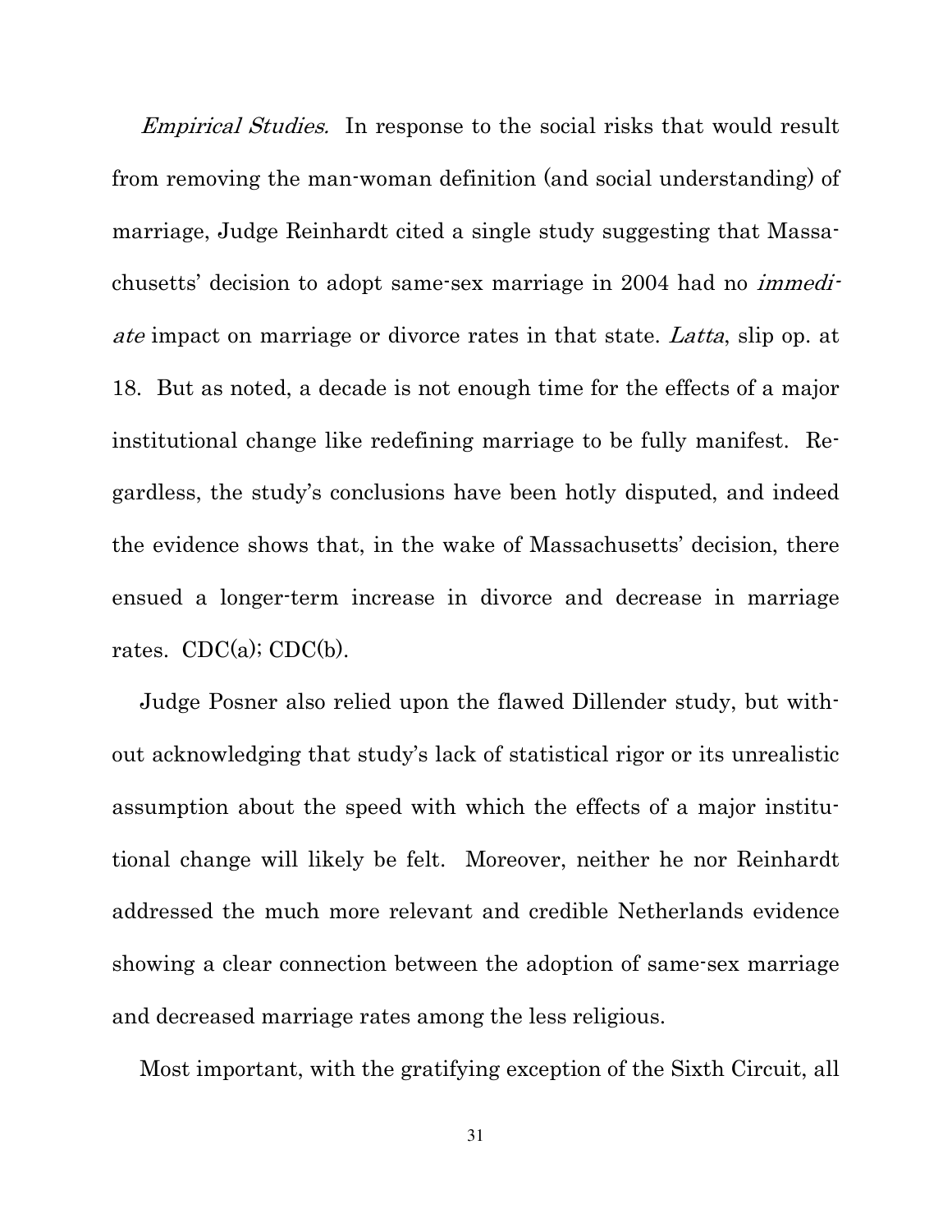*Empirical Studies.* In response to the social risks that would result from removing the man-woman definition (and social understanding) of marriage, Judge Reinhardt cited a single study suggesting that Massachusetts' decision to adopt same-sex marriage in 2004 had no *immediate* impact on marriage or divorce rates in that state. *Latta*, slip op. at 18. But as noted, a decade is not enough time for the effects of a major institutional change like redefining marriage to be fully manifest. Regardless, the study's conclusions have been hotly disputed, and indeed the evidence shows that, in the wake of Massachusetts' decision, there ensued a longer-term increase in divorce and decrease in marriage rates. CDC(a); CDC(b).

Judge Posner also relied upon the flawed Dillender study, but without acknowledging that study's lack of statistical rigor or its unrealistic assumption about the speed with which the effects of a major institutional change will likely be felt. Moreover, neither he nor Reinhardt addressed the much more relevant and credible Netherlands evidence showing a clear connection between the adoption of same-sex marriage and decreased marriage rates among the less religious.

Most important, with the gratifying exception of the Sixth Circuit, all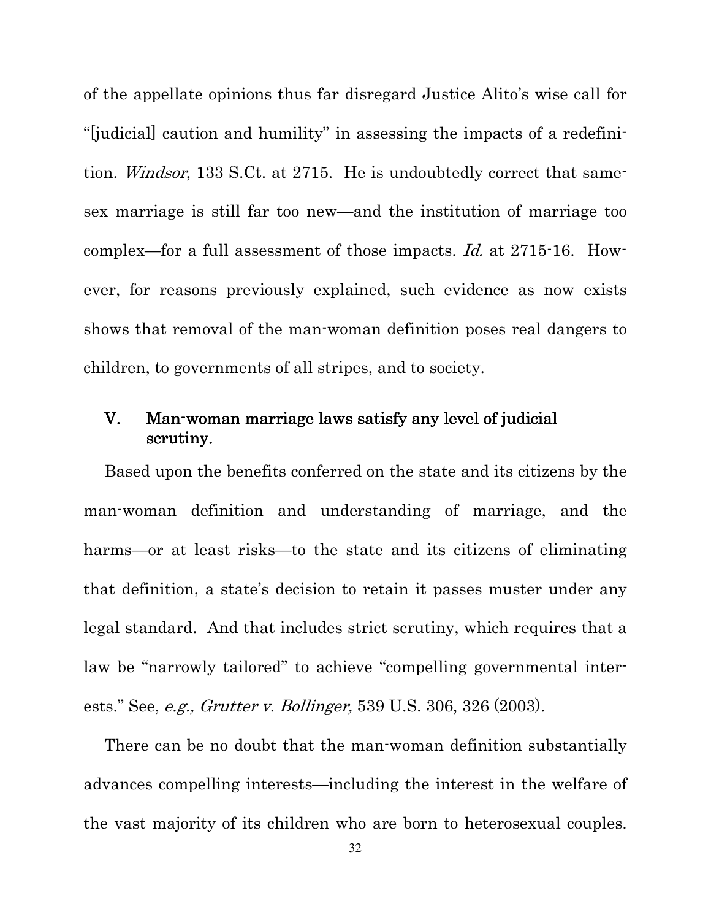of the appellate opinions thus far disregard Justice Alito's wise call for "[judicial] caution and humility" in assessing the impacts of a redefinition. *Windsor*, 133 S.Ct. at 2715. He is undoubtedly correct that same-sex marriage is still far too new—and the institution of marriage too complex—for a full assessment of those impacts. *Id.* at 2715-16. However, for reasons previously explained, such evidence as now exists shows that removal of the man-woman definition poses real dangers to children, to governments of all stripes, and to society.

## V. Man-woman marriage laws satisfy any level of judicial scrutiny.

Based upon the benefits conferred on the state and its citizens by the man-woman definition and understanding of marriage, and the harms—or at least risks—to the state and its citizens of eliminating that definition, a state's decision to retain it passes muster under any legal standard. And that includes strict scrutiny, which requires that a law be "narrowly tailored" to achieve "compelling governmental interests." See, *e.g., Grutter v. Bollinger,* 539 U.S. 306, 326 (2003).

There can be no doubt that the man-woman definition substantially advances compelling interests—including the interest in the welfare of the vast majority of its children who are born to heterosexual couples.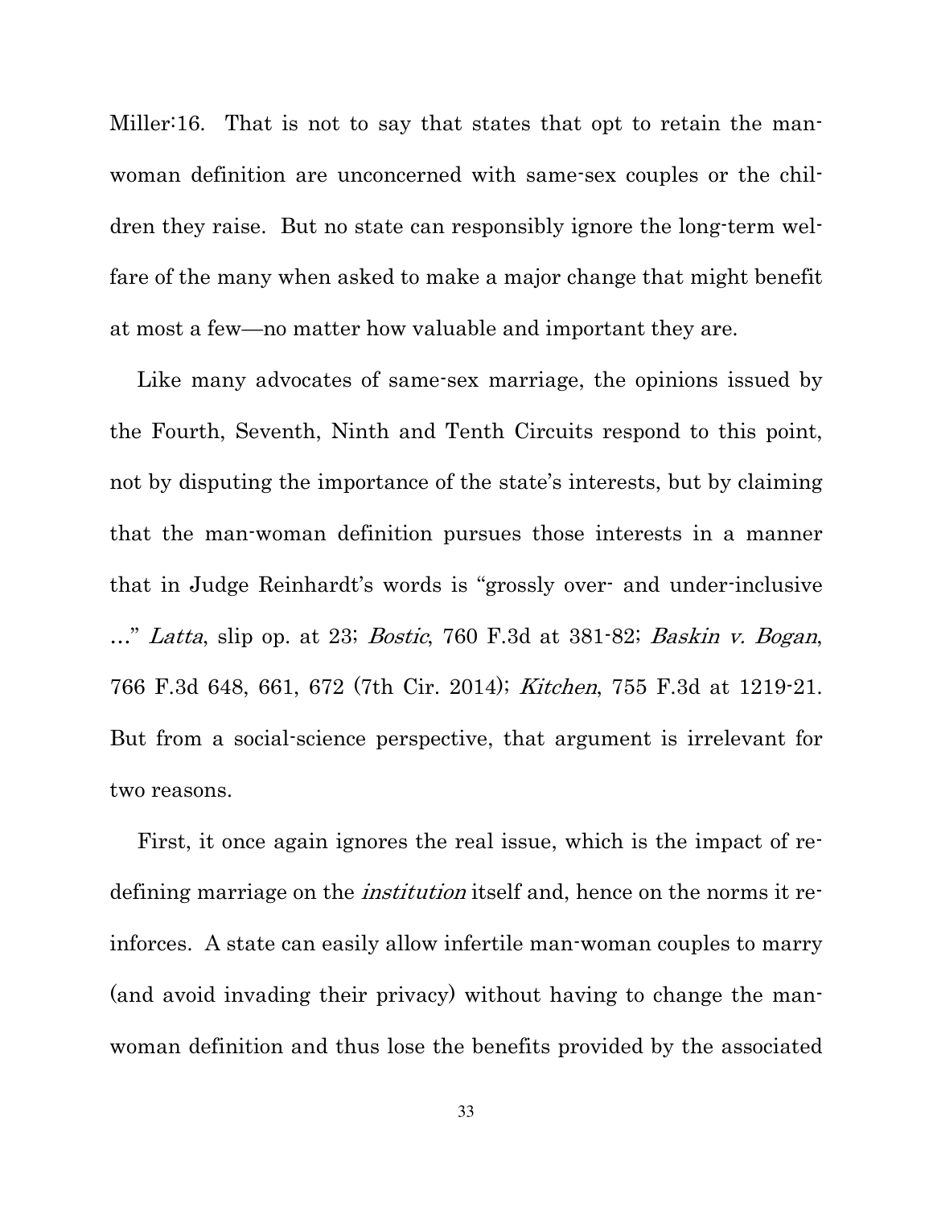Miller:16. That is not to say that states that opt to retain the man-woman definition are unconcerned with same-sex couples or the children they raise. But no state can responsibly ignore the long-term welfare of the many when asked to make a major change that might benefit at most a few—no matter how valuable and important they are.

Like many advocates of same-sex marriage, the opinions issued by the Fourth, Seventh, Ninth and Tenth Circuits respond to this point, not by disputing the importance of the state's interests, but by claiming that the man-woman definition pursues those interests in a manner that in Judge Reinhardt's words is "grossly over- and under-inclusive …" *Latta*, slip op. at 23; *Bostic*, 760 F.3d at 381-82; *Baskin v. Bogan*, 766 F.3d 648, 661, 672 (7th Cir. 2014); *Kitchen*, 755 F.3d at 1219-21. But from a social-science perspective, that argument is irrelevant for two reasons.

First, it once again ignores the real issue, which is the impact of redefining marriage on the *institution* itself and, hence on the norms it reinforces. A state can easily allow infertile man-woman couples to marry (and avoid invading their privacy) without having to change the man-woman definition and thus lose the benefits provided by the associated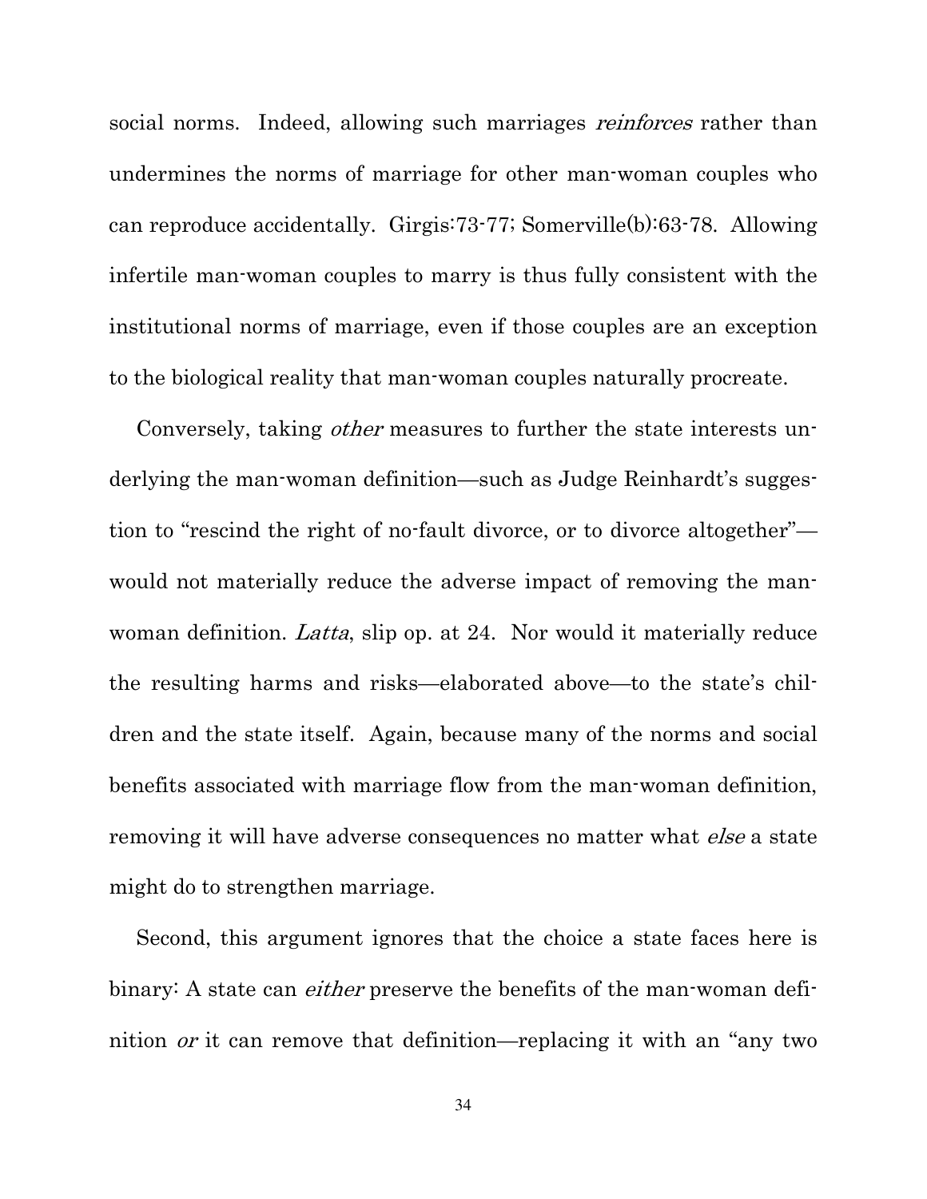social norms. Indeed, allowing such marriages *reinforces* rather than undermines the norms of marriage for other man-woman couples who can reproduce accidentally. Girgis:73-77; Somerville(b):63-78. Allowing infertile man-woman couples to marry is thus fully consistent with the institutional norms of marriage, even if those couples are an exception to the biological reality that man-woman couples naturally procreate.

Conversely, taking *other* measures to further the state interests underlying the man-woman definition—such as Judge Reinhardt's suggestion to "rescind the right of no-fault divorce, or to divorce altogether"—would not materially reduce the adverse impact of removing the man-woman definition. *Latta*, slip op. at 24. Nor would it materially reduce the resulting harms and risks—elaborated above—to the state's children and the state itself. Again, because many of the norms and social benefits associated with marriage flow from the man-woman definition, removing it will have adverse consequences no matter what *else* a state might do to strengthen marriage.

Second, this argument ignores that the choice a state faces here is binary: A state can *either* preserve the benefits of the man-woman definition *or* it can remove that definition—replacing it with an "any two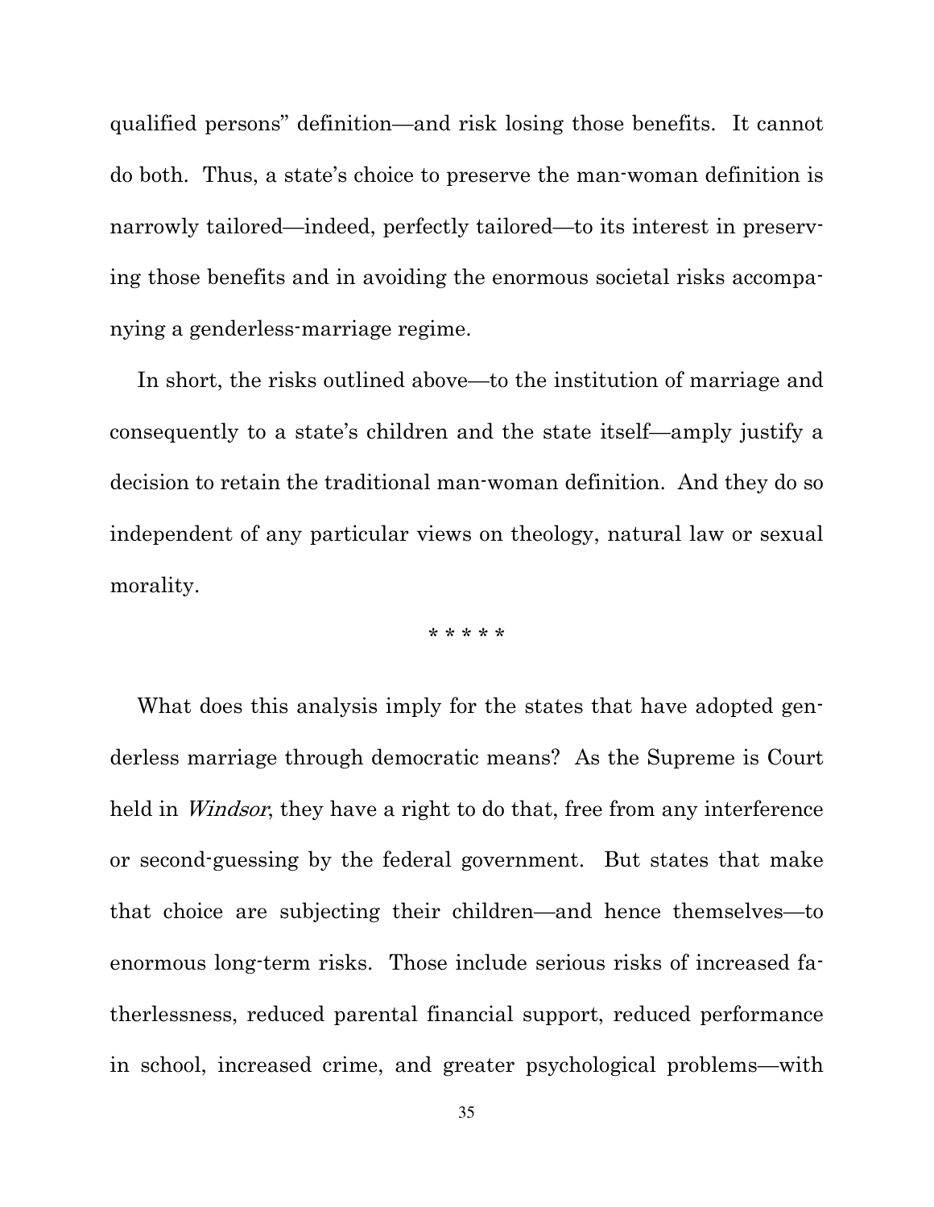qualified persons" definition—and risk losing those benefits. It cannot do both. Thus, a state's choice to preserve the man-woman definition is narrowly tailored—indeed, perfectly tailored—to its interest in preserving those benefits and in avoiding the enormous societal risks accompanying a genderless-marriage regime.

In short, the risks outlined above—to the institution of marriage and consequently to a state's children and the state itself—amply justify a decision to retain the traditional man-woman definition. And they do so independent of any particular views on theology, natural law or sexual morality.

\* \* \* \* \*

What does this analysis imply for the states that have adopted genderless marriage through democratic means? As the Supreme is Court held in *Windsor*, they have a right to do that, free from any interference or second-guessing by the federal government. But states that make that choice are subjecting their children—and hence themselves—to enormous long-term risks. Those include serious risks of increased fatherlessness, reduced parental financial support, reduced performance in school, increased crime, and greater psychological problems—with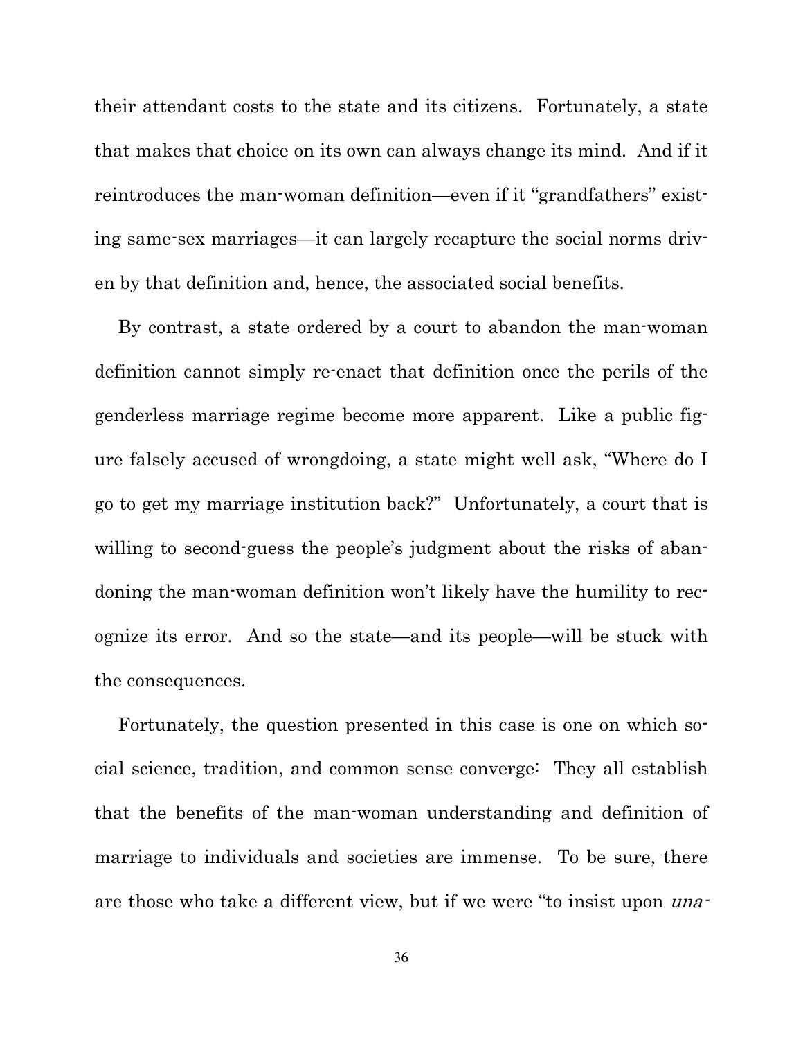their attendant costs to the state and its citizens. Fortunately, a state that makes that choice on its own can always change its mind. And if it reintroduces the man-woman definition—even if it "grandfathers" existing same-sex marriages—it can largely recapture the social norms driven by that definition and, hence, the associated social benefits.

By contrast, a state ordered by a court to abandon the man-woman definition cannot simply re-enact that definition once the perils of the genderless marriage regime become more apparent. Like a public figure falsely accused of wrongdoing, a state might well ask, "Where do I go to get my marriage institution back?" Unfortunately, a court that is willing to second-guess the people's judgment about the risks of abandoning the man-woman definition won't likely have the humility to recognize its error. And so the state—and its people—will be stuck with the consequences.

Fortunately, the question presented in this case is one on which social science, tradition, and common sense converge: They all establish that the benefits of the man-woman understanding and definition of marriage to individuals and societies are immense. To be sure, there are those who take a different view, but if we were "to insist upon *una-*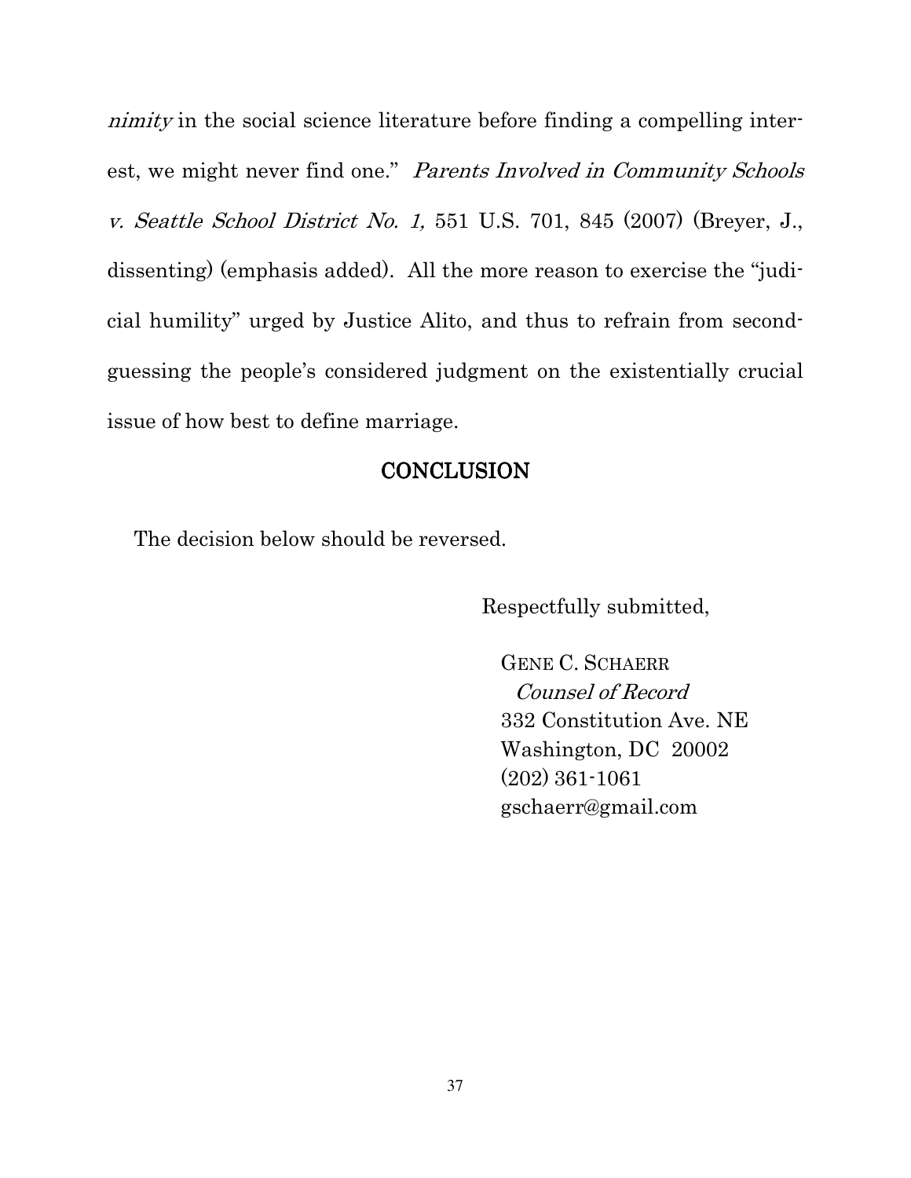*nimity* in the social science literature before finding a compelling interest, we might never find one." *Parents Involved in Community Schools v. Seattle School District No. 1,* 551 U.S. 701, 845 (2007) (Breyer, J., dissenting) (emphasis added). All the more reason to exercise the "judicial humility" urged by Justice Alito, and thus to refrain from second-guessing the people's considered judgment on the existentially crucial issue of how best to define marriage.

## CONCLUSION

The decision below should be reversed.

Respectfully submitted,

GENE C. SCHAERR
*Counsel of Record*
332 Constitution Ave. NE
Washington, DC 20002
(202) 361-1061
gschaerr@gmail.com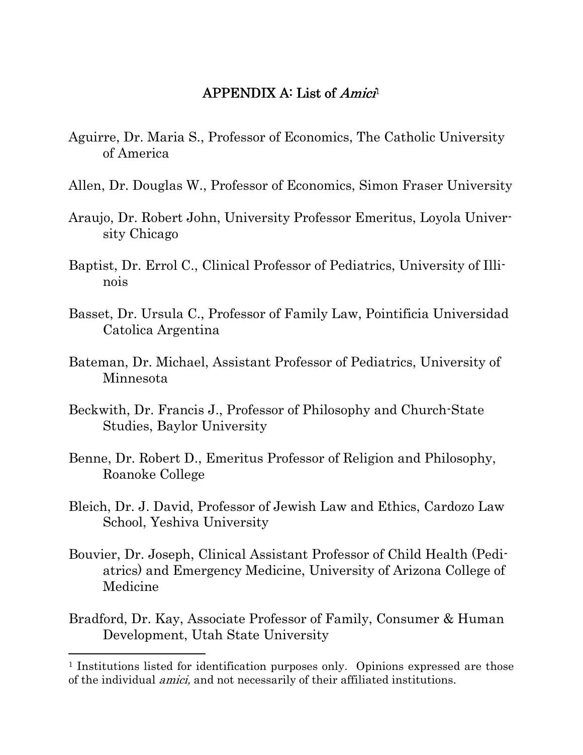## APPENDIX A: List of *Amici*[1]

Aguirre, Dr. Maria S., Professor of Economics, The Catholic University of America

Allen, Dr. Douglas W., Professor of Economics, Simon Fraser University

Araujo, Dr. Robert John, University Professor Emeritus, Loyola University Chicago

Baptist, Dr. Errol C., Clinical Professor of Pediatrics, University of Illinois

Basset, Dr. Ursula C., Professor of Family Law, Pointificia Universidad Catolica Argentina

Bateman, Dr. Michael, Assistant Professor of Pediatrics, University of Minnesota

Beckwith, Dr. Francis J., Professor of Philosophy and Church-State Studies, Baylor University

Benne, Dr. Robert D., Emeritus Professor of Religion and Philosophy, Roanoke College

Bleich, Dr. J. David, Professor of Jewish Law and Ethics, Cardozo Law School, Yeshiva University

Bouvier, Dr. Joseph, Clinical Assistant Professor of Child Health (Pediatrics) and Emergency Medicine, University of Arizona College of Medicine

Bradford, Dr. Kay, Associate Professor of Family, Consumer & Human Development, Utah State University

---

[1] Institutions listed for identification purposes only. Opinions expressed are those of the individual *amici,* and not necessarily of their affiliated institutions.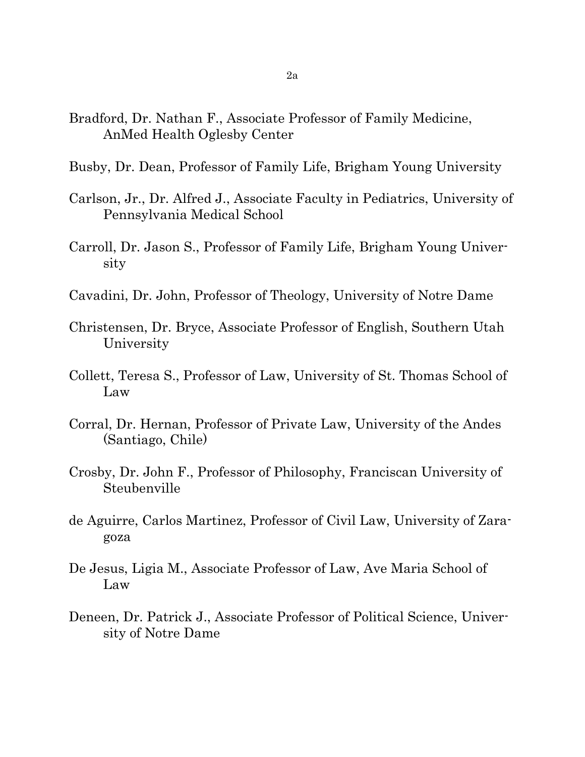Bradford, Dr. Nathan F., Associate Professor of Family Medicine, AnMed Health Oglesby Center

Busby, Dr. Dean, Professor of Family Life, Brigham Young University

Carlson, Jr., Dr. Alfred J., Associate Faculty in Pediatrics, University of Pennsylvania Medical School

Carroll, Dr. Jason S., Professor of Family Life, Brigham Young University

Cavadini, Dr. John, Professor of Theology, University of Notre Dame

Christensen, Dr. Bryce, Associate Professor of English, Southern Utah University

Collett, Teresa S., Professor of Law, University of St. Thomas School of Law

Corral, Dr. Hernan, Professor of Private Law, University of the Andes (Santiago, Chile)

Crosby, Dr. John F., Professor of Philosophy, Franciscan University of Steubenville

de Aguirre, Carlos Martinez, Professor of Civil Law, University of Zaragoza

De Jesus, Ligia M., Associate Professor of Law, Ave Maria School of Law

Deneen, Dr. Patrick J., Associate Professor of Political Science, University of Notre Dame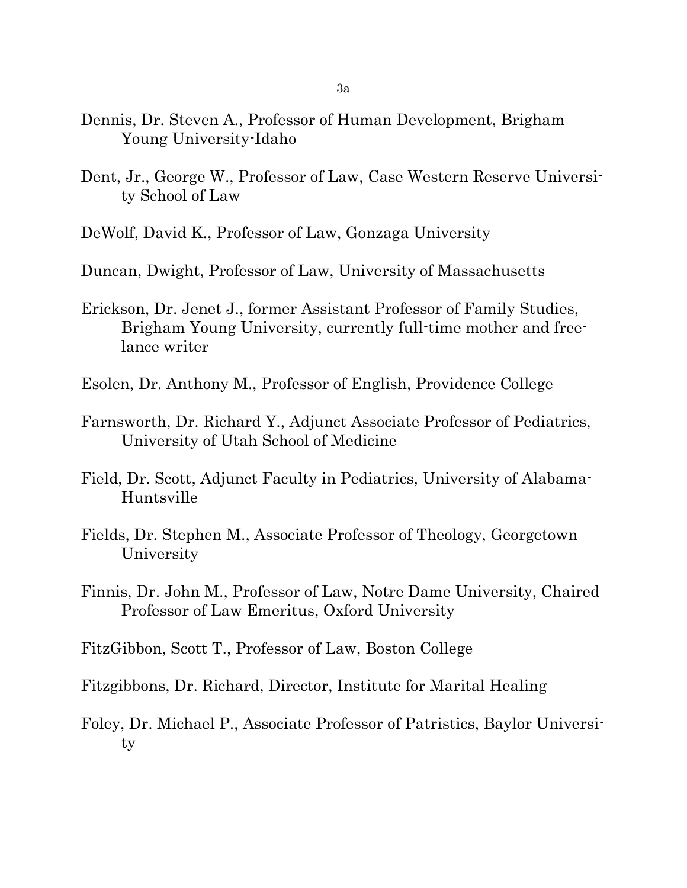Dennis, Dr. Steven A., Professor of Human Development, Brigham Young University-Idaho

Dent, Jr., George W., Professor of Law, Case Western Reserve University School of Law

DeWolf, David K., Professor of Law, Gonzaga University

Duncan, Dwight, Professor of Law, University of Massachusetts

Erickson, Dr. Jenet J., former Assistant Professor of Family Studies, Brigham Young University, currently full-time mother and freelance writer

Esolen, Dr. Anthony M., Professor of English, Providence College

Farnsworth, Dr. Richard Y., Adjunct Associate Professor of Pediatrics, University of Utah School of Medicine

Field, Dr. Scott, Adjunct Faculty in Pediatrics, University of Alabama-Huntsville

Fields, Dr. Stephen M., Associate Professor of Theology, Georgetown University

Finnis, Dr. John M., Professor of Law, Notre Dame University, Chaired Professor of Law Emeritus, Oxford University

FitzGibbon, Scott T., Professor of Law, Boston College

Fitzgibbons, Dr. Richard, Director, Institute for Marital Healing

Foley, Dr. Michael P., Associate Professor of Patristics, Baylor University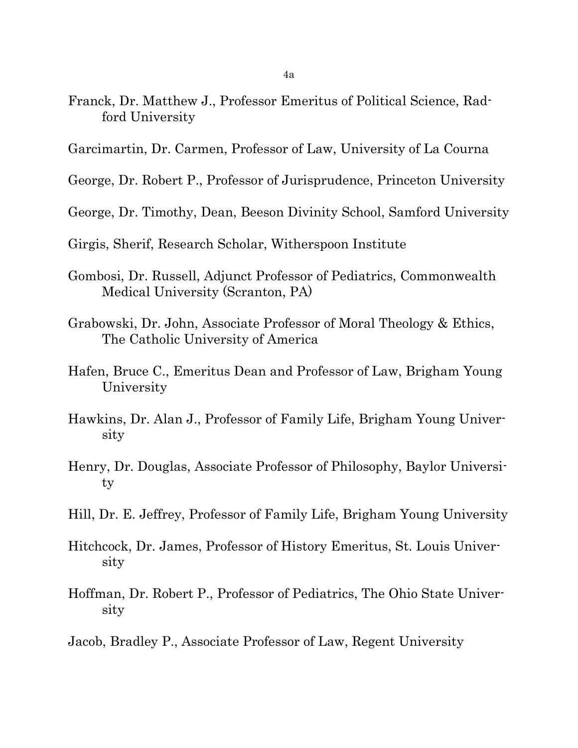Franck, Dr. Matthew J., Professor Emeritus of Political Science, Radford University

Garcimartin, Dr. Carmen, Professor of Law, University of La Courna

George, Dr. Robert P., Professor of Jurisprudence, Princeton University

George, Dr. Timothy, Dean, Beeson Divinity School, Samford University

Girgis, Sherif, Research Scholar, Witherspoon Institute

Gombosi, Dr. Russell, Adjunct Professor of Pediatrics, Commonwealth Medical University (Scranton, PA)

Grabowski, Dr. John, Associate Professor of Moral Theology & Ethics, The Catholic University of America

Hafen, Bruce C., Emeritus Dean and Professor of Law, Brigham Young University

Hawkins, Dr. Alan J., Professor of Family Life, Brigham Young University

Henry, Dr. Douglas, Associate Professor of Philosophy, Baylor University

Hill, Dr. E. Jeffrey, Professor of Family Life, Brigham Young University

Hitchcock, Dr. James, Professor of History Emeritus, St. Louis University

Hoffman, Dr. Robert P., Professor of Pediatrics, The Ohio State University

Jacob, Bradley P., Associate Professor of Law, Regent University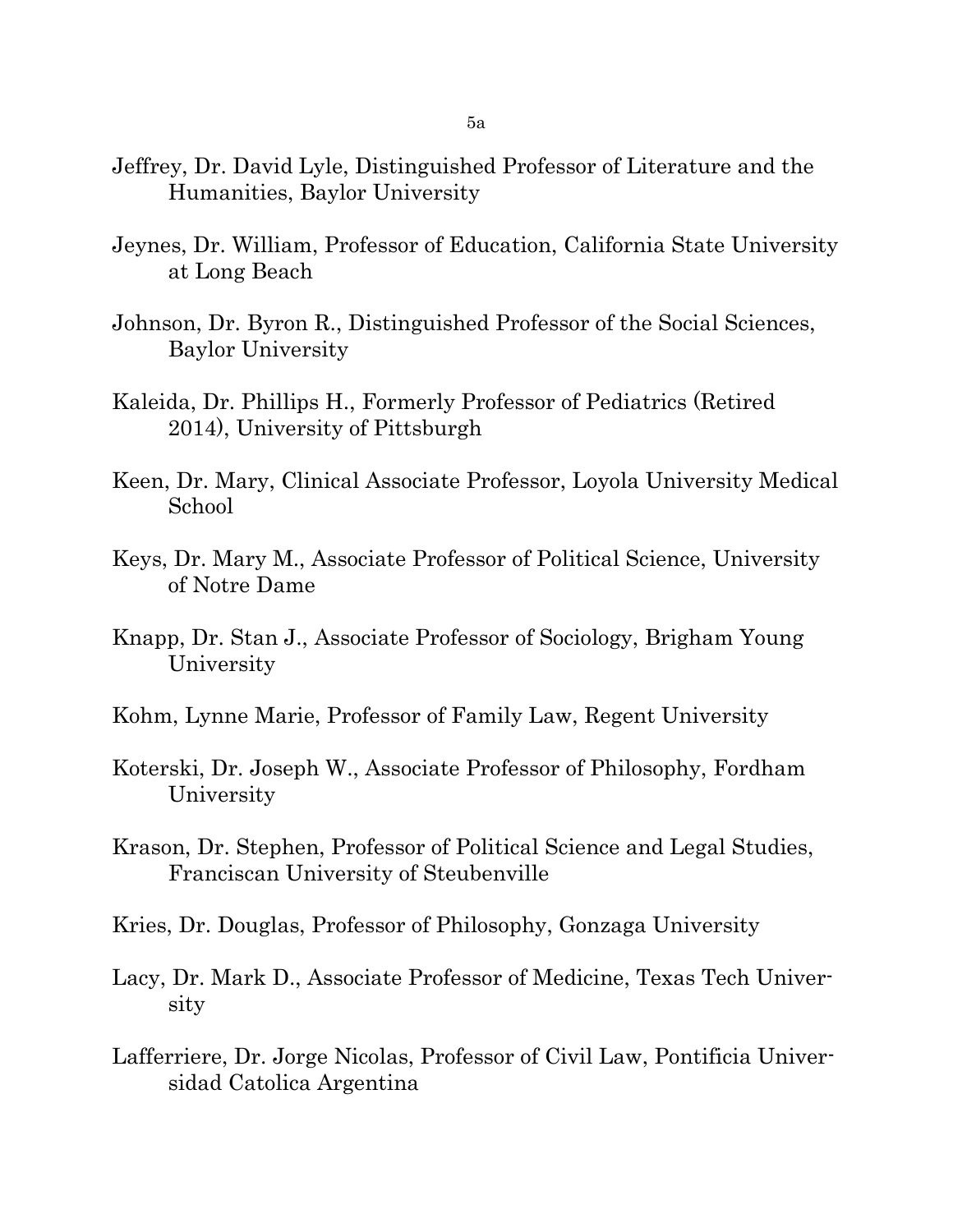Jeffrey, Dr. David Lyle, Distinguished Professor of Literature and the Humanities, Baylor University

Jeynes, Dr. William, Professor of Education, California State University at Long Beach

Johnson, Dr. Byron R., Distinguished Professor of the Social Sciences, Baylor University

Kaleida, Dr. Phillips H., Formerly Professor of Pediatrics (Retired 2014), University of Pittsburgh

Keen, Dr. Mary, Clinical Associate Professor, Loyola University Medical School

Keys, Dr. Mary M., Associate Professor of Political Science, University of Notre Dame

Knapp, Dr. Stan J., Associate Professor of Sociology, Brigham Young University

Kohm, Lynne Marie, Professor of Family Law, Regent University

Koterski, Dr. Joseph W., Associate Professor of Philosophy, Fordham University

Krason, Dr. Stephen, Professor of Political Science and Legal Studies, Franciscan University of Steubenville

Kries, Dr. Douglas, Professor of Philosophy, Gonzaga University

Lacy, Dr. Mark D., Associate Professor of Medicine, Texas Tech University

Lafferriere, Dr. Jorge Nicolas, Professor of Civil Law, Pontificia Universidad Catolica Argentina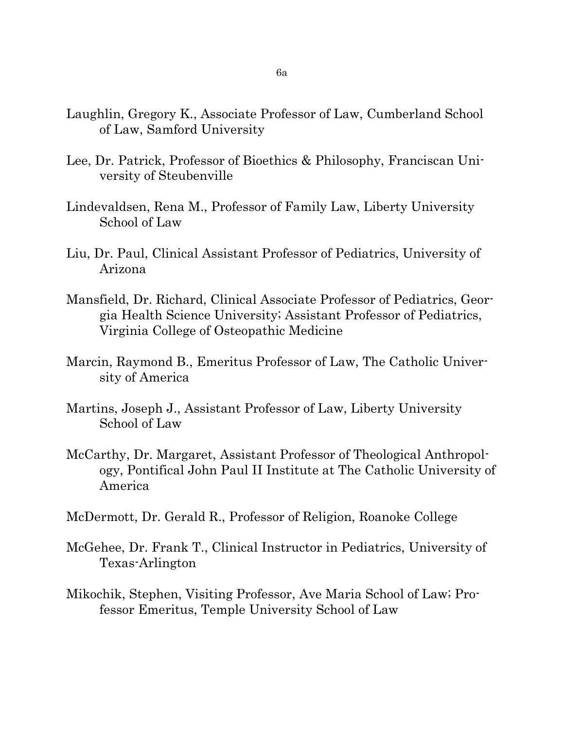Laughlin, Gregory K., Associate Professor of Law, Cumberland School of Law, Samford University

Lee, Dr. Patrick, Professor of Bioethics & Philosophy, Franciscan University of Steubenville

Lindevaldsen, Rena M., Professor of Family Law, Liberty University School of Law

Liu, Dr. Paul, Clinical Assistant Professor of Pediatrics, University of Arizona

Mansfield, Dr. Richard, Clinical Associate Professor of Pediatrics, Georgia Health Science University; Assistant Professor of Pediatrics, Virginia College of Osteopathic Medicine

Marcin, Raymond B., Emeritus Professor of Law, The Catholic University of America

Martins, Joseph J., Assistant Professor of Law, Liberty University School of Law

McCarthy, Dr. Margaret, Assistant Professor of Theological Anthropology, Pontifical John Paul II Institute at The Catholic University of America

McDermott, Dr. Gerald R., Professor of Religion, Roanoke College

McGehee, Dr. Frank T., Clinical Instructor in Pediatrics, University of Texas-Arlington

Mikochik, Stephen, Visiting Professor, Ave Maria School of Law; Professor Emeritus, Temple University School of Law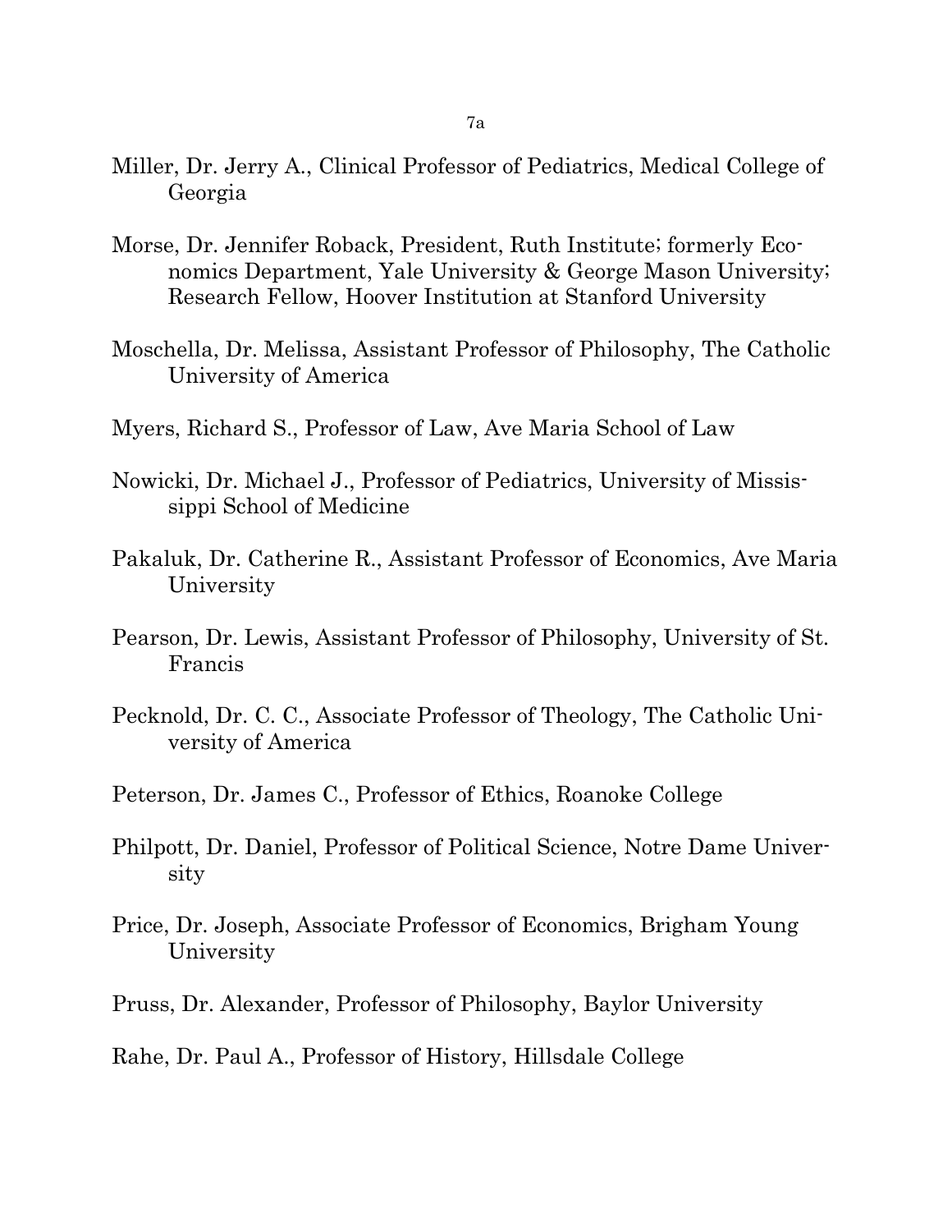Miller, Dr. Jerry A., Clinical Professor of Pediatrics, Medical College of Georgia

Morse, Dr. Jennifer Roback, President, Ruth Institute; formerly Economics Department, Yale University & George Mason University; Research Fellow, Hoover Institution at Stanford University

Moschella, Dr. Melissa, Assistant Professor of Philosophy, The Catholic University of America

Myers, Richard S., Professor of Law, Ave Maria School of Law

Nowicki, Dr. Michael J., Professor of Pediatrics, University of Mississippi School of Medicine

Pakaluk, Dr. Catherine R., Assistant Professor of Economics, Ave Maria University

Pearson, Dr. Lewis, Assistant Professor of Philosophy, University of St. Francis

Pecknold, Dr. C. C., Associate Professor of Theology, The Catholic University of America

Peterson, Dr. James C., Professor of Ethics, Roanoke College

Philpott, Dr. Daniel, Professor of Political Science, Notre Dame University

Price, Dr. Joseph, Associate Professor of Economics, Brigham Young University

Pruss, Dr. Alexander, Professor of Philosophy, Baylor University

Rahe, Dr. Paul A., Professor of History, Hillsdale College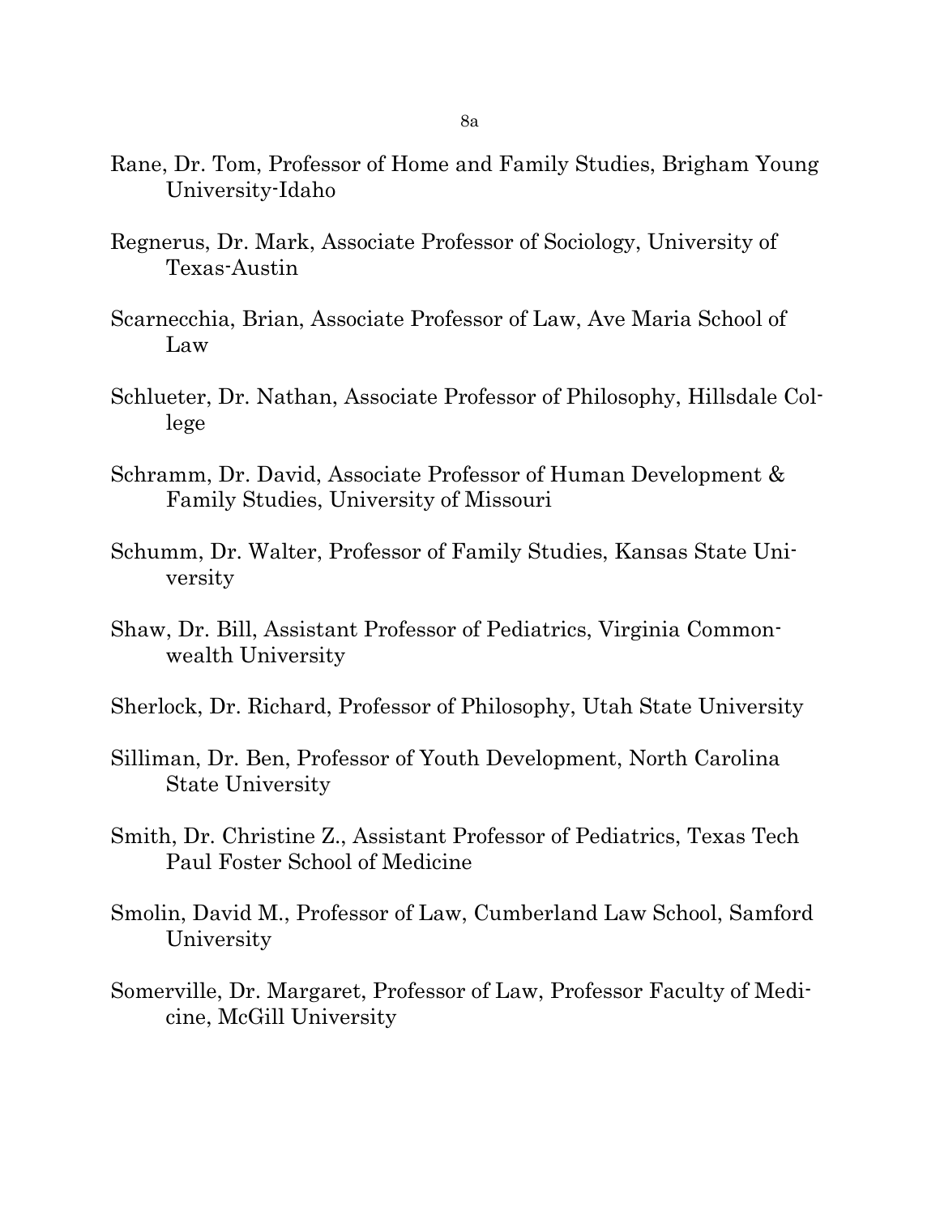Rane, Dr. Tom, Professor of Home and Family Studies, Brigham Young University-Idaho

Regnerus, Dr. Mark, Associate Professor of Sociology, University of Texas-Austin

Scarnecchia, Brian, Associate Professor of Law, Ave Maria School of Law

Schlueter, Dr. Nathan, Associate Professor of Philosophy, Hillsdale College

Schramm, Dr. David, Associate Professor of Human Development & Family Studies, University of Missouri

Schumm, Dr. Walter, Professor of Family Studies, Kansas State University

Shaw, Dr. Bill, Assistant Professor of Pediatrics, Virginia Commonwealth University

Sherlock, Dr. Richard, Professor of Philosophy, Utah State University

Silliman, Dr. Ben, Professor of Youth Development, North Carolina State University

Smith, Dr. Christine Z., Assistant Professor of Pediatrics, Texas Tech Paul Foster School of Medicine

Smolin, David M., Professor of Law, Cumberland Law School, Samford University

Somerville, Dr. Margaret, Professor of Law, Professor Faculty of Medicine, McGill University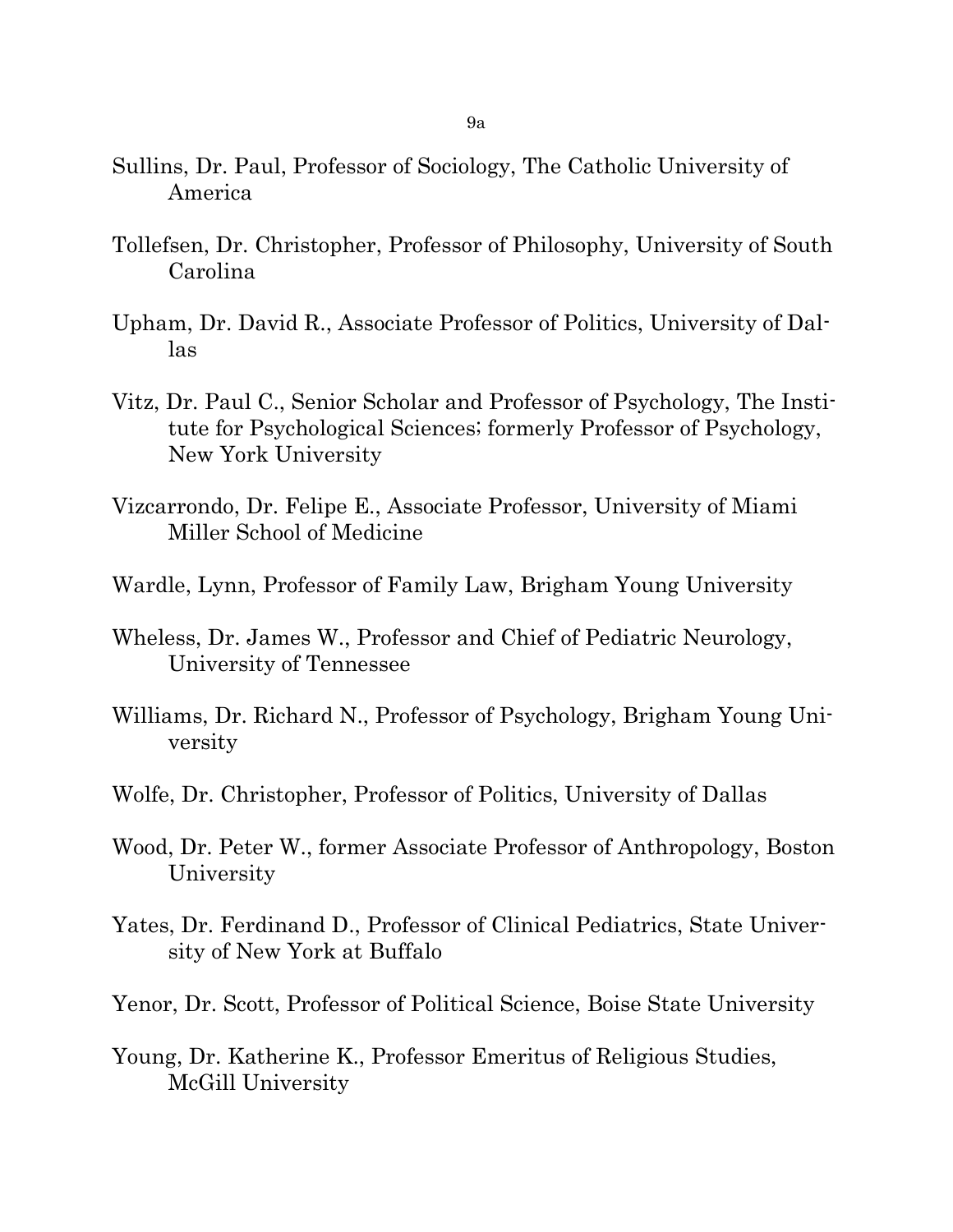Sullins, Dr. Paul, Professor of Sociology, The Catholic University of America

Tollefsen, Dr. Christopher, Professor of Philosophy, University of South Carolina

Upham, Dr. David R., Associate Professor of Politics, University of Dallas

Vitz, Dr. Paul C., Senior Scholar and Professor of Psychology, The Institute for Psychological Sciences; formerly Professor of Psychology, New York University

Vizcarrondo, Dr. Felipe E., Associate Professor, University of Miami Miller School of Medicine

Wardle, Lynn, Professor of Family Law, Brigham Young University

Wheless, Dr. James W., Professor and Chief of Pediatric Neurology, University of Tennessee

Williams, Dr. Richard N., Professor of Psychology, Brigham Young University

Wolfe, Dr. Christopher, Professor of Politics, University of Dallas

Wood, Dr. Peter W., former Associate Professor of Anthropology, Boston University

Yates, Dr. Ferdinand D., Professor of Clinical Pediatrics, State University of New York at Buffalo

Yenor, Dr. Scott, Professor of Political Science, Boise State University

Young, Dr. Katherine K., Professor Emeritus of Religious Studies, McGill University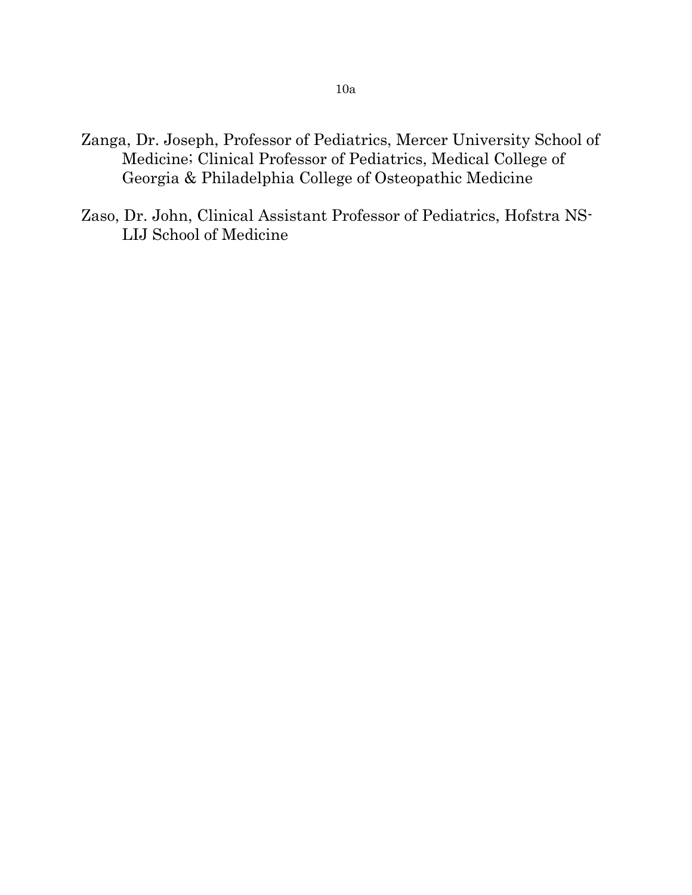Zanga, Dr. Joseph, Professor of Pediatrics, Mercer University School of Medicine; Clinical Professor of Pediatrics, Medical College of Georgia & Philadelphia College of Osteopathic Medicine

Zaso, Dr. John, Clinical Assistant Professor of Pediatrics, Hofstra NS-LIJ School of Medicine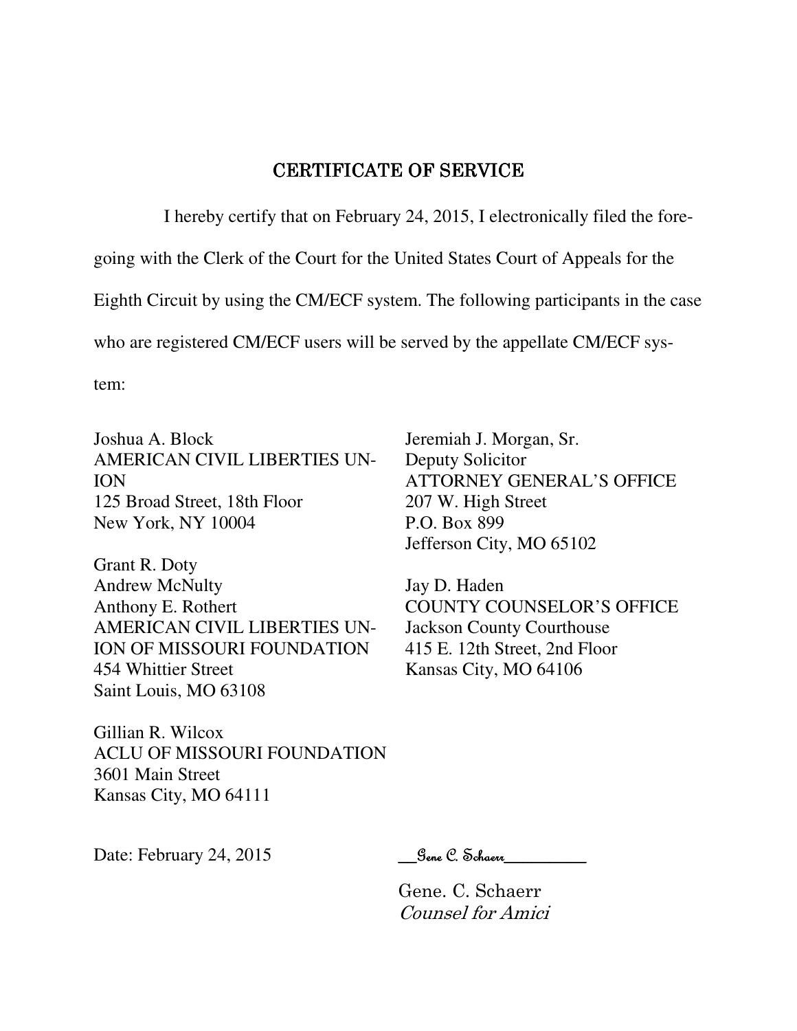# CERTIFICATE OF SERVICE

I hereby certify that on February 24, 2015, I electronically filed the foregoing with the Clerk of the Court for the United States Court of Appeals for the Eighth Circuit by using the CM/ECF system. The following participants in the case who are registered CM/ECF users will be served by the appellate CM/ECF system:

Joshua A. Block  
AMERICAN CIVIL LIBERTIES UNION  
125 Broad Street, 18th Floor  
New York, NY 10004

Grant R. Doty  
Andrew McNulty  
Anthony E. Rothert  
AMERICAN CIVIL LIBERTIES UNION OF MISSOURI FOUNDATION  
454 Whittier Street  
Saint Louis, MO 63108

Gillian R. Wilcox  
ACLU OF MISSOURI FOUNDATION  
3601 Main Street  
Kansas City, MO 64111

Jeremiah J. Morgan, Sr.  
Deputy Solicitor  
ATTORNEY GENERAL'S OFFICE  
207 W. High Street  
P.O. Box 899  
Jefferson City, MO 65102

Jay D. Haden  
COUNTY COUNSELOR'S OFFICE  
Jackson County Courthouse  
415 E. 12th Street, 2nd Floor  
Kansas City, MO 64106

Date: February 24, 2015

__Gene C. Schaerr__________

Gene. C. Schaerr  
*Counsel for Amici*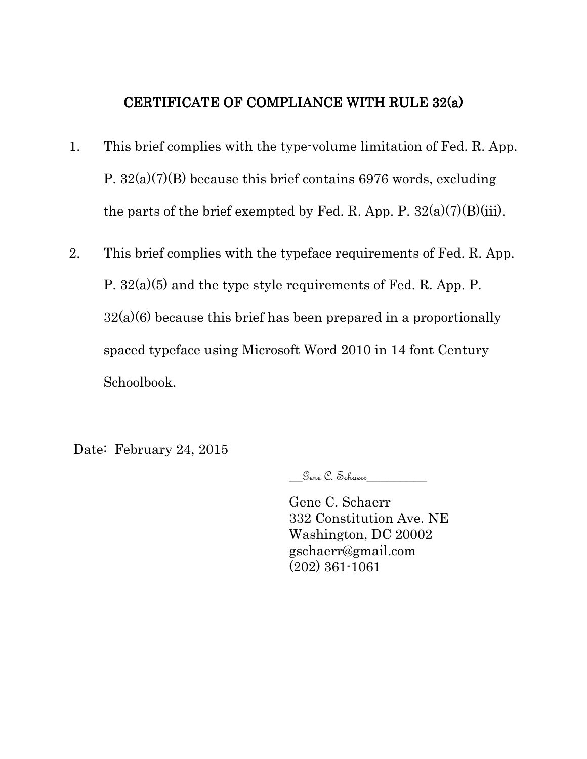## CERTIFICATE OF COMPLIANCE WITH RULE 32(a)

1. This brief complies with the type-volume limitation of Fed. R. App. P. 32(a)(7)(B) because this brief contains 6976 words, excluding the parts of the brief exempted by Fed. R. App. P. 32(a)(7)(B)(iii).

2. This brief complies with the typeface requirements of Fed. R. App. P. 32(a)(5) and the type style requirements of Fed. R. App. P. 32(a)(6) because this brief has been prepared in a proportionally spaced typeface using Microsoft Word 2010 in 14 font Century Schoolbook.

Date: February 24, 2015

__*Gene C. Schaerr*__________

Gene C. Schaerr
332 Constitution Ave. NE
Washington, DC 20002
gschaerr@gmail.com
(202) 361-1061